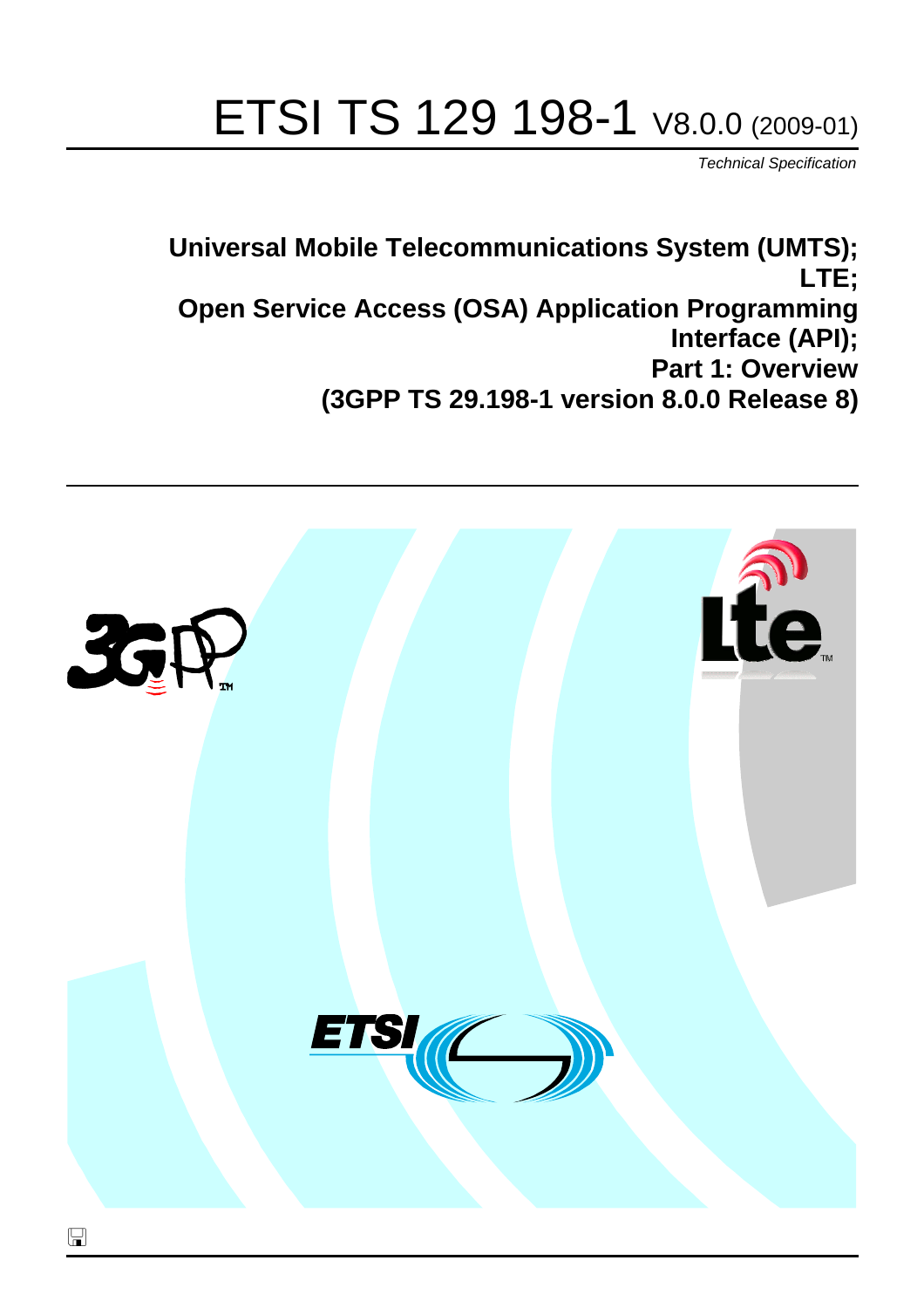# ETSI TS 129 198-1 V8.0.0 (2009-01)

*Technical Specification*

**Universal Mobile Telecommunications System (UMTS); LTE; Open Service Access (OSA) Application Programming Interface (API); Part 1: Overview (3GPP TS 29.198-1 version 8.0.0 Release 8)**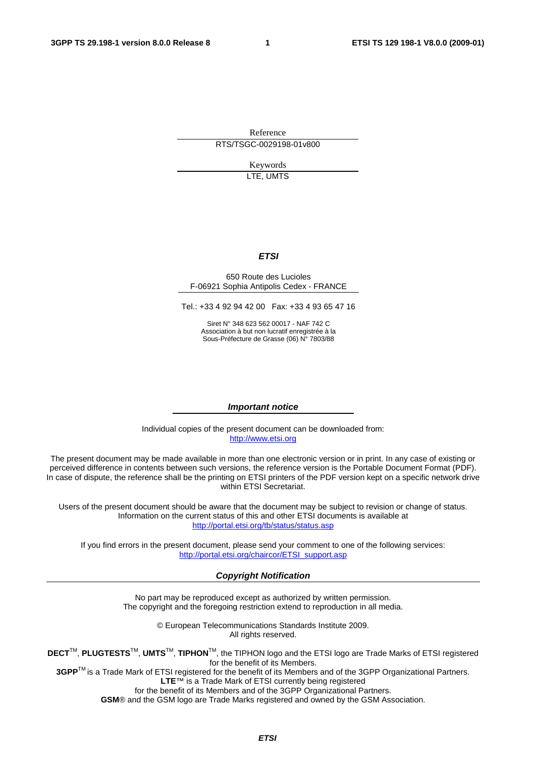Reference

RTS/TSGC-0029198-01v800

Keywords

LTE, UMTS

***ETSI***

650 Route des Lucioles
F-06921 Sophia Antipolis Cedex - FRANCE

Tel.: +33 4 92 94 42 00   Fax: +33 4 93 65 47 16

Siret N° 348 623 562 00017 - NAF 742 C
Association à but non lucratif enregistrée à la
Sous-Préfecture de Grasse (06) N° 7803/88

***Important notice***

Individual copies of the present document can be downloaded from:
http://www.etsi.org

The present document may be made available in more than one electronic version or in print. In any case of existing or perceived difference in contents between such versions, the reference version is the Portable Document Format (PDF). In case of dispute, the reference shall be the printing on ETSI printers of the PDF version kept on a specific network drive within ETSI Secretariat.

Users of the present document should be aware that the document may be subject to revision or change of status. Information on the current status of this and other ETSI documents is available at
http://portal.etsi.org/tb/status/status.asp

If you find errors in the present document, please send your comment to one of the following services:
http://portal.etsi.org/chaircor/ETSI_support.asp

***Copyright Notification***

No part may be reproduced except as authorized by written permission.
The copyright and the foregoing restriction extend to reproduction in all media.

© European Telecommunications Standards Institute 2009.
All rights reserved.

**DECT**™, **PLUGTESTS**™, **UMTS**™, **TIPHON**™, the TIPHON logo and the ETSI logo are Trade Marks of ETSI registered for the benefit of its Members.
**3GPP**™ is a Trade Mark of ETSI registered for the benefit of its Members and of the 3GPP Organizational Partners.
**LTE**™ is a Trade Mark of ETSI currently being registered
for the benefit of its Members and of the 3GPP Organizational Partners.
**GSM**® and the GSM logo are Trade Marks registered and owned by the GSM Association.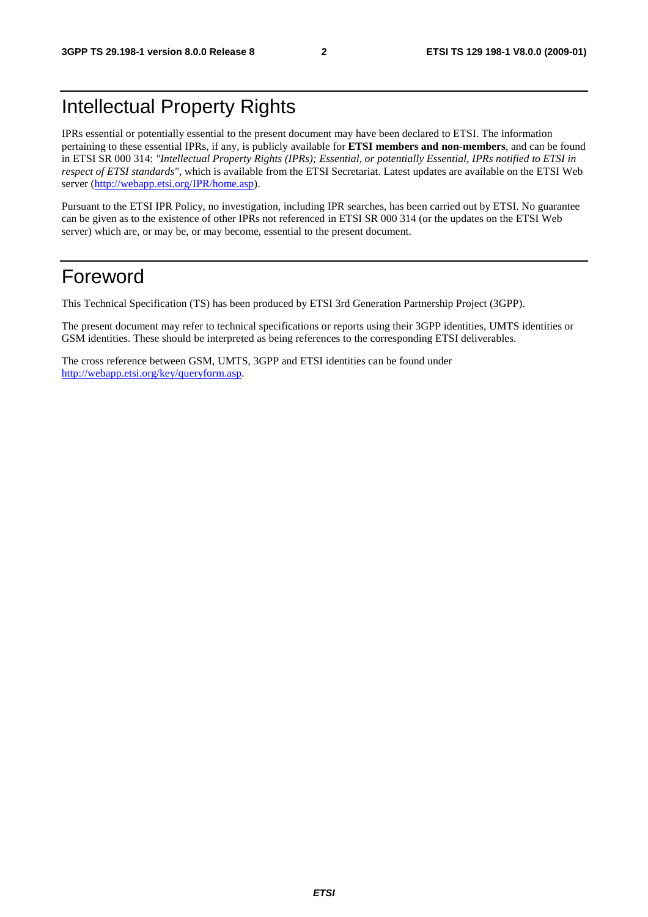# Intellectual Property Rights

IPRs essential or potentially essential to the present document may have been declared to ETSI. The information pertaining to these essential IPRs, if any, is publicly available for **ETSI members and non-members**, and can be found in ETSI SR 000 314: *"Intellectual Property Rights (IPRs); Essential, or potentially Essential, IPRs notified to ETSI in respect of ETSI standards"*, which is available from the ETSI Secretariat. Latest updates are available on the ETSI Web server (http://webapp.etsi.org/IPR/home.asp).

Pursuant to the ETSI IPR Policy, no investigation, including IPR searches, has been carried out by ETSI. No guarantee can be given as to the existence of other IPRs not referenced in ETSI SR 000 314 (or the updates on the ETSI Web server) which are, or may be, or may become, essential to the present document.

# Foreword

This Technical Specification (TS) has been produced by ETSI 3rd Generation Partnership Project (3GPP).

The present document may refer to technical specifications or reports using their 3GPP identities, UMTS identities or GSM identities. These should be interpreted as being references to the corresponding ETSI deliverables.

The cross reference between GSM, UMTS, 3GPP and ETSI identities can be found under http://webapp.etsi.org/key/queryform.asp.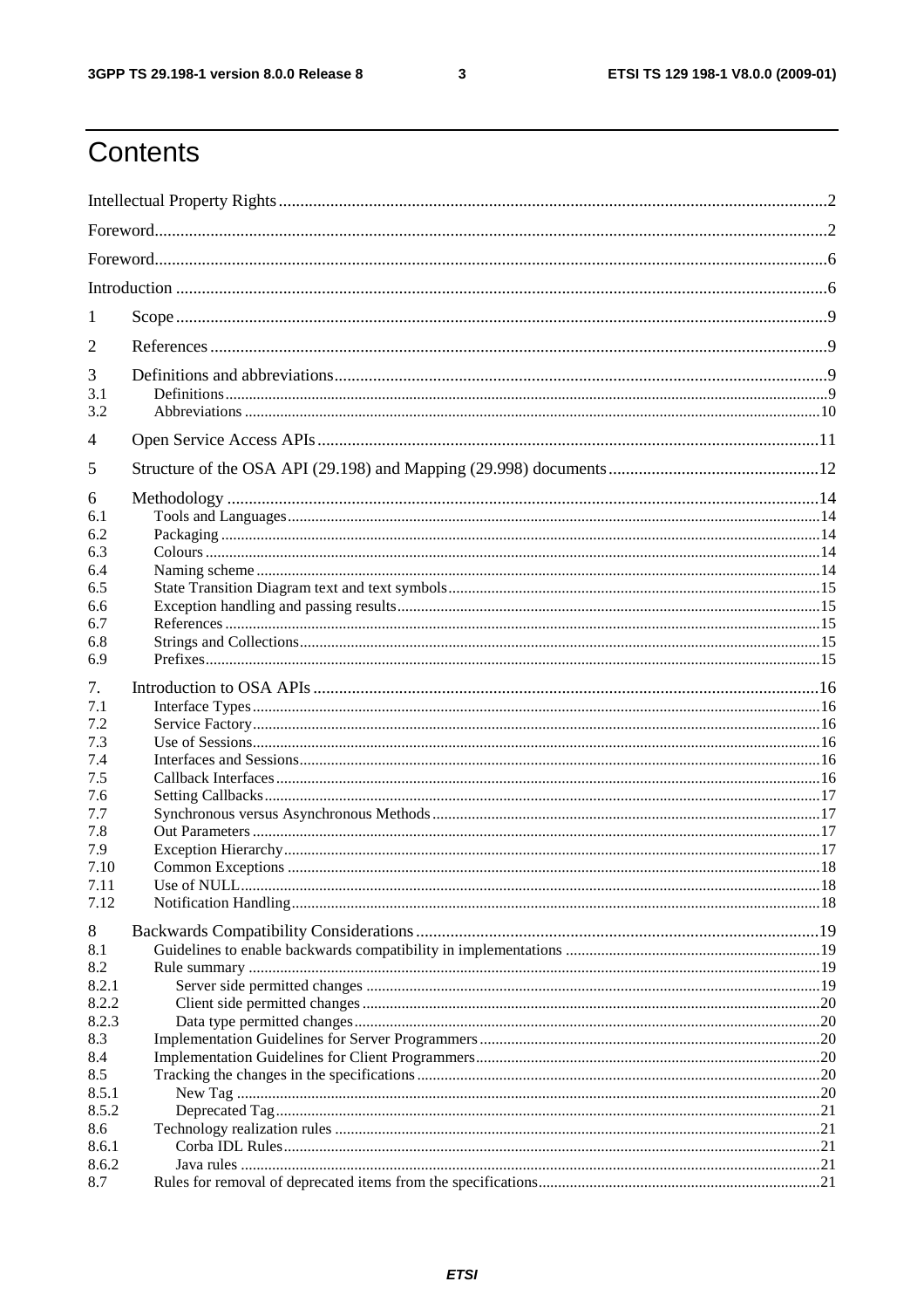# Contents

Intellectual Property Rights................................................................................................................................2

Foreword.............................................................................................................................................................2

Foreword.............................................................................................................................................................6

Introduction ........................................................................................................................................................6

1 Scope........................................................................................................................................................9

2 References................................................................................................................................................9

3 Definitions and abbreviations...................................................................................................................9
3.1 Definitions.........................................................................................................................................................9
3.2 Abbreviations...................................................................................................................................................10

4 Open Service Access APIs......................................................................................................................11

5 Structure of the OSA API (29.198) and Mapping (29.998) documents.................................................12

6 Methodology..........................................................................................................................................14
6.1 Tools and Languages........................................................................................................................................14
6.2 Packaging.........................................................................................................................................................14
6.3 Colours.............................................................................................................................................................14
6.4 Naming scheme................................................................................................................................................14
6.5 State Transition Diagram text and text symbols...............................................................................................15
6.6 Exception handling and passing results...........................................................................................................15
6.7 References........................................................................................................................................................15
6.8 Strings and Collections.....................................................................................................................................15
6.9 Prefixes.............................................................................................................................................................15

7. Introduction to OSA APIs......................................................................................................................16
7.1 Interface Types.................................................................................................................................................16
7.2 Service Factory.................................................................................................................................................16
7.3 Use of Sessions.................................................................................................................................................16
7.4 Interfaces and Sessions.....................................................................................................................................16
7.5 Callback Interfaces...........................................................................................................................................16
7.6 Setting Callbacks..............................................................................................................................................17
7.7 Synchronous versus Asynchronous Methods...................................................................................................17
7.8 Out Parameters.................................................................................................................................................17
7.9 Exception Hierarchy.........................................................................................................................................17
7.10 Common Exceptions........................................................................................................................................18
7.11 Use of NULL....................................................................................................................................................18
7.12 Notification Handling.......................................................................................................................................18

8 Backwards Compatibility Considerations..............................................................................................19
8.1 Guidelines to enable backwards compatibility in implementations.................................................................19
8.2 Rule summary...................................................................................................................................................19
8.2.1 Server side permitted changes....................................................................................................................19
8.2.2 Client side permitted changes.....................................................................................................................20
8.2.3 Data type permitted changes.......................................................................................................................20
8.3 Implementation Guidelines for Server Programmers.......................................................................................20
8.4 Implementation Guidelines for Client Programmers........................................................................................20
8.5 Tracking the changes in the specifications.......................................................................................................20
8.5.1 New Tag.....................................................................................................................................................20
8.5.2 Deprecated Tag...........................................................................................................................................21
8.6 Technology realization rules............................................................................................................................21
8.6.1 Corba IDL Rules.........................................................................................................................................21
8.6.2 Java rules....................................................................................................................................................21
8.7 Rules for removal of deprecated items from the specifications........................................................................21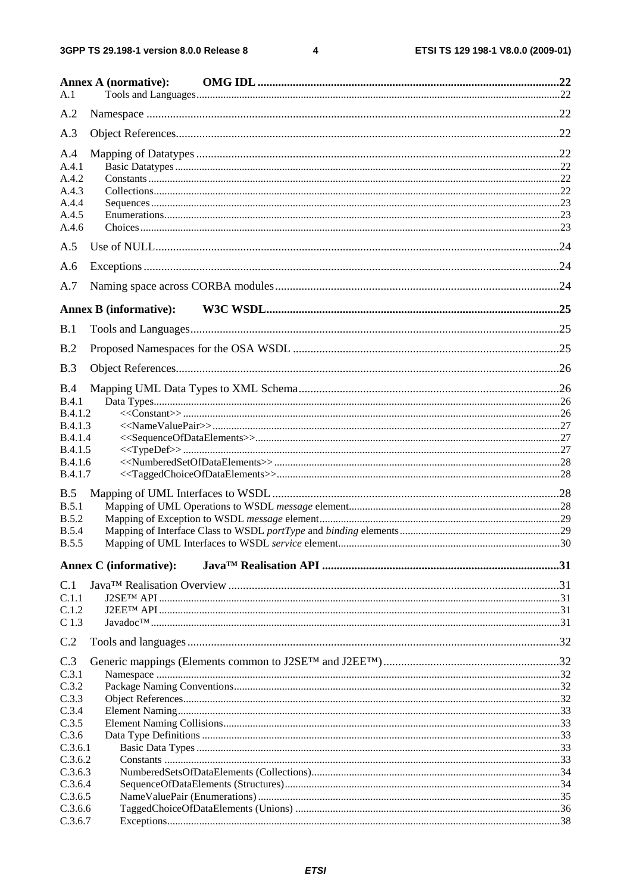Annex A (normative): OMG IDL ....................................................................................................22

A.1 Tools and Languages....................................................................................................22

A.2 Namespace ....................................................................................................22

A.3 Object References....................................................................................................22

A.4 Mapping of Datatypes ....................................................................................................22

A.4.1 Basic Datatypes ....................................................................................................22

A.4.2 Constants ....................................................................................................22

A.4.3 Collections....................................................................................................22

A.4.4 Sequences....................................................................................................23

A.4.5 Enumerations....................................................................................................23

A.4.6 Choices....................................................................................................23

A.5 Use of NULL....................................................................................................24

A.6 Exceptions....................................................................................................24

A.7 Naming space across CORBA modules....................................................................................................24

Annex B (informative): W3C WSDL....................................................................................................25

B.1 Tools and Languages....................................................................................................25

B.2 Proposed Namespaces for the OSA WSDL ....................................................................................................25

B.3 Object References....................................................................................................26

B.4 Mapping UML Data Types to XML Schema....................................................................................................26

B.4.1 Data Types....................................................................................................26

B.4.1.2 <<Constant>> ....................................................................................................26

B.4.1.3 <<NameValuePair>>....................................................................................................27

B.4.1.4 <<SequenceOfDataElements>>....................................................................................................27

B.4.1.5 <<TypeDef>> ....................................................................................................27

B.4.1.6 <<NumberedSetOfDataElements>> ....................................................................................................28

B.4.1.7 <<TaggedChoiceOfDataElements>>....................................................................................................28

B.5 Mapping of UML Interfaces to WSDL ....................................................................................................28

B.5.1 Mapping of UML Operations to WSDL *message* element....................................................................................................28

B.5.2 Mapping of Exception to WSDL *message* element....................................................................................................29

B.5.4 Mapping of Interface Class to WSDL *portType* and *binding* elements....................................................................................................29

B.5.5 Mapping of UML Interfaces to WSDL *service* element....................................................................................................30

Annex C (informative): Java™ Realisation API ....................................................................................................31

C.1 Java™ Realisation Overview ....................................................................................................31

C.1.1 J2SE™ API ....................................................................................................31

C.1.2 J2EE™ API ....................................................................................................31

C 1.3 Javadoc™ ....................................................................................................31

C.2 Tools and languages....................................................................................................32

C.3 Generic mappings (Elements common to J2SE™ and J2EE™)....................................................................................................32

C.3.1 Namespace ....................................................................................................32

C.3.2 Package Naming Conventions....................................................................................................32

C.3.3 Object References....................................................................................................32

C.3.4 Element Naming....................................................................................................33

C.3.5 Element Naming Collisions....................................................................................................33

C.3.6 Data Type Definitions ....................................................................................................33

C.3.6.1 Basic Data Types ....................................................................................................33

C.3.6.2 Constants ....................................................................................................33

C.3.6.3 NumberedSetsOfDataElements (Collections)....................................................................................................34

C.3.6.4 SequenceOfDataElements (Structures)....................................................................................................34

C.3.6.5 NameValuePair (Enumerations) ....................................................................................................35

C.3.6.6 TaggedChoiceOfDataElements (Unions) ....................................................................................................36

C.3.6.7 Exceptions....................................................................................................38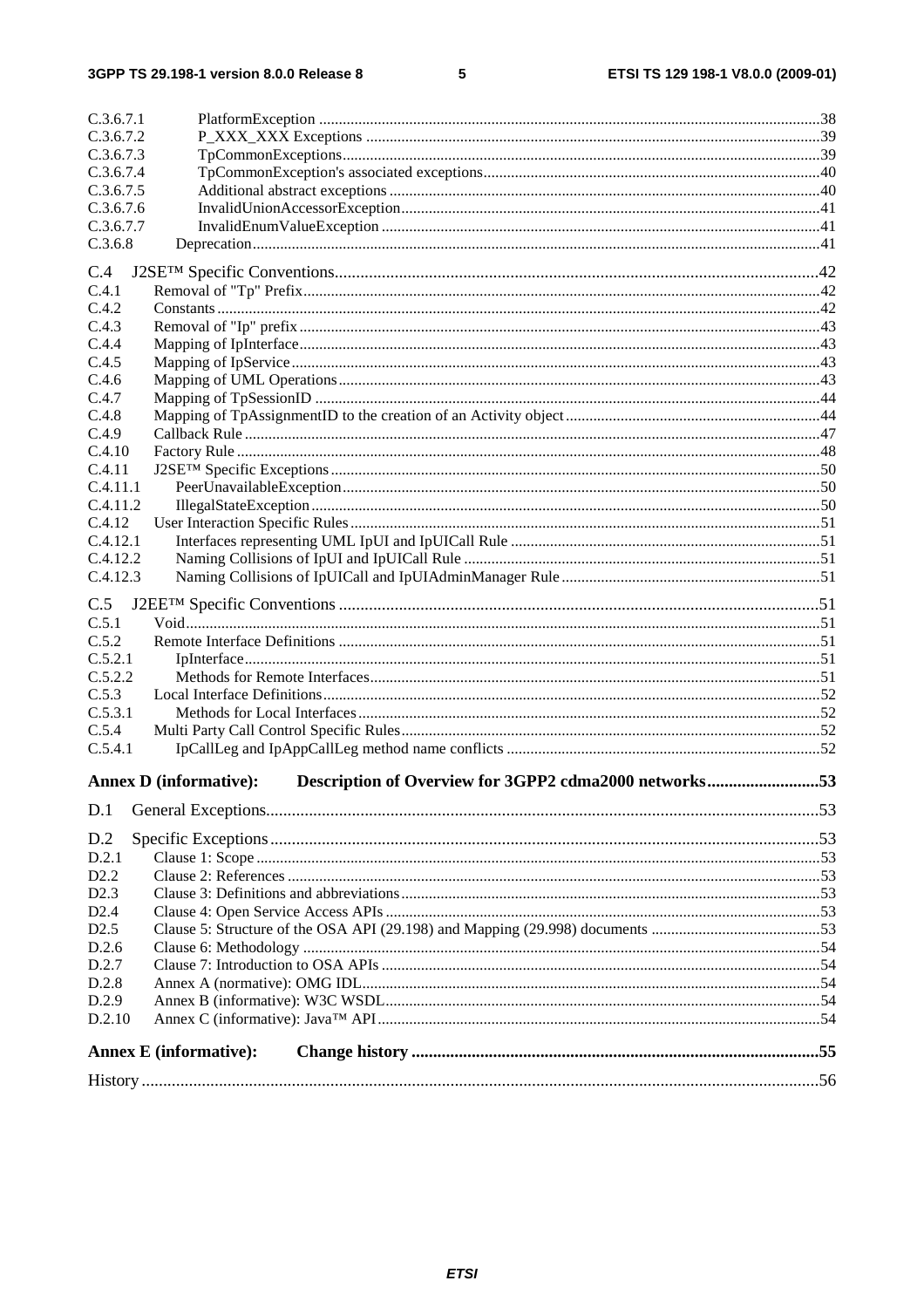C.3.6.7.1 PlatformException ....................................................................................................................38
C.3.6.7.2 P_XXX_XXX Exceptions ..........................................................................................................39
C.3.6.7.3 TpCommonExceptions...............................................................................................................39
C.3.6.7.4 TpCommonException's associated exceptions..........................................................................40
C.3.6.7.5 Additional abstract exceptions ..................................................................................................40
C.3.6.7.6 InvalidUnionAccessorException...............................................................................................41
C.3.6.7.7 InvalidEnumValueException ....................................................................................................41
C.3.6.8 Deprecation.......................................................................................................................................41

C.4 J2SE™ Specific Conventions.................................................................................................................42
C.4.1 Removal of "Tp" Prefix.........................................................................................................................42
C.4.2 Constants ...............................................................................................................................................42
C.4.3 Removal of "Ip" prefix ..........................................................................................................................43
C.4.4 Mapping of IpInterface..........................................................................................................................43
C.4.5 Mapping of IpService ............................................................................................................................43
C.4.6 Mapping of UML Operations................................................................................................................43
C.4.7 Mapping of TpSessionID ......................................................................................................................44
C.4.8 Mapping of TpAssignmentID to the creation of an Activity object......................................................44
C.4.9 Callback Rule ........................................................................................................................................47
C.4.10 Factory Rule ..........................................................................................................................................48
C.4.11 J2SE™ Specific Exceptions ..................................................................................................................50
C.4.11.1 PeerUnavailableException...............................................................................................................50
C.4.11.2 IllegalStateException .......................................................................................................................50
C.4.12 User Interaction Specific Rules .............................................................................................................51
C.4.12.1 Interfaces representing UML IpUI and IpUICall Rule ....................................................................51
C.4.12.2 Naming Collisions of IpUI and IpUICall Rule ................................................................................51
C.4.12.3 Naming Collisions of IpUICall and IpUIAdminManager Rule ........................................................51

C.5 J2EE™ Specific Conventions ................................................................................................................51
C.5.1 Void.......................................................................................................................................................51
C.5.2 Remote Interface Definitions ................................................................................................................51
C.5.2.1 IpInterface........................................................................................................................................51
C.5.2.2 Methods for Remote Interfaces........................................................................................................51
C.5.3 Local Interface Definitions....................................................................................................................52
C.5.3.1 Methods for Local Interfaces ...........................................................................................................52
C.5.4 Multi Party Call Control Specific Rules................................................................................................52
C.5.4.1 IpCallLeg and IpAppCallLeg method name conflicts .....................................................................52

**Annex D (informative): Description of Overview for 3GPP2 cdma2000 networks..........................53**

D.1 General Exceptions.................................................................................................................................53

D.2 Specific Exceptions................................................................................................................................53
D.2.1 Clause 1: Scope .....................................................................................................................................53
D2.2 Clause 2: References .............................................................................................................................53
D2.3 Clause 3: Definitions and abbreviations................................................................................................53
D2.4 Clause 4: Open Service Access APIs ....................................................................................................53
D2.5 Clause 5: Structure of the OSA API (29.198) and Mapping (29.998) documents ..................................53
D.2.6 Clause 6: Methodology .........................................................................................................................54
D.2.7 Clause 7: Introduction to OSA APIs .....................................................................................................54
D.2.8 Annex A (normative): OMG IDL..........................................................................................................54
D.2.9 Annex B (informative): W3C WSDL....................................................................................................54
D.2.10 Annex C (informative): Java™ API......................................................................................................54

**Annex E (informative): Change history ..............................................................................................55**

History ..............................................................................................................................................................56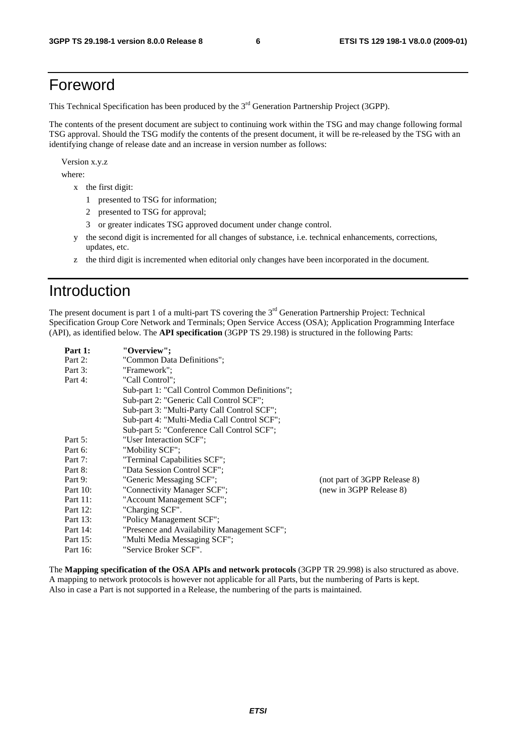# Foreword

This Technical Specification has been produced by the 3rd Generation Partnership Project (3GPP).

The contents of the present document are subject to continuing work within the TSG and may change following formal TSG approval. Should the TSG modify the contents of the present document, it will be re-released by the TSG with an identifying change of release date and an increase in version number as follows:

Version x.y.z

where:

- x the first digit:
  - 1 presented to TSG for information;
  - 2 presented to TSG for approval;
  - 3 or greater indicates TSG approved document under change control.
- y the second digit is incremented for all changes of substance, i.e. technical enhancements, corrections, updates, etc.
- z the third digit is incremented when editorial only changes have been incorporated in the document.

# Introduction

The present document is part 1 of a multi-part TS covering the 3rd Generation Partnership Project: Technical Specification Group Core Network and Terminals; Open Service Access (OSA); Application Programming Interface (API), as identified below. The **API specification** (3GPP TS 29.198) is structured in the following Parts:

| | | |
|---|---|---|
| **Part 1:** | **"Overview";** | |
| Part 2: | "Common Data Definitions"; | |
| Part 3: | "Framework"; | |
| Part 4: | "Call Control"; | |
| | Sub-part 1: "Call Control Common Definitions"; | |
| | Sub-part 2: "Generic Call Control SCF"; | |
| | Sub-part 3: "Multi-Party Call Control SCF"; | |
| | Sub-part 4: "Multi-Media Call Control SCF"; | |
| | Sub-part 5: "Conference Call Control SCF"; | |
| Part 5: | "User Interaction SCF"; | |
| Part 6: | "Mobility SCF"; | |
| Part 7: | "Terminal Capabilities SCF"; | |
| Part 8: | "Data Session Control SCF"; | |
| Part 9: | "Generic Messaging SCF"; | (not part of 3GPP Release 8) |
| Part 10: | "Connectivity Manager SCF"; | (new in 3GPP Release 8) |
| Part 11: | "Account Management SCF"; | |
| Part 12: | "Charging SCF". | |
| Part 13: | "Policy Management SCF"; | |
| Part 14: | "Presence and Availability Management SCF"; | |
| Part 15: | "Multi Media Messaging SCF"; | |
| Part 16: | "Service Broker SCF". | |

The **Mapping specification of the OSA APIs and network protocols** (3GPP TR 29.998) is also structured as above. A mapping to network protocols is however not applicable for all Parts, but the numbering of Parts is kept. Also in case a Part is not supported in a Release, the numbering of the parts is maintained.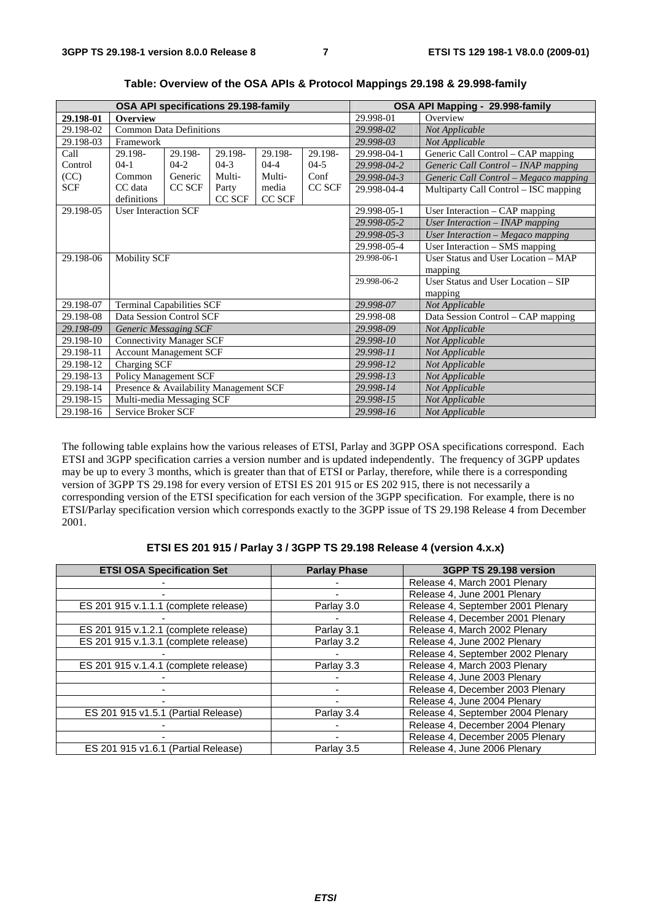**Table: Overview of the OSA APIs & Protocol Mappings 29.198 & 29.998-family**

| OSA API specifications 29.198-family | | | | | | | OSA API Mapping - 29.998-family | |
|---|---|---|---|---|---|---|---|---|
| **29.198-01** | **Overview** | | | | | | 29.998-01 | Overview |
| 29.198-02 | Common Data Definitions | | | | | | *29.998-02* | *Not Applicable* |
| 29.198-03 | Framework | | | | | | *29.998-03* | *Not Applicable* |
| Call Control (CC) SCF | 29.198-04-1 Common CC data definitions | 29.198-04-2 Generic CC SCF | 29.198-04-3 Multi-Party CC SCF | 29.198-04-4 Multi-media CC SCF | 29.198-04-5 Conf CC SCF | | 29.998-04-1 | Generic Call Control – CAP mapping |
| | | | | | | | *29.998-04-2* | *Generic Call Control – INAP mapping* |
| | | | | | | | *29.998-04-3* | *Generic Call Control – Megaco mapping* |
| | | | | | | | 29.998-04-4 | Multiparty Call Control – ISC mapping |
| 29.198-05 | User Interaction SCF | | | | | | 29.998-05-1 | User Interaction – CAP mapping |
| | | | | | | | *29.998-05-2* | *User Interaction – INAP mapping* |
| | | | | | | | *29.998-05-3* | *User Interaction – Megaco mapping* |
| | | | | | | | 29.998-05-4 | User Interaction – SMS mapping |
| 29.198-06 | Mobility SCF | | | | | | 29.998-06-1 | User Status and User Location – MAP mapping |
| | | | | | | | 29.998-06-2 | User Status and User Location – SIP mapping |
| 29.198-07 | Terminal Capabilities SCF | | | | | | *29.998-07* | *Not Applicable* |
| 29.198-08 | Data Session Control SCF | | | | | | 29.998-08 | Data Session Control – CAP mapping |
| *29.198-09* | *Generic Messaging SCF* | | | | | | *29.998-09* | *Not Applicable* |
| 29.198-10 | Connectivity Manager SCF | | | | | | *29.998-10* | *Not Applicable* |
| 29.198-11 | Account Management SCF | | | | | | *29.998-11* | *Not Applicable* |
| 29.198-12 | Charging SCF | | | | | | *29.998-12* | *Not Applicable* |
| 29.198-13 | Policy Management SCF | | | | | | *29.998-13* | *Not Applicable* |
| 29.198-14 | Presence & Availability Management SCF | | | | | | *29.998-14* | *Not Applicable* |
| 29.198-15 | Multi-media Messaging SCF | | | | | | *29.998-15* | *Not Applicable* |
| 29.198-16 | Service Broker SCF | | | | | | *29.998-16* | *Not Applicable* |

The following table explains how the various releases of ETSI, Parlay and 3GPP OSA specifications correspond. Each ETSI and 3GPP specification carries a version number and is updated independently. The frequency of 3GPP updates may be up to every 3 months, which is greater than that of ETSI or Parlay, therefore, while there is a corresponding version of 3GPP TS 29.198 for every version of ETSI ES 201 915 or ES 202 915, there is not necessarily a corresponding version of the ETSI specification for each version of the 3GPP specification. For example, there is no ETSI/Parlay specification version which corresponds exactly to the 3GPP issue of TS 29.198 Release 4 from December 2001.

**ETSI ES 201 915 / Parlay 3 / 3GPP TS 29.198 Release 4 (version 4.x.x)**

| ETSI OSA Specification Set | Parlay Phase | 3GPP TS 29.198 version |
|---|---|---|
| - | - | Release 4, March 2001 Plenary |
| - | - | Release 4, June 2001 Plenary |
| ES 201 915 v.1.1.1 (complete release) | Parlay 3.0 | Release 4, September 2001 Plenary |
| - | - | Release 4, December 2001 Plenary |
| ES 201 915 v.1.2.1 (complete release) | Parlay 3.1 | Release 4, March 2002 Plenary |
| ES 201 915 v.1.3.1 (complete release) | Parlay 3.2 | Release 4, June 2002 Plenary |
| - | - | Release 4, September 2002 Plenary |
| ES 201 915 v.1.4.1 (complete release) | Parlay 3.3 | Release 4, March 2003 Plenary |
| - | - | Release 4, June 2003 Plenary |
| - | - | Release 4, December 2003 Plenary |
| - | - | Release 4, June 2004 Plenary |
| ES 201 915 v1.5.1 (Partial Release) | Parlay 3.4 | Release 4, September 2004 Plenary |
| - | - | Release 4, December 2004 Plenary |
| - | - | Release 4, December 2005 Plenary |
| ES 201 915 v1.6.1 (Partial Release) | Parlay 3.5 | Release 4, June 2006 Plenary |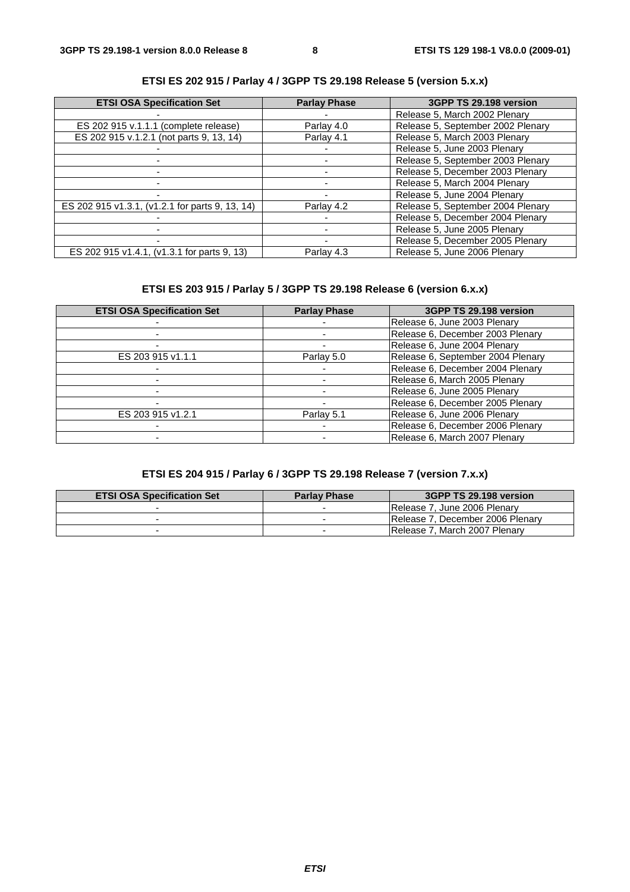**ETSI ES 202 915 / Parlay 4 / 3GPP TS 29.198 Release 5 (version 5.x.x)**

| ETSI OSA Specification Set | Parlay Phase | 3GPP TS 29.198 version |
|---|---|---|
| - | - | Release 5, March 2002 Plenary |
| ES 202 915 v.1.1.1 (complete release) | Parlay 4.0 | Release 5, September 2002 Plenary |
| ES 202 915 v.1.2.1 (not parts 9, 13, 14) | Parlay 4.1 | Release 5, March 2003 Plenary |
| - | - | Release 5, June 2003 Plenary |
| - | - | Release 5, September 2003 Plenary |
| - | - | Release 5, December 2003 Plenary |
| - | - | Release 5, March 2004 Plenary |
| - | - | Release 5, June 2004 Plenary |
| ES 202 915 v1.3.1, (v1.2.1 for parts 9, 13, 14) | Parlay 4.2 | Release 5, September 2004 Plenary |
| - | - | Release 5, December 2004 Plenary |
| - | - | Release 5, June 2005 Plenary |
| - | - | Release 5, December 2005 Plenary |
| ES 202 915 v1.4.1, (v1.3.1 for parts 9, 13) | Parlay 4.3 | Release 5, June 2006 Plenary |

**ETSI ES 203 915 / Parlay 5 / 3GPP TS 29.198 Release 6 (version 6.x.x)**

| ETSI OSA Specification Set | Parlay Phase | 3GPP TS 29.198 version |
|---|---|---|
| - | - | Release 6, June 2003 Plenary |
| - | - | Release 6, December 2003 Plenary |
| - | - | Release 6, June 2004 Plenary |
| ES 203 915 v1.1.1 | Parlay 5.0 | Release 6, September 2004 Plenary |
| - | - | Release 6, December 2004 Plenary |
| - | - | Release 6, March 2005 Plenary |
| - | - | Release 6, June 2005 Plenary |
| - | - | Release 6, December 2005 Plenary |
| ES 203 915 v1.2.1 | Parlay 5.1 | Release 6, June 2006 Plenary |
| - | - | Release 6, December 2006 Plenary |
| - | - | Release 6, March 2007 Plenary |

**ETSI ES 204 915 / Parlay 6 / 3GPP TS 29.198 Release 7 (version 7.x.x)**

| ETSI OSA Specification Set | Parlay Phase | 3GPP TS 29.198 version |
|---|---|---|
| - | - | Release 7, June 2006 Plenary |
| - | - | Release 7, December 2006 Plenary |
| - | - | Release 7, March 2007 Plenary |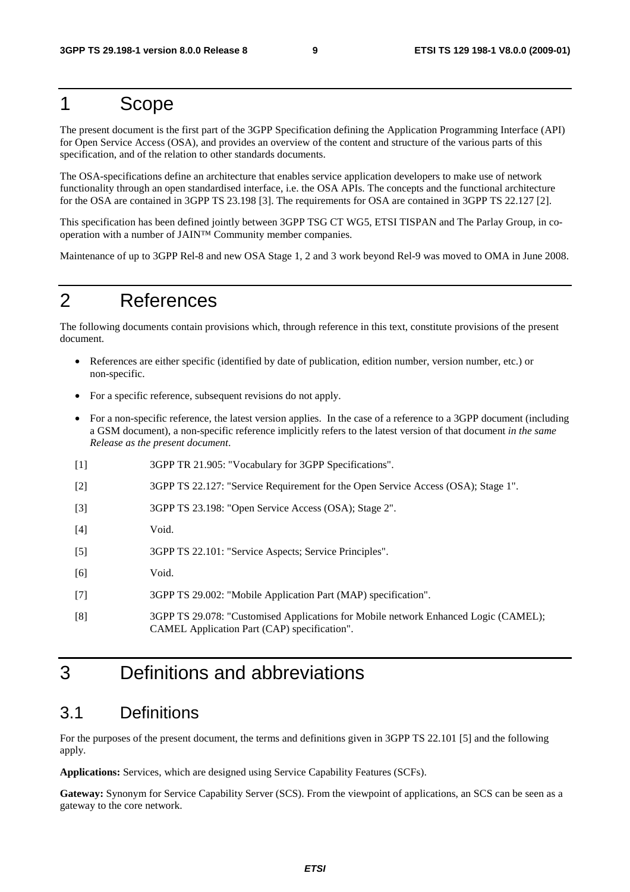# 1 Scope

The present document is the first part of the 3GPP Specification defining the Application Programming Interface (API) for Open Service Access (OSA), and provides an overview of the content and structure of the various parts of this specification, and of the relation to other standards documents.

The OSA-specifications define an architecture that enables service application developers to make use of network functionality through an open standardised interface, i.e. the OSA APIs. The concepts and the functional architecture for the OSA are contained in 3GPP TS 23.198 [3]. The requirements for OSA are contained in 3GPP TS 22.127 [2].

This specification has been defined jointly between 3GPP TSG CT WG5, ETSI TISPAN and The Parlay Group, in co-operation with a number of JAIN™ Community member companies.

Maintenance of up to 3GPP Rel-8 and new OSA Stage 1, 2 and 3 work beyond Rel-9 was moved to OMA in June 2008.

# 2 References

The following documents contain provisions which, through reference in this text, constitute provisions of the present document.

- References are either specific (identified by date of publication, edition number, version number, etc.) or non-specific.
- For a specific reference, subsequent revisions do not apply.
- For a non-specific reference, the latest version applies. In the case of a reference to a 3GPP document (including a GSM document), a non-specific reference implicitly refers to the latest version of that document *in the same Release as the present document*.

[1] 3GPP TR 21.905: "Vocabulary for 3GPP Specifications".

[2] 3GPP TS 22.127: "Service Requirement for the Open Service Access (OSA); Stage 1".

[3] 3GPP TS 23.198: "Open Service Access (OSA); Stage 2".

[4] Void.

[5] 3GPP TS 22.101: "Service Aspects; Service Principles".

[6] Void.

[7] 3GPP TS 29.002: "Mobile Application Part (MAP) specification".

[8] 3GPP TS 29.078: "Customised Applications for Mobile network Enhanced Logic (CAMEL); CAMEL Application Part (CAP) specification".

# 3 Definitions and abbreviations

## 3.1 Definitions

For the purposes of the present document, the terms and definitions given in 3GPP TS 22.101 [5] and the following apply.

**Applications:** Services, which are designed using Service Capability Features (SCFs).

**Gateway:** Synonym for Service Capability Server (SCS). From the viewpoint of applications, an SCS can be seen as a gateway to the core network.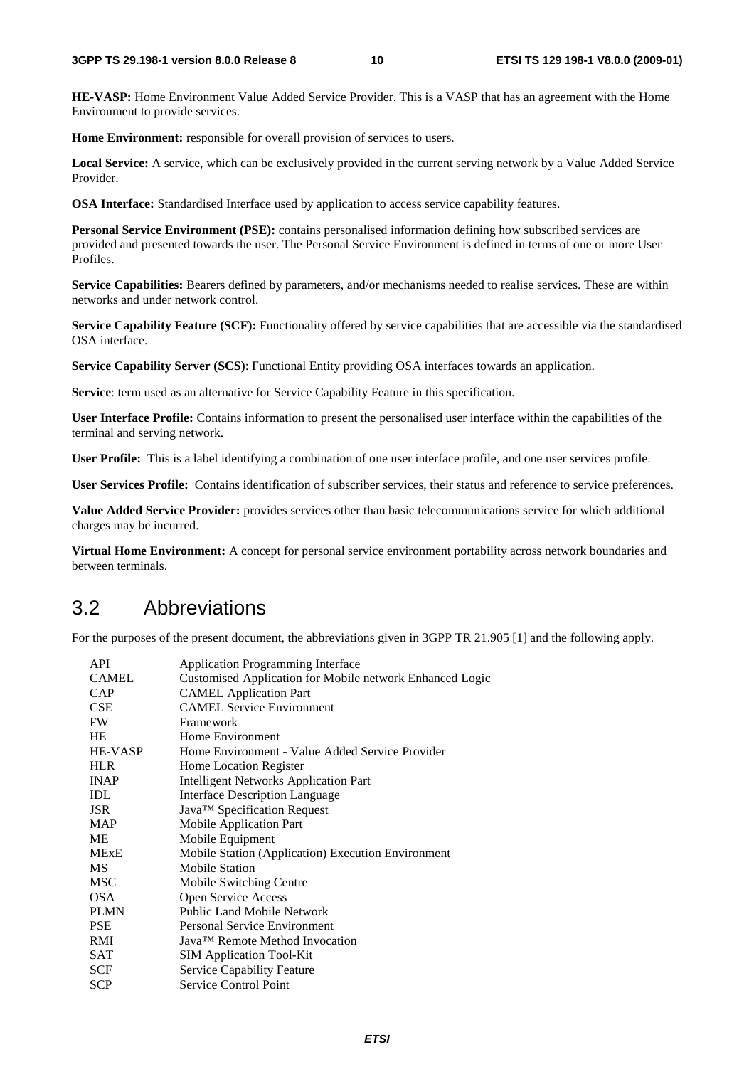**HE-VASP:** Home Environment Value Added Service Provider. This is a VASP that has an agreement with the Home Environment to provide services.

**Home Environment:** responsible for overall provision of services to users.

**Local Service:** A service, which can be exclusively provided in the current serving network by a Value Added Service Provider.

**OSA Interface:** Standardised Interface used by application to access service capability features.

**Personal Service Environment (PSE):** contains personalised information defining how subscribed services are provided and presented towards the user. The Personal Service Environment is defined in terms of one or more User Profiles.

**Service Capabilities:** Bearers defined by parameters, and/or mechanisms needed to realise services. These are within networks and under network control.

**Service Capability Feature (SCF):** Functionality offered by service capabilities that are accessible via the standardised OSA interface.

**Service Capability Server (SCS)**: Functional Entity providing OSA interfaces towards an application.

**Service**: term used as an alternative for Service Capability Feature in this specification.

**User Interface Profile:** Contains information to present the personalised user interface within the capabilities of the terminal and serving network.

**User Profile:** This is a label identifying a combination of one user interface profile, and one user services profile.

**User Services Profile:** Contains identification of subscriber services, their status and reference to service preferences.

**Value Added Service Provider:** provides services other than basic telecommunications service for which additional charges may be incurred.

**Virtual Home Environment:** A concept for personal service environment portability across network boundaries and between terminals.

## 3.2 Abbreviations

For the purposes of the present document, the abbreviations given in 3GPP TR 21.905 [1] and the following apply.

| | |
|---|---|
| API | Application Programming Interface |
| CAMEL | Customised Application for Mobile network Enhanced Logic |
| CAP | CAMEL Application Part |
| CSE | CAMEL Service Environment |
| FW | Framework |
| HE | Home Environment |
| HE-VASP | Home Environment - Value Added Service Provider |
| HLR | Home Location Register |
| INAP | Intelligent Networks Application Part |
| IDL | Interface Description Language |
| JSR | Java™ Specification Request |
| MAP | Mobile Application Part |
| ME | Mobile Equipment |
| MExE | Mobile Station (Application) Execution Environment |
| MS | Mobile Station |
| MSC | Mobile Switching Centre |
| OSA | Open Service Access |
| PLMN | Public Land Mobile Network |
| PSE | Personal Service Environment |
| RMI | Java™ Remote Method Invocation |
| SAT | SIM Application Tool-Kit |
| SCF | Service Capability Feature |
| SCP | Service Control Point |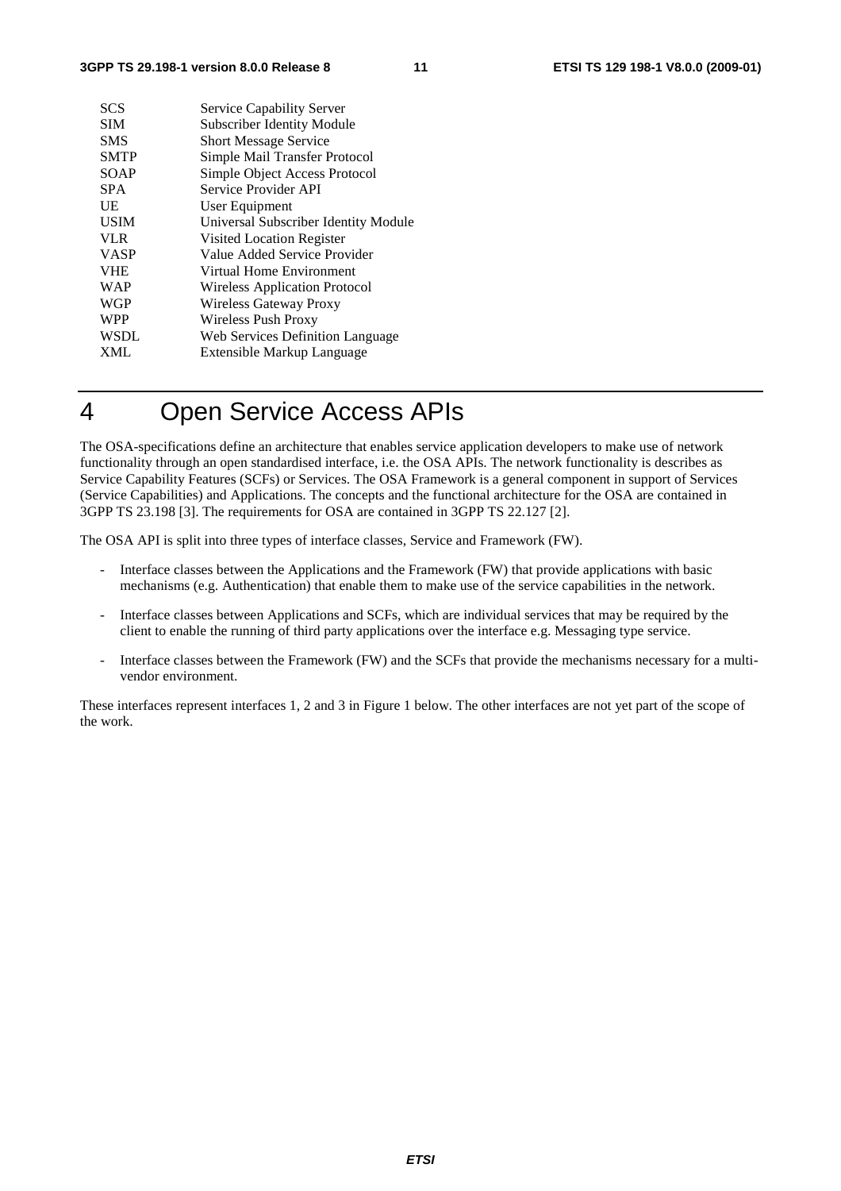| | |
|---|---|
| SCS | Service Capability Server |
| SIM | Subscriber Identity Module |
| SMS | Short Message Service |
| SMTP | Simple Mail Transfer Protocol |
| SOAP | Simple Object Access Protocol |
| SPA | Service Provider API |
| UE | User Equipment |
| USIM | Universal Subscriber Identity Module |
| VLR | Visited Location Register |
| VASP | Value Added Service Provider |
| VHE | Virtual Home Environment |
| WAP | Wireless Application Protocol |
| WGP | Wireless Gateway Proxy |
| WPP | Wireless Push Proxy |
| WSDL | Web Services Definition Language |
| XML | Extensible Markup Language |

# 4 Open Service Access APIs

The OSA-specifications define an architecture that enables service application developers to make use of network functionality through an open standardised interface, i.e. the OSA APIs. The network functionality is describes as Service Capability Features (SCFs) or Services. The OSA Framework is a general component in support of Services (Service Capabilities) and Applications. The concepts and the functional architecture for the OSA are contained in 3GPP TS 23.198 [3]. The requirements for OSA are contained in 3GPP TS 22.127 [2].

The OSA API is split into three types of interface classes, Service and Framework (FW).

- Interface classes between the Applications and the Framework (FW) that provide applications with basic mechanisms (e.g. Authentication) that enable them to make use of the service capabilities in the network.
- Interface classes between Applications and SCFs, which are individual services that may be required by the client to enable the running of third party applications over the interface e.g. Messaging type service.
- Interface classes between the Framework (FW) and the SCFs that provide the mechanisms necessary for a multi-vendor environment.

These interfaces represent interfaces 1, 2 and 3 in Figure 1 below. The other interfaces are not yet part of the scope of the work.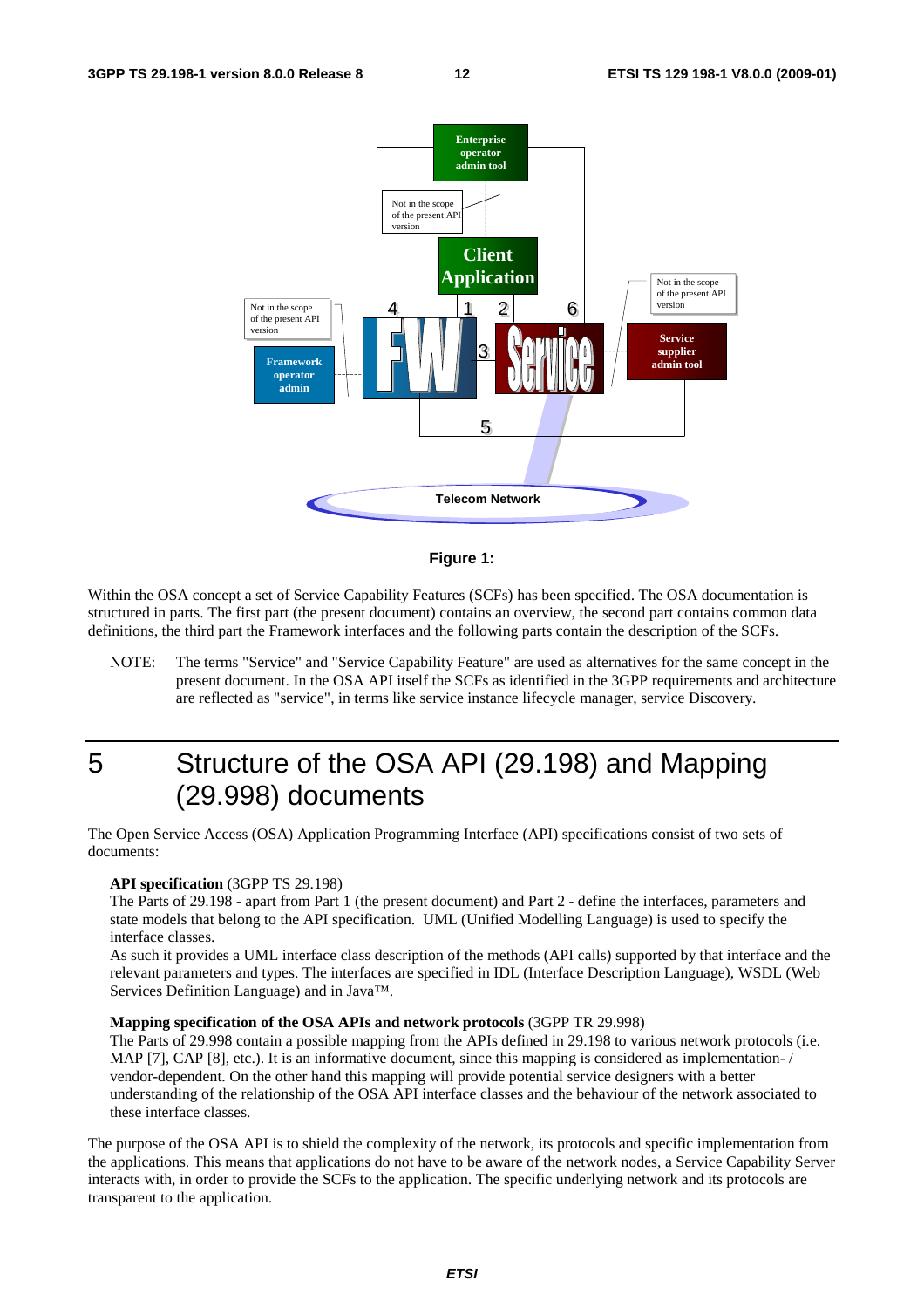**Figure 1:**

Within the OSA concept a set of Service Capability Features (SCFs) has been specified. The OSA documentation is structured in parts. The first part (the present document) contains an overview, the second part contains common data definitions, the third part the Framework interfaces and the following parts contain the description of the SCFs.

NOTE: The terms "Service" and "Service Capability Feature" are used as alternatives for the same concept in the present document. In the OSA API itself the SCFs as identified in the 3GPP requirements and architecture are reflected as "service", in terms like service instance lifecycle manager, service Discovery.

# 5 Structure of the OSA API (29.198) and Mapping (29.998) documents

The Open Service Access (OSA) Application Programming Interface (API) specifications consist of two sets of documents:

**API specification** (3GPP TS 29.198)
The Parts of 29.198 - apart from Part 1 (the present document) and Part 2 - define the interfaces, parameters and state models that belong to the API specification. UML (Unified Modelling Language) is used to specify the interface classes.
As such it provides a UML interface class description of the methods (API calls) supported by that interface and the relevant parameters and types. The interfaces are specified in IDL (Interface Description Language), WSDL (Web Services Definition Language) and in Java™.

**Mapping specification of the OSA APIs and network protocols** (3GPP TR 29.998)
The Parts of 29.998 contain a possible mapping from the APIs defined in 29.198 to various network protocols (i.e. MAP [7], CAP [8], etc.). It is an informative document, since this mapping is considered as implementation- / vendor-dependent. On the other hand this mapping will provide potential service designers with a better understanding of the relationship of the OSA API interface classes and the behaviour of the network associated to these interface classes.

The purpose of the OSA API is to shield the complexity of the network, its protocols and specific implementation from the applications. This means that applications do not have to be aware of the network nodes, a Service Capability Server interacts with, in order to provide the SCFs to the application. The specific underlying network and its protocols are transparent to the application.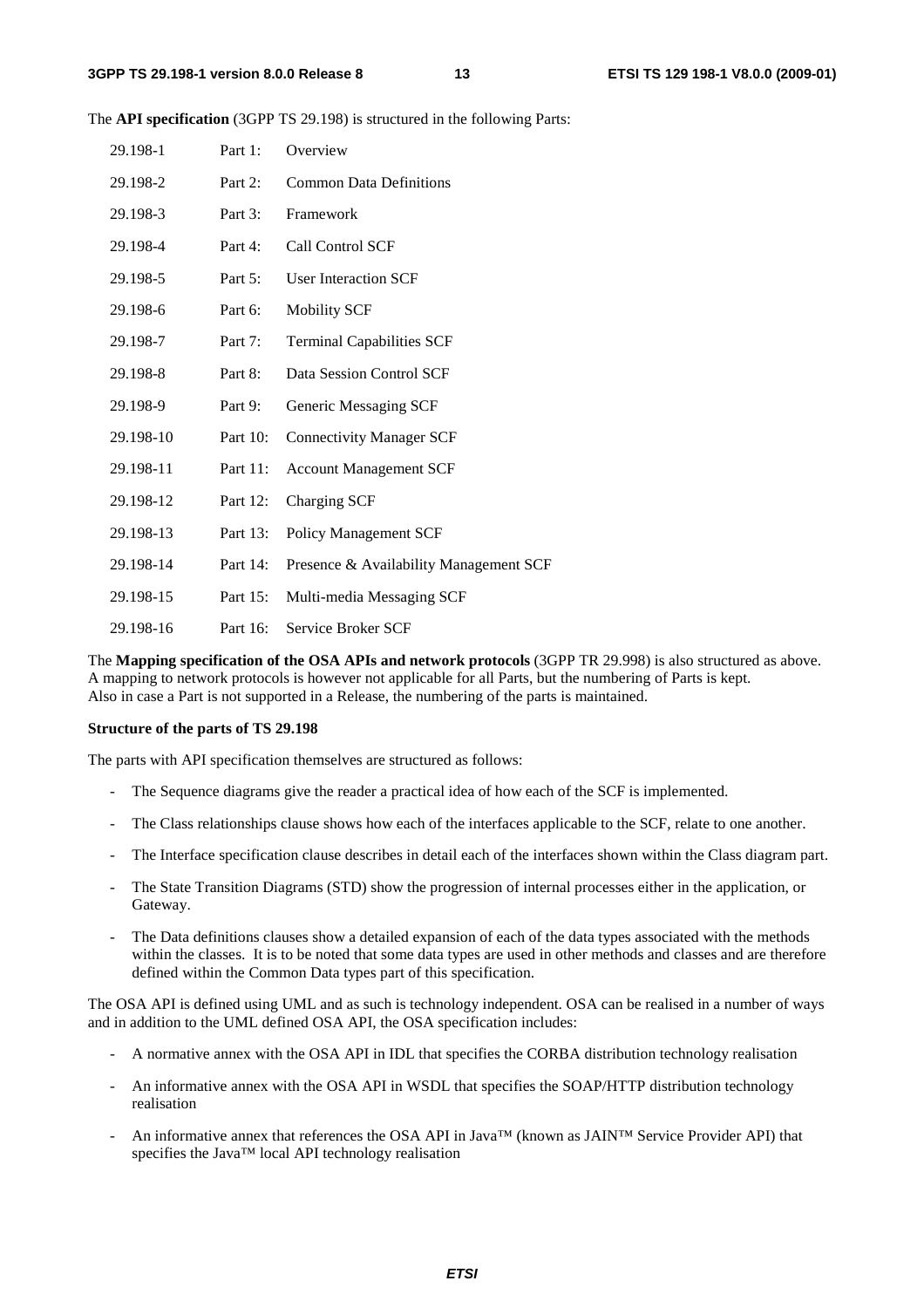The **API specification** (3GPP TS 29.198) is structured in the following Parts:

| | | |
|---|---|---|
| 29.198-1 | Part 1: | Overview |
| 29.198-2 | Part 2: | Common Data Definitions |
| 29.198-3 | Part 3: | Framework |
| 29.198-4 | Part 4: | Call Control SCF |
| 29.198-5 | Part 5: | User Interaction SCF |
| 29.198-6 | Part 6: | Mobility SCF |
| 29.198-7 | Part 7: | Terminal Capabilities SCF |
| 29.198-8 | Part 8: | Data Session Control SCF |
| 29.198-9 | Part 9: | Generic Messaging SCF |
| 29.198-10 | Part 10: | Connectivity Manager SCF |
| 29.198-11 | Part 11: | Account Management SCF |
| 29.198-12 | Part 12: | Charging SCF |
| 29.198-13 | Part 13: | Policy Management SCF |
| 29.198-14 | Part 14: | Presence & Availability Management SCF |
| 29.198-15 | Part 15: | Multi-media Messaging SCF |
| 29.198-16 | Part 16: | Service Broker SCF |

The **Mapping specification of the OSA APIs and network protocols** (3GPP TR 29.998) is also structured as above. A mapping to network protocols is however not applicable for all Parts, but the numbering of Parts is kept. Also in case a Part is not supported in a Release, the numbering of the parts is maintained.

**Structure of the parts of TS 29.198**

The parts with API specification themselves are structured as follows:

- The Sequence diagrams give the reader a practical idea of how each of the SCF is implemented.
- The Class relationships clause shows how each of the interfaces applicable to the SCF, relate to one another.
- The Interface specification clause describes in detail each of the interfaces shown within the Class diagram part.
- The State Transition Diagrams (STD) show the progression of internal processes either in the application, or Gateway.
- The Data definitions clauses show a detailed expansion of each of the data types associated with the methods within the classes. It is to be noted that some data types are used in other methods and classes and are therefore defined within the Common Data types part of this specification.

The OSA API is defined using UML and as such is technology independent. OSA can be realised in a number of ways and in addition to the UML defined OSA API, the OSA specification includes:

- A normative annex with the OSA API in IDL that specifies the CORBA distribution technology realisation
- An informative annex with the OSA API in WSDL that specifies the SOAP/HTTP distribution technology realisation
- An informative annex that references the OSA API in Java™ (known as JAIN™ Service Provider API) that specifies the Java™ local API technology realisation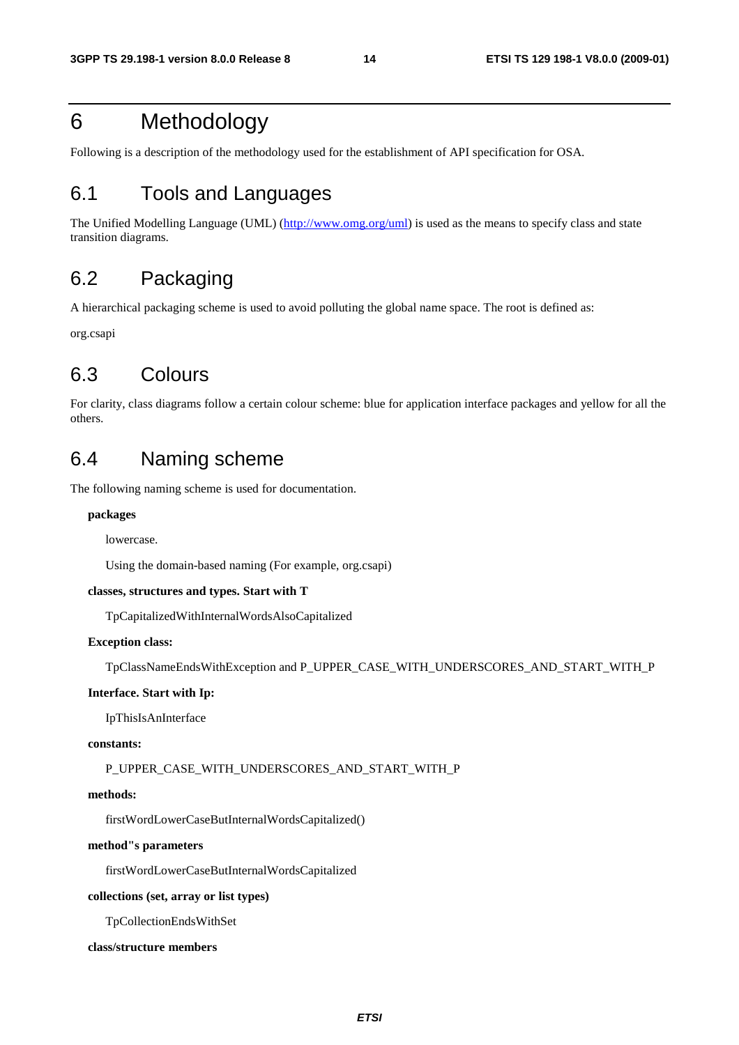# 6 Methodology

Following is a description of the methodology used for the establishment of API specification for OSA.

## 6.1 Tools and Languages

The Unified Modelling Language (UML) (http://www.omg.org/uml) is used as the means to specify class and state transition diagrams.

## 6.2 Packaging

A hierarchical packaging scheme is used to avoid polluting the global name space. The root is defined as:

org.csapi

## 6.3 Colours

For clarity, class diagrams follow a certain colour scheme: blue for application interface packages and yellow for all the others.

## 6.4 Naming scheme

The following naming scheme is used for documentation.

**packages**

lowercase.

Using the domain-based naming (For example, org.csapi)

**classes, structures and types. Start with T**

TpCapitalizedWithInternalWordsAlsoCapitalized

**Exception class:**

TpClassNameEndsWithException and P_UPPER_CASE_WITH_UNDERSCORES_AND_START_WITH_P

**Interface. Start with Ip:**

IpThisIsAnInterface

**constants:**

P_UPPER_CASE_WITH_UNDERSCORES_AND_START_WITH_P

**methods:**

firstWordLowerCaseButInternalWordsCapitalized()

**method"s parameters**

firstWordLowerCaseButInternalWordsCapitalized

**collections (set, array or list types)**

TpCollectionEndsWithSet

**class/structure members**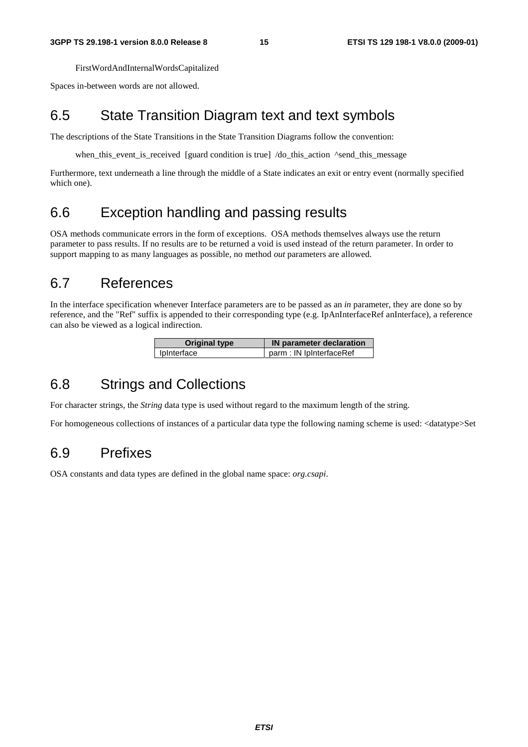FirstWordAndInternalWordsCapitalized

Spaces in-between words are not allowed.

## 6.5 State Transition Diagram text and text symbols

The descriptions of the State Transitions in the State Transition Diagrams follow the convention:

when_this_event_is_received [guard condition is true] /do_this_action ^send_this_message

Furthermore, text underneath a line through the middle of a State indicates an exit or entry event (normally specified which one).

## 6.6 Exception handling and passing results

OSA methods communicate errors in the form of exceptions. OSA methods themselves always use the return parameter to pass results. If no results are to be returned a void is used instead of the return parameter. In order to support mapping to as many languages as possible, no method *out* parameters are allowed.

## 6.7 References

In the interface specification whenever Interface parameters are to be passed as an *in* parameter, they are done so by reference, and the "Ref" suffix is appended to their corresponding type (e.g. IpAnInterfaceRef anInterface), a reference can also be viewed as a logical indirection.

| Original type | IN parameter declaration |
|---|---|
| IpInterface | parm : IN IpInterfaceRef |

## 6.8 Strings and Collections

For character strings, the *String* data type is used without regard to the maximum length of the string.

For homogeneous collections of instances of a particular data type the following naming scheme is used: <datatype>Set

## 6.9 Prefixes

OSA constants and data types are defined in the global name space: *org.csapi*.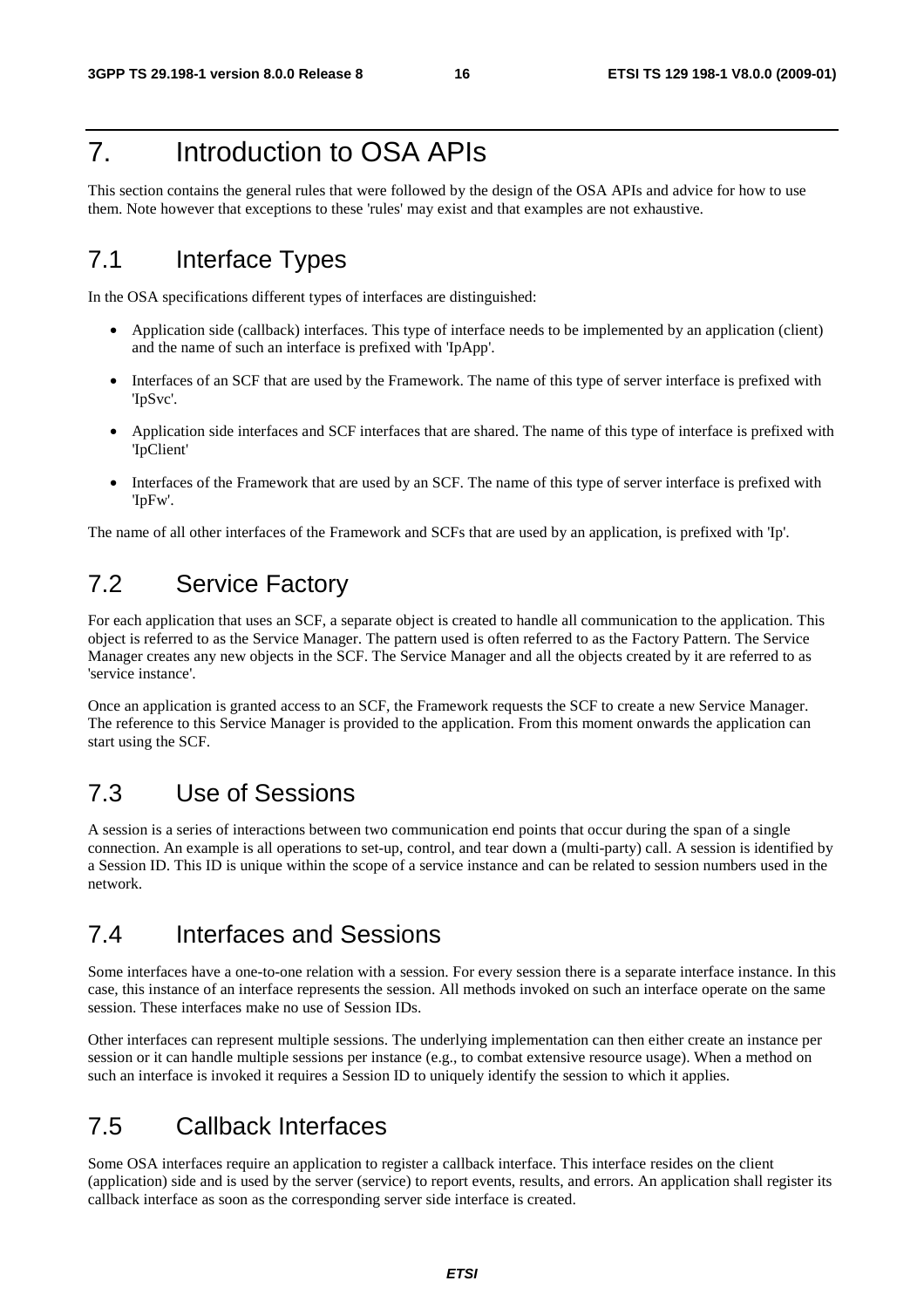# 7. Introduction to OSA APIs

This section contains the general rules that were followed by the design of the OSA APIs and advice for how to use them. Note however that exceptions to these 'rules' may exist and that examples are not exhaustive.

## 7.1 Interface Types

In the OSA specifications different types of interfaces are distinguished:

- Application side (callback) interfaces. This type of interface needs to be implemented by an application (client) and the name of such an interface is prefixed with 'IpApp'.
- Interfaces of an SCF that are used by the Framework. The name of this type of server interface is prefixed with 'IpSvc'.
- Application side interfaces and SCF interfaces that are shared. The name of this type of interface is prefixed with 'IpClient'
- Interfaces of the Framework that are used by an SCF. The name of this type of server interface is prefixed with 'IpFw'.

The name of all other interfaces of the Framework and SCFs that are used by an application, is prefixed with 'Ip'.

## 7.2 Service Factory

For each application that uses an SCF, a separate object is created to handle all communication to the application. This object is referred to as the Service Manager. The pattern used is often referred to as the Factory Pattern. The Service Manager creates any new objects in the SCF. The Service Manager and all the objects created by it are referred to as 'service instance'.

Once an application is granted access to an SCF, the Framework requests the SCF to create a new Service Manager. The reference to this Service Manager is provided to the application. From this moment onwards the application can start using the SCF.

## 7.3 Use of Sessions

A session is a series of interactions between two communication end points that occur during the span of a single connection. An example is all operations to set-up, control, and tear down a (multi-party) call. A session is identified by a Session ID. This ID is unique within the scope of a service instance and can be related to session numbers used in the network.

## 7.4 Interfaces and Sessions

Some interfaces have a one-to-one relation with a session. For every session there is a separate interface instance. In this case, this instance of an interface represents the session. All methods invoked on such an interface operate on the same session. These interfaces make no use of Session IDs.

Other interfaces can represent multiple sessions. The underlying implementation can then either create an instance per session or it can handle multiple sessions per instance (e.g., to combat extensive resource usage). When a method on such an interface is invoked it requires a Session ID to uniquely identify the session to which it applies.

## 7.5 Callback Interfaces

Some OSA interfaces require an application to register a callback interface. This interface resides on the client (application) side and is used by the server (service) to report events, results, and errors. An application shall register its callback interface as soon as the corresponding server side interface is created.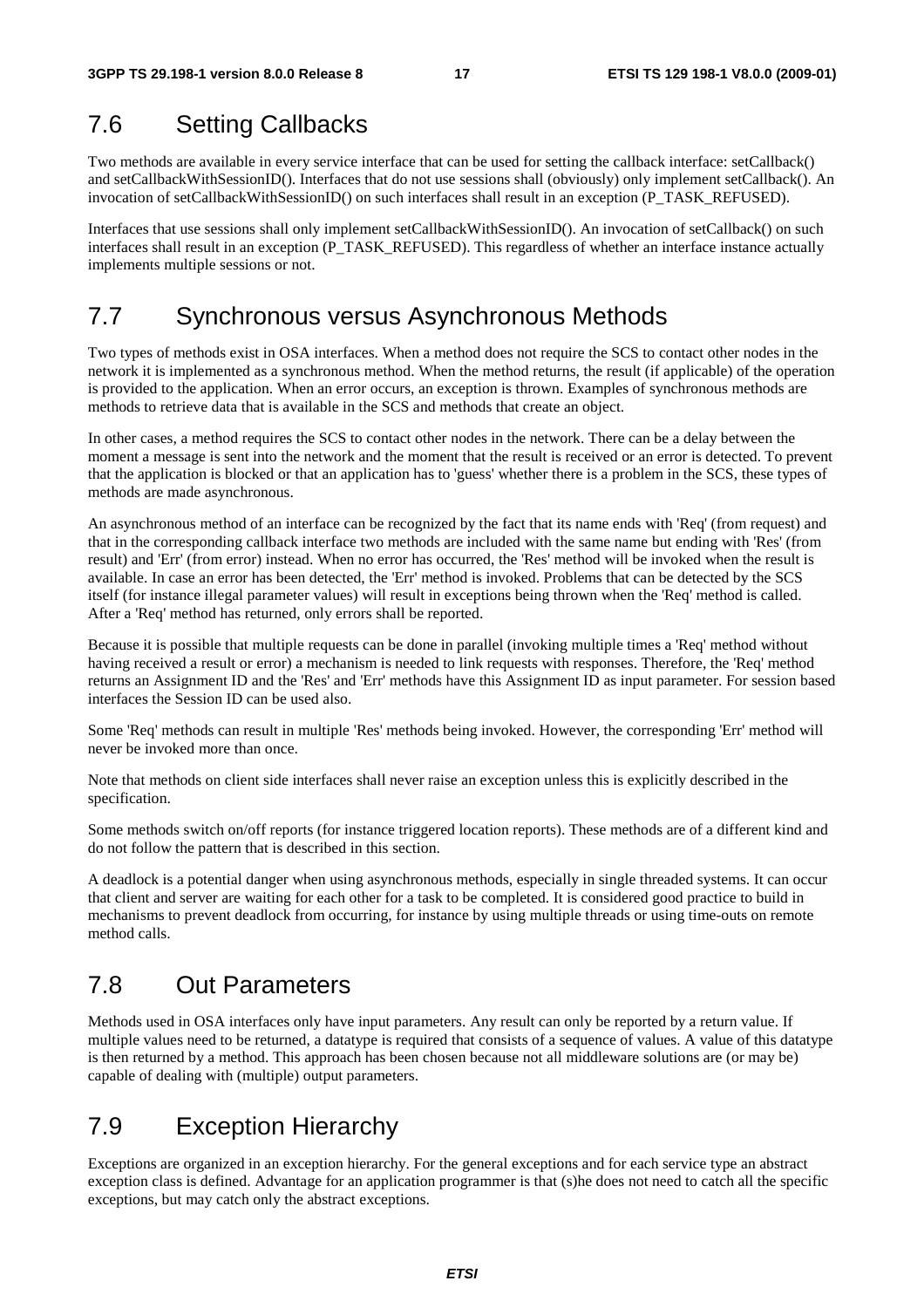## 7.6 Setting Callbacks

Two methods are available in every service interface that can be used for setting the callback interface: setCallback() and setCallbackWithSessionID(). Interfaces that do not use sessions shall (obviously) only implement setCallback(). An invocation of setCallbackWithSessionID() on such interfaces shall result in an exception (P_TASK_REFUSED).

Interfaces that use sessions shall only implement setCallbackWithSessionID(). An invocation of setCallback() on such interfaces shall result in an exception (P_TASK_REFUSED). This regardless of whether an interface instance actually implements multiple sessions or not.

## 7.7 Synchronous versus Asynchronous Methods

Two types of methods exist in OSA interfaces. When a method does not require the SCS to contact other nodes in the network it is implemented as a synchronous method. When the method returns, the result (if applicable) of the operation is provided to the application. When an error occurs, an exception is thrown. Examples of synchronous methods are methods to retrieve data that is available in the SCS and methods that create an object.

In other cases, a method requires the SCS to contact other nodes in the network. There can be a delay between the moment a message is sent into the network and the moment that the result is received or an error is detected. To prevent that the application is blocked or that an application has to 'guess' whether there is a problem in the SCS, these types of methods are made asynchronous.

An asynchronous method of an interface can be recognized by the fact that its name ends with 'Req' (from request) and that in the corresponding callback interface two methods are included with the same name but ending with 'Res' (from result) and 'Err' (from error) instead. When no error has occurred, the 'Res' method will be invoked when the result is available. In case an error has been detected, the 'Err' method is invoked. Problems that can be detected by the SCS itself (for instance illegal parameter values) will result in exceptions being thrown when the 'Req' method is called. After a 'Req' method has returned, only errors shall be reported.

Because it is possible that multiple requests can be done in parallel (invoking multiple times a 'Req' method without having received a result or error) a mechanism is needed to link requests with responses. Therefore, the 'Req' method returns an Assignment ID and the 'Res' and 'Err' methods have this Assignment ID as input parameter. For session based interfaces the Session ID can be used also.

Some 'Req' methods can result in multiple 'Res' methods being invoked. However, the corresponding 'Err' method will never be invoked more than once.

Note that methods on client side interfaces shall never raise an exception unless this is explicitly described in the specification.

Some methods switch on/off reports (for instance triggered location reports). These methods are of a different kind and do not follow the pattern that is described in this section.

A deadlock is a potential danger when using asynchronous methods, especially in single threaded systems. It can occur that client and server are waiting for each other for a task to be completed. It is considered good practice to build in mechanisms to prevent deadlock from occurring, for instance by using multiple threads or using time-outs on remote method calls.

## 7.8 Out Parameters

Methods used in OSA interfaces only have input parameters. Any result can only be reported by a return value. If multiple values need to be returned, a datatype is required that consists of a sequence of values. A value of this datatype is then returned by a method. This approach has been chosen because not all middleware solutions are (or may be) capable of dealing with (multiple) output parameters.

## 7.9 Exception Hierarchy

Exceptions are organized in an exception hierarchy. For the general exceptions and for each service type an abstract exception class is defined. Advantage for an application programmer is that (s)he does not need to catch all the specific exceptions, but may catch only the abstract exceptions.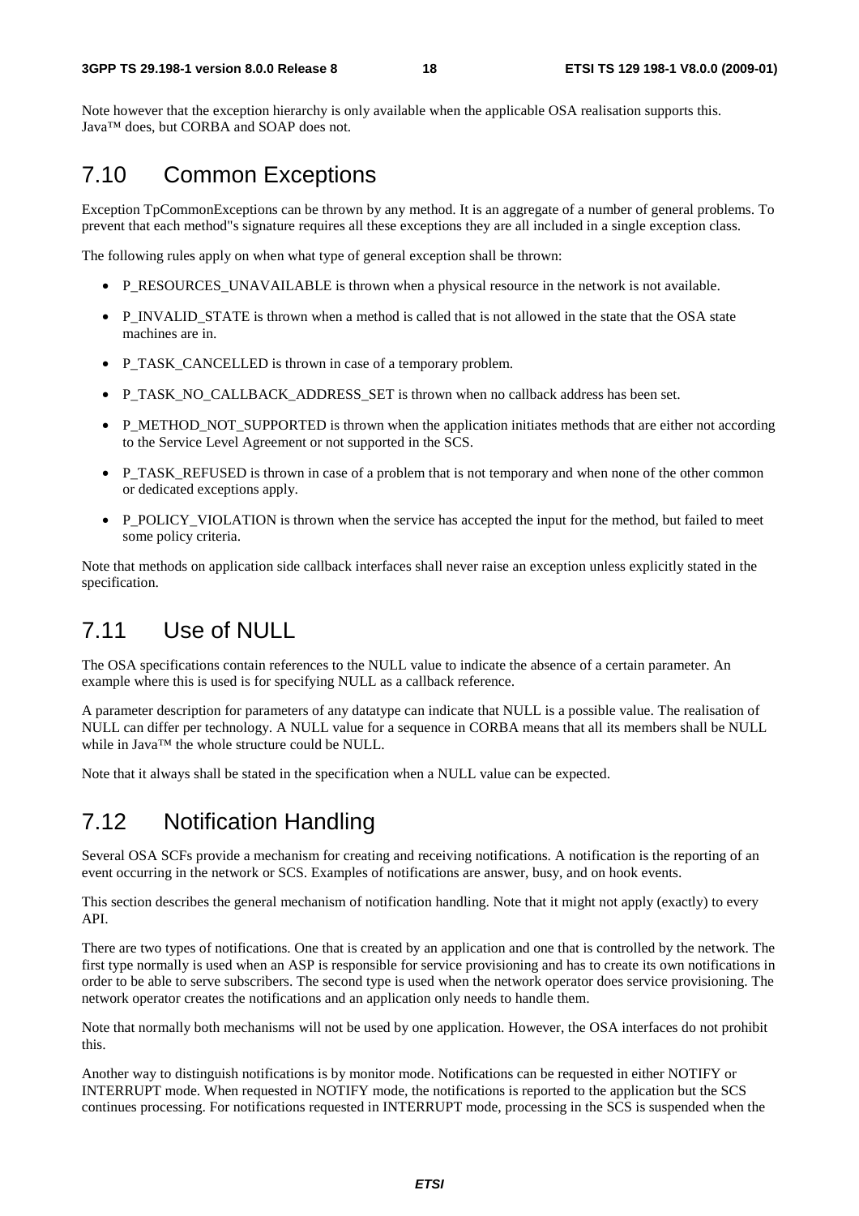Note however that the exception hierarchy is only available when the applicable OSA realisation supports this. Java™ does, but CORBA and SOAP does not.

## 7.10 Common Exceptions

Exception TpCommonExceptions can be thrown by any method. It is an aggregate of a number of general problems. To prevent that each method"s signature requires all these exceptions they are all included in a single exception class.

The following rules apply on when what type of general exception shall be thrown:

- P_RESOURCES_UNAVAILABLE is thrown when a physical resource in the network is not available.
- P_INVALID_STATE is thrown when a method is called that is not allowed in the state that the OSA state machines are in.
- P_TASK_CANCELLED is thrown in case of a temporary problem.
- P_TASK_NO_CALLBACK_ADDRESS_SET is thrown when no callback address has been set.
- P_METHOD_NOT_SUPPORTED is thrown when the application initiates methods that are either not according to the Service Level Agreement or not supported in the SCS.
- P_TASK_REFUSED is thrown in case of a problem that is not temporary and when none of the other common or dedicated exceptions apply.
- P_POLICY_VIOLATION is thrown when the service has accepted the input for the method, but failed to meet some policy criteria.

Note that methods on application side callback interfaces shall never raise an exception unless explicitly stated in the specification.

## 7.11 Use of NULL

The OSA specifications contain references to the NULL value to indicate the absence of a certain parameter. An example where this is used is for specifying NULL as a callback reference.

A parameter description for parameters of any datatype can indicate that NULL is a possible value. The realisation of NULL can differ per technology. A NULL value for a sequence in CORBA means that all its members shall be NULL while in Java™ the whole structure could be NULL.

Note that it always shall be stated in the specification when a NULL value can be expected.

## 7.12 Notification Handling

Several OSA SCFs provide a mechanism for creating and receiving notifications. A notification is the reporting of an event occurring in the network or SCS. Examples of notifications are answer, busy, and on hook events.

This section describes the general mechanism of notification handling. Note that it might not apply (exactly) to every API.

There are two types of notifications. One that is created by an application and one that is controlled by the network. The first type normally is used when an ASP is responsible for service provisioning and has to create its own notifications in order to be able to serve subscribers. The second type is used when the network operator does service provisioning. The network operator creates the notifications and an application only needs to handle them.

Note that normally both mechanisms will not be used by one application. However, the OSA interfaces do not prohibit this.

Another way to distinguish notifications is by monitor mode. Notifications can be requested in either NOTIFY or INTERRUPT mode. When requested in NOTIFY mode, the notifications is reported to the application but the SCS continues processing. For notifications requested in INTERRUPT mode, processing in the SCS is suspended when the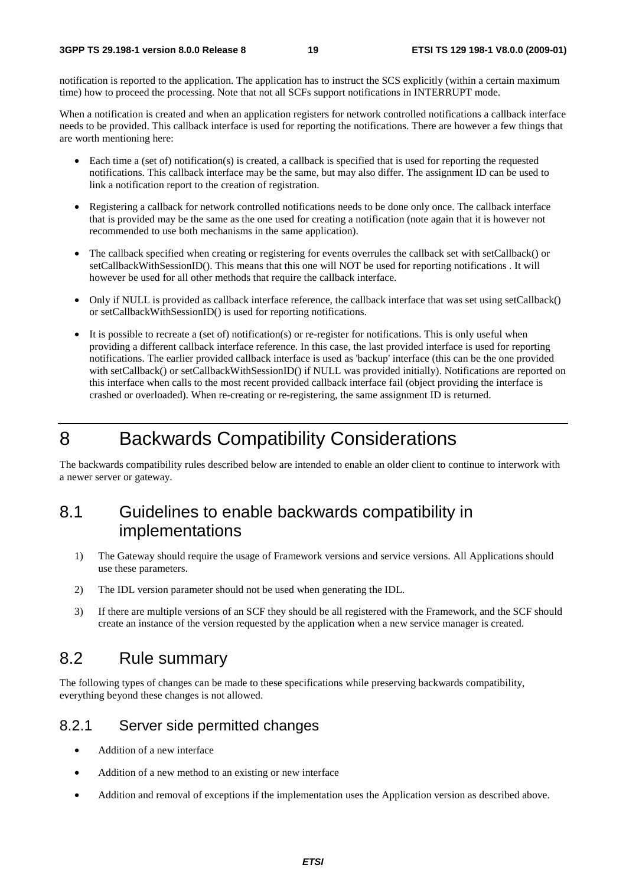notification is reported to the application. The application has to instruct the SCS explicitly (within a certain maximum time) how to proceed the processing. Note that not all SCFs support notifications in INTERRUPT mode.

When a notification is created and when an application registers for network controlled notifications a callback interface needs to be provided. This callback interface is used for reporting the notifications. There are however a few things that are worth mentioning here:

- Each time a (set of) notification(s) is created, a callback is specified that is used for reporting the requested notifications. This callback interface may be the same, but may also differ. The assignment ID can be used to link a notification report to the creation of registration.
- Registering a callback for network controlled notifications needs to be done only once. The callback interface that is provided may be the same as the one used for creating a notification (note again that it is however not recommended to use both mechanisms in the same application).
- The callback specified when creating or registering for events overrules the callback set with setCallback() or setCallbackWithSessionID(). This means that this one will NOT be used for reporting notifications . It will however be used for all other methods that require the callback interface.
- Only if NULL is provided as callback interface reference, the callback interface that was set using setCallback() or setCallbackWithSessionID() is used for reporting notifications.
- It is possible to recreate a (set of) notification(s) or re-register for notifications. This is only useful when providing a different callback interface reference. In this case, the last provided interface is used for reporting notifications. The earlier provided callback interface is used as 'backup' interface (this can be the one provided with setCallback() or setCallbackWithSessionID() if NULL was provided initially). Notifications are reported on this interface when calls to the most recent provided callback interface fail (object providing the interface is crashed or overloaded). When re-creating or re-registering, the same assignment ID is returned.

# 8 Backwards Compatibility Considerations

The backwards compatibility rules described below are intended to enable an older client to continue to interwork with a newer server or gateway.

## 8.1 Guidelines to enable backwards compatibility in implementations

1) The Gateway should require the usage of Framework versions and service versions. All Applications should use these parameters.

2) The IDL version parameter should not be used when generating the IDL.

3) If there are multiple versions of an SCF they should be all registered with the Framework, and the SCF should create an instance of the version requested by the application when a new service manager is created.

## 8.2 Rule summary

The following types of changes can be made to these specifications while preserving backwards compatibility, everything beyond these changes is not allowed.

### 8.2.1 Server side permitted changes

- Addition of a new interface
- Addition of a new method to an existing or new interface
- Addition and removal of exceptions if the implementation uses the Application version as described above.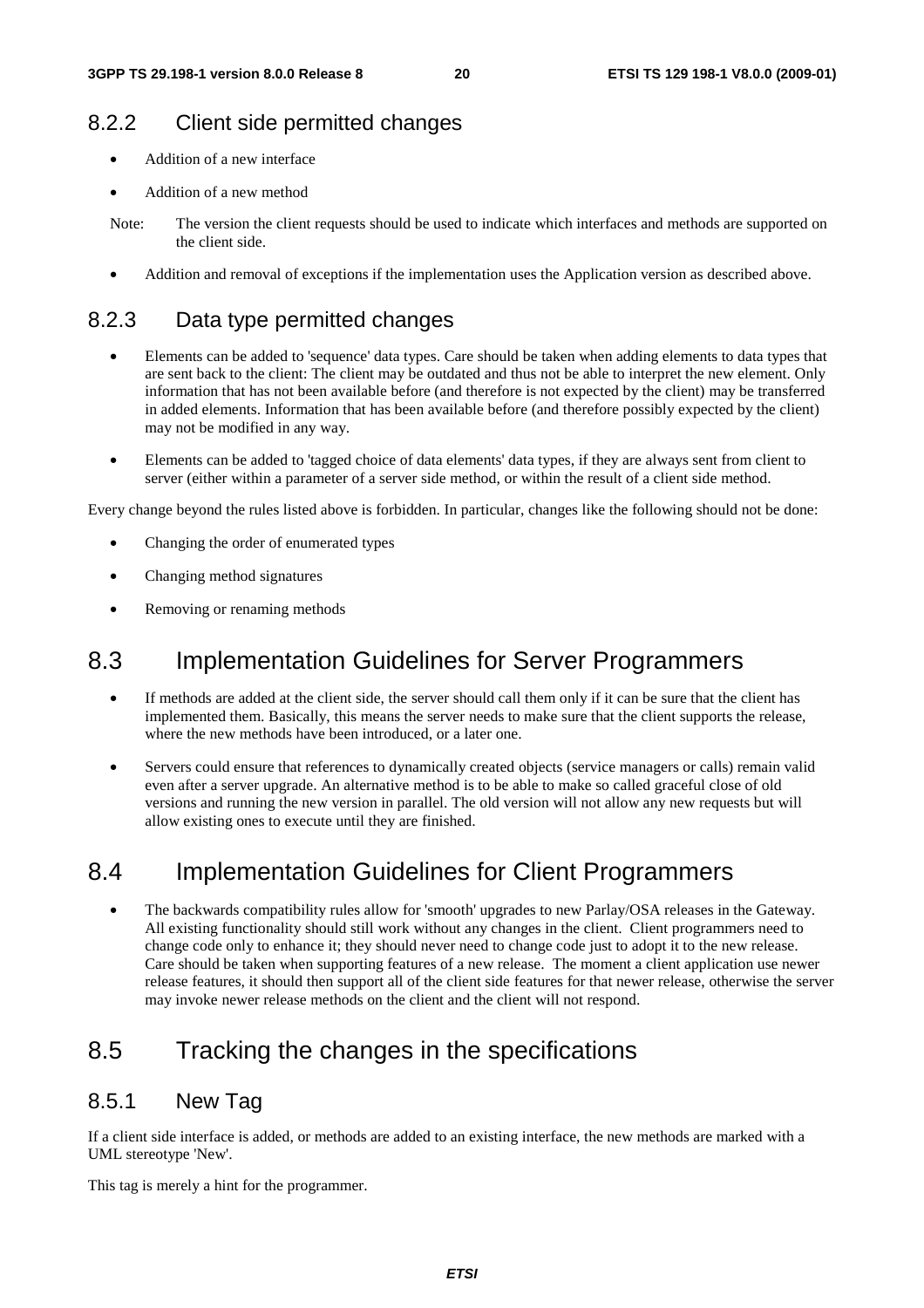### 8.2.2 Client side permitted changes

- Addition of a new interface
- Addition of a new method

Note: The version the client requests should be used to indicate which interfaces and methods are supported on the client side.

- Addition and removal of exceptions if the implementation uses the Application version as described above.

### 8.2.3 Data type permitted changes

- Elements can be added to 'sequence' data types. Care should be taken when adding elements to data types that are sent back to the client: The client may be outdated and thus not be able to interpret the new element. Only information that has not been available before (and therefore is not expected by the client) may be transferred in added elements. Information that has been available before (and therefore possibly expected by the client) may not be modified in any way.
- Elements can be added to 'tagged choice of data elements' data types, if they are always sent from client to server (either within a parameter of a server side method, or within the result of a client side method.

Every change beyond the rules listed above is forbidden. In particular, changes like the following should not be done:

- Changing the order of enumerated types
- Changing method signatures
- Removing or renaming methods

## 8.3 Implementation Guidelines for Server Programmers

- If methods are added at the client side, the server should call them only if it can be sure that the client has implemented them. Basically, this means the server needs to make sure that the client supports the release, where the new methods have been introduced, or a later one.
- Servers could ensure that references to dynamically created objects (service managers or calls) remain valid even after a server upgrade. An alternative method is to be able to make so called graceful close of old versions and running the new version in parallel. The old version will not allow any new requests but will allow existing ones to execute until they are finished.

## 8.4 Implementation Guidelines for Client Programmers

- The backwards compatibility rules allow for 'smooth' upgrades to new Parlay/OSA releases in the Gateway. All existing functionality should still work without any changes in the client. Client programmers need to change code only to enhance it; they should never need to change code just to adopt it to the new release. Care should be taken when supporting features of a new release. The moment a client application use newer release features, it should then support all of the client side features for that newer release, otherwise the server may invoke newer release methods on the client and the client will not respond.

## 8.5 Tracking the changes in the specifications

### 8.5.1 New Tag

If a client side interface is added, or methods are added to an existing interface, the new methods are marked with a UML stereotype 'New'.

This tag is merely a hint for the programmer.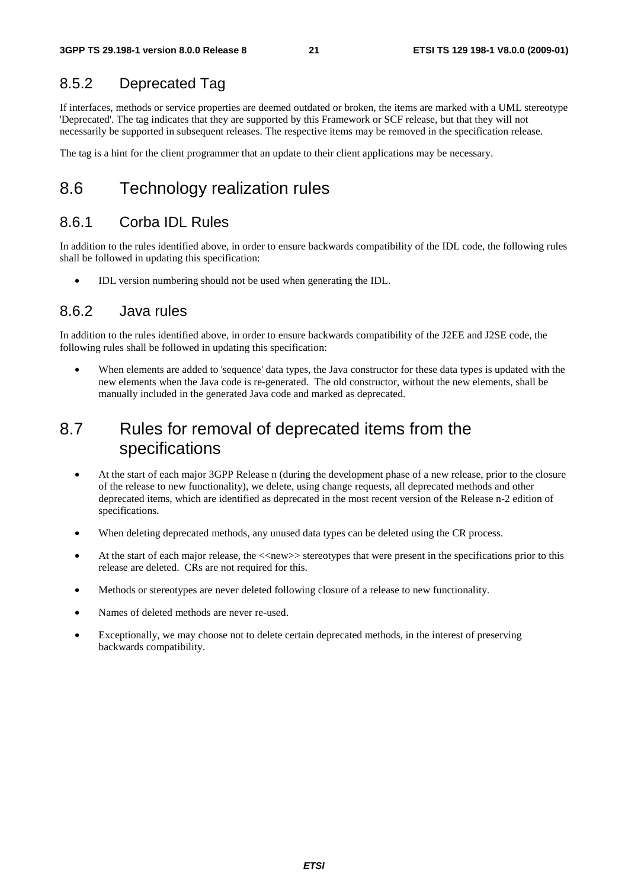### 8.5.2 Deprecated Tag

If interfaces, methods or service properties are deemed outdated or broken, the items are marked with a UML stereotype 'Deprecated'. The tag indicates that they are supported by this Framework or SCF release, but that they will not necessarily be supported in subsequent releases. The respective items may be removed in the specification release.

The tag is a hint for the client programmer that an update to their client applications may be necessary.

## 8.6 Technology realization rules

### 8.6.1 Corba IDL Rules

In addition to the rules identified above, in order to ensure backwards compatibility of the IDL code, the following rules shall be followed in updating this specification:

- IDL version numbering should not be used when generating the IDL.

### 8.6.2 Java rules

In addition to the rules identified above, in order to ensure backwards compatibility of the J2EE and J2SE code, the following rules shall be followed in updating this specification:

- When elements are added to 'sequence' data types, the Java constructor for these data types is updated with the new elements when the Java code is re-generated. The old constructor, without the new elements, shall be manually included in the generated Java code and marked as deprecated.

## 8.7 Rules for removal of deprecated items from the specifications

- At the start of each major 3GPP Release n (during the development phase of a new release, prior to the closure of the release to new functionality), we delete, using change requests, all deprecated methods and other deprecated items, which are identified as deprecated in the most recent version of the Release n-2 edition of specifications.
- When deleting deprecated methods, any unused data types can be deleted using the CR process.
- At the start of each major release, the <<new>> stereotypes that were present in the specifications prior to this release are deleted. CRs are not required for this.
- Methods or stereotypes are never deleted following closure of a release to new functionality.
- Names of deleted methods are never re-used.
- Exceptionally, we may choose not to delete certain deprecated methods, in the interest of preserving backwards compatibility.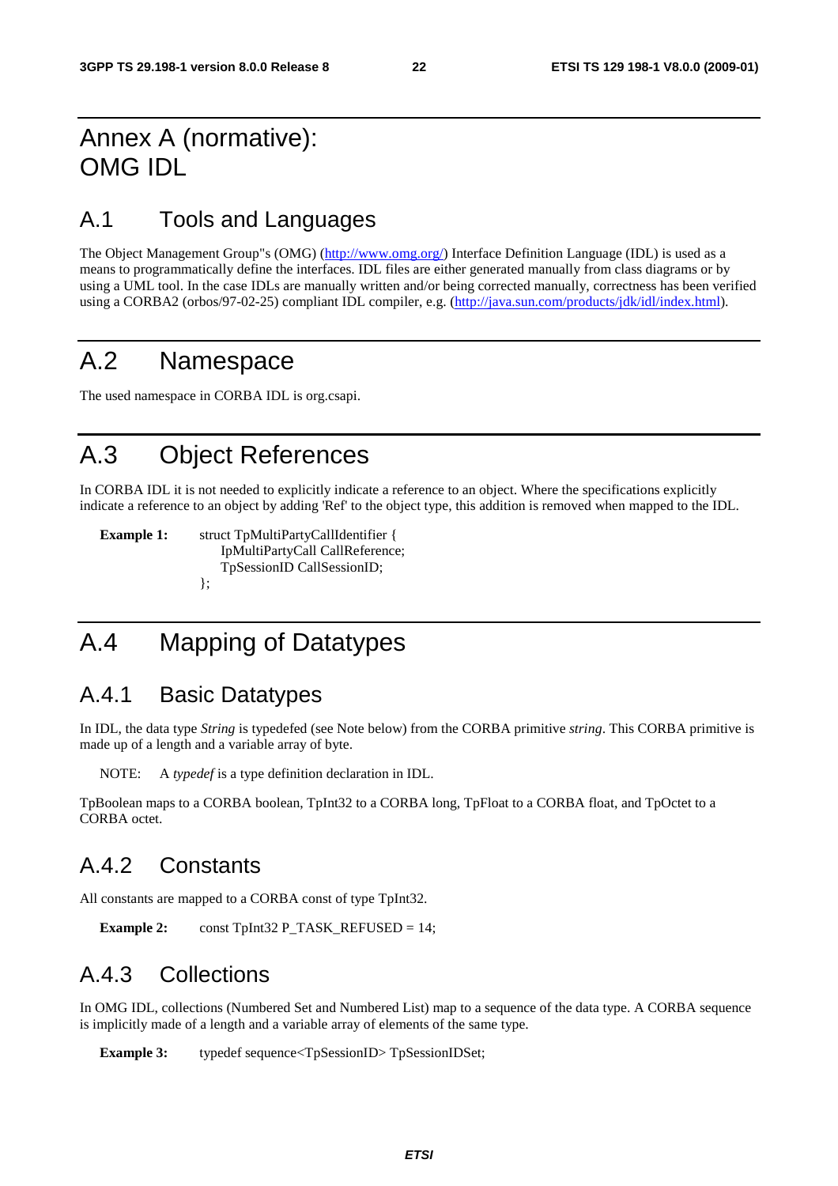# Annex A (normative): OMG IDL

## A.1 Tools and Languages

The Object Management Group"s (OMG) (http://www.omg.org/) Interface Definition Language (IDL) is used as a means to programmatically define the interfaces. IDL files are either generated manually from class diagrams or by using a UML tool. In the case IDLs are manually written and/or being corrected manually, correctness has been verified using a CORBA2 (orbos/97-02-25) compliant IDL compiler, e.g. (http://java.sun.com/products/jdk/idl/index.html).

## A.2 Namespace

The used namespace in CORBA IDL is org.csapi.

## A.3 Object References

In CORBA IDL it is not needed to explicitly indicate a reference to an object. Where the specifications explicitly indicate a reference to an object by adding 'Ref' to the object type, this addition is removed when mapped to the IDL.

**Example 1:**

```
struct TpMultiPartyCallIdentifier {
    IpMultiPartyCall CallReference;
    TpSessionID CallSessionID;
};
```

## A.4 Mapping of Datatypes

### A.4.1 Basic Datatypes

In IDL, the data type *String* is typedefed (see Note below) from the CORBA primitive *string*. This CORBA primitive is made up of a length and a variable array of byte.

NOTE: A *typedef* is a type definition declaration in IDL.

TpBoolean maps to a CORBA boolean, TpInt32 to a CORBA long, TpFloat to a CORBA float, and TpOctet to a CORBA octet.

### A.4.2 Constants

All constants are mapped to a CORBA const of type TpInt32.

**Example 2:**

```
const TpInt32 P_TASK_REFUSED = 14;
```

### A.4.3 Collections

In OMG IDL, collections (Numbered Set and Numbered List) map to a sequence of the data type. A CORBA sequence is implicitly made of a length and a variable array of elements of the same type.

**Example 3:**

```
typedef sequence<TpSessionID> TpSessionIDSet;
```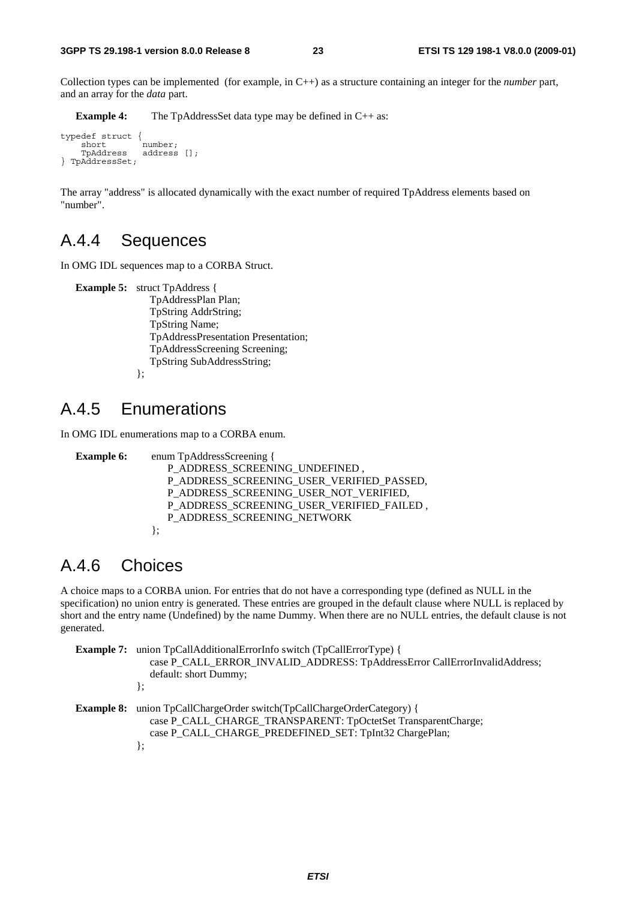Collection types can be implemented (for example, in C++) as a structure containing an integer for the *number* part, and an array for the *data* part.

**Example 4:** The TpAddressSet data type may be defined in C++ as:

```
typedef struct {
    short       number;
    TpAddress   address [];
} TpAddressSet;
```

The array "address" is allocated dynamically with the exact number of required TpAddress elements based on "number".

## A.4.4 Sequences

In OMG IDL sequences map to a CORBA Struct.

**Example 5:**
```
struct TpAddress {
    TpAddressPlan Plan;
    TpString AddrString;
    TpString Name;
    TpAddressPresentation Presentation;
    TpAddressScreening Screening;
    TpString SubAddressString;
};
```

## A.4.5 Enumerations

In OMG IDL enumerations map to a CORBA enum.

**Example 6:**
```
enum TpAddressScreening {
    P_ADDRESS_SCREENING_UNDEFINED ,
    P_ADDRESS_SCREENING_USER_VERIFIED_PASSED,
    P_ADDRESS_SCREENING_USER_NOT_VERIFIED,
    P_ADDRESS_SCREENING_USER_VERIFIED_FAILED ,
    P_ADDRESS_SCREENING_NETWORK
};
```

## A.4.6 Choices

A choice maps to a CORBA union. For entries that do not have a corresponding type (defined as NULL in the specification) no union entry is generated. These entries are grouped in the default clause where NULL is replaced by short and the entry name (Undefined) by the name Dummy. When there are no NULL entries, the default clause is not generated.

**Example 7:**
```
union TpCallAdditionalErrorInfo switch (TpCallErrorType) {
    case P_CALL_ERROR_INVALID_ADDRESS: TpAddressError CallErrorInvalidAddress;
    default: short Dummy;
};
```

**Example 8:**
```
union TpCallChargeOrder switch(TpCallChargeOrderCategory) {
    case P_CALL_CHARGE_TRANSPARENT: TpOctetSet TransparentCharge;
    case P_CALL_CHARGE_PREDEFINED_SET: TpInt32 ChargePlan;
};
```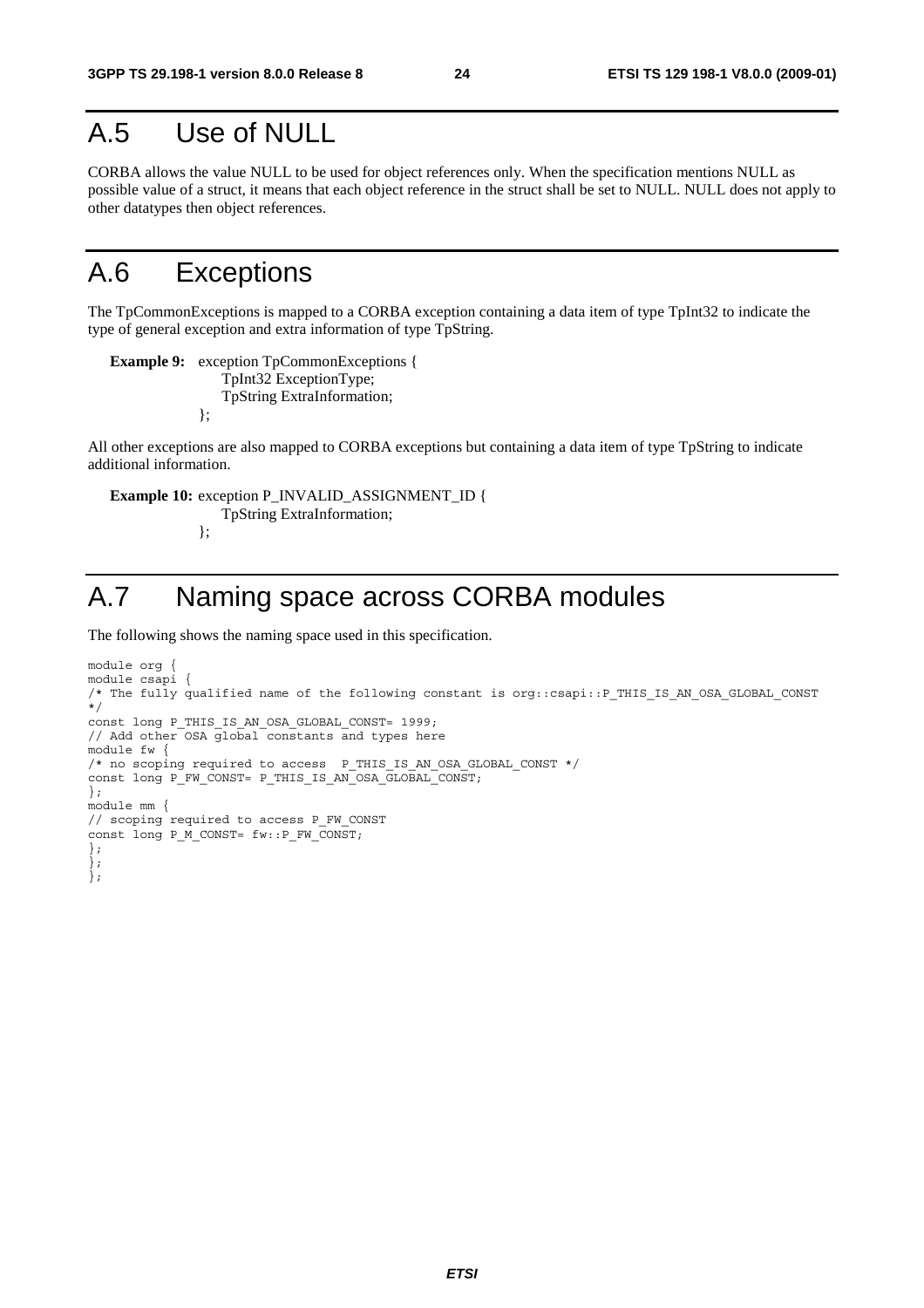# A.5 Use of NULL

CORBA allows the value NULL to be used for object references only. When the specification mentions NULL as possible value of a struct, it means that each object reference in the struct shall be set to NULL. NULL does not apply to other datatypes then object references.

# A.6 Exceptions

The TpCommonExceptions is mapped to a CORBA exception containing a data item of type TpInt32 to indicate the type of general exception and extra information of type TpString.

**Example 9:** 
```
exception TpCommonExceptions {
    TpInt32 ExceptionType;
    TpString ExtraInformation;
};
```

All other exceptions are also mapped to CORBA exceptions but containing a data item of type TpString to indicate additional information.

**Example 10:** 
```
exception P_INVALID_ASSIGNMENT_ID {
    TpString ExtraInformation;
};
```

# A.7 Naming space across CORBA modules

The following shows the naming space used in this specification.

```
module org {
module csapi {
/* The fully qualified name of the following constant is org::csapi::P_THIS_IS_AN_OSA_GLOBAL_CONST
*/
const long P_THIS_IS_AN_OSA_GLOBAL_CONST= 1999;
// Add other OSA global constants and types here
module fw {
/* no scoping required to access  P_THIS_IS_AN_OSA_GLOBAL_CONST */
const long P_FW_CONST= P_THIS_IS_AN_OSA_GLOBAL_CONST;
};
module mm {
// scoping required to access P_FW_CONST
const long P_M_CONST= fw::P_FW_CONST;
};
};
};
```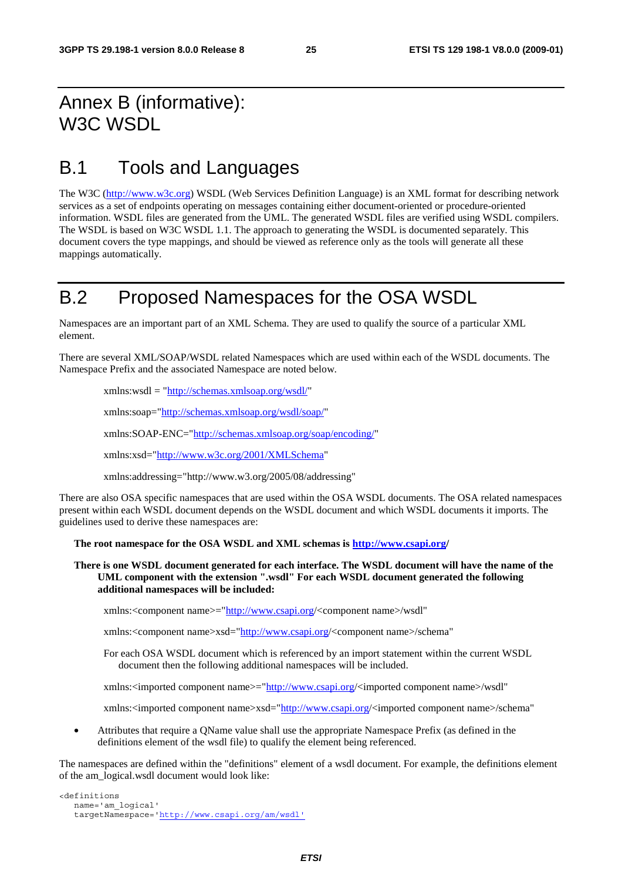# Annex B (informative): W3C WSDL

## B.1 Tools and Languages

The W3C (http://www.w3c.org) WSDL (Web Services Definition Language) is an XML format for describing network services as a set of endpoints operating on messages containing either document-oriented or procedure-oriented information. WSDL files are generated from the UML. The generated WSDL files are verified using WSDL compilers. The WSDL is based on W3C WSDL 1.1. The approach to generating the WSDL is documented separately. This document covers the type mappings, and should be viewed as reference only as the tools will generate all these mappings automatically.

## B.2 Proposed Namespaces for the OSA WSDL

Namespaces are an important part of an XML Schema. They are used to qualify the source of a particular XML element.

There are several XML/SOAP/WSDL related Namespaces which are used within each of the WSDL documents. The Namespace Prefix and the associated Namespace are noted below.

xmlns:wsdl = "http://schemas.xmlsoap.org/wsdl/"

xmlns:soap="http://schemas.xmlsoap.org/wsdl/soap/"

xmlns:SOAP-ENC="http://schemas.xmlsoap.org/soap/encoding/"

xmlns:xsd="http://www.w3c.org/2001/XMLSchema"

xmlns:addressing="http://www.w3.org/2005/08/addressing"

There are also OSA specific namespaces that are used within the OSA WSDL documents. The OSA related namespaces present within each WSDL document depends on the WSDL document and which WSDL documents it imports. The guidelines used to derive these namespaces are:

**The root namespace for the OSA WSDL and XML schemas is http://www.csapi.org/**

**There is one WSDL document generated for each interface. The WSDL document will have the name of the UML component with the extension ".wsdl" For each WSDL document generated the following additional namespaces will be included:**

xmlns:<component name>="http://www.csapi.org/<component name>/wsdl"

xmlns:<component name>xsd="http://www.csapi.org/<component name>/schema"

For each OSA WSDL document which is referenced by an import statement within the current WSDL document then the following additional namespaces will be included.

xmlns:<imported component name>="http://www.csapi.org/<imported component name>/wsdl"

xmlns:<imported component name>xsd="http://www.csapi.org/<imported component name>/schema"

- Attributes that require a QName value shall use the appropriate Namespace Prefix (as defined in the definitions element of the wsdl file) to qualify the element being referenced.

The namespaces are defined within the "definitions" element of a wsdl document. For example, the definitions element of the am_logical.wsdl document would look like:

```
<definitions
   name='am_logical'
   targetNamespace='http://www.csapi.org/am/wsdl'
```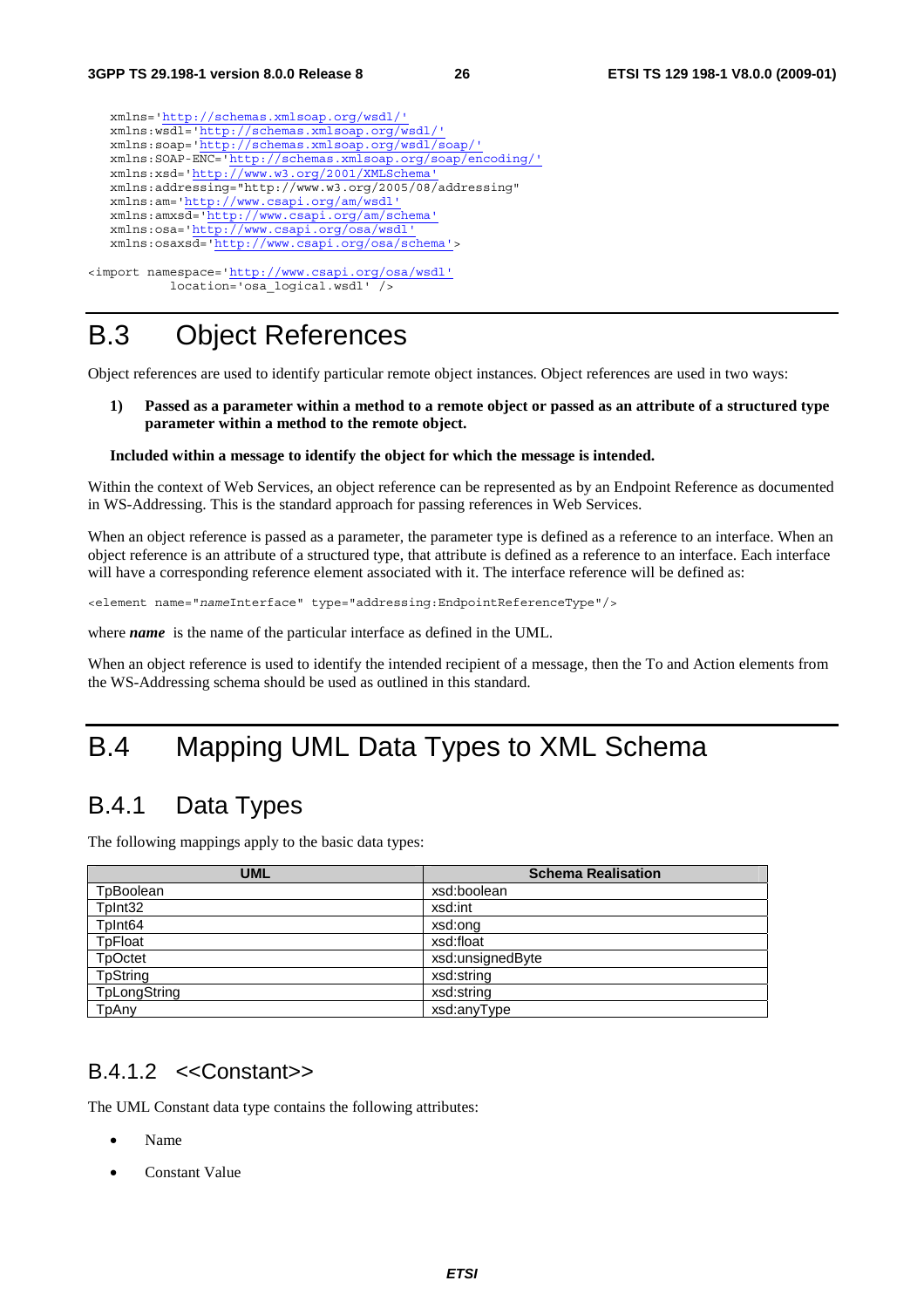```
   xmlns='http://schemas.xmlsoap.org/wsdl/'
   xmlns:wsdl='http://schemas.xmlsoap.org/wsdl/'
   xmlns:soap='http://schemas.xmlsoap.org/wsdl/soap/'
   xmlns:SOAP-ENC='http://schemas.xmlsoap.org/soap/encoding/'
   xmlns:xsd='http://www.w3.org/2001/XMLSchema'
   xmlns:addressing="http://www.w3.org/2005/08/addressing"
   xmlns:am='http://www.csapi.org/am/wsdl'
   xmlns:amxsd='http://www.csapi.org/am/schema'
   xmlns:osa='http://www.csapi.org/osa/wsdl'
   xmlns:osaxsd='http://www.csapi.org/osa/schema'>

<import namespace='http://www.csapi.org/osa/wsdl'
           location='osa_logical.wsdl' />
```

# B.3 Object References

Object references are used to identify particular remote object instances. Object references are used in two ways:

1) **Passed as a parameter within a method to a remote object or passed as an attribute of a structured type parameter within a method to the remote object.**

**Included within a message to identify the object for which the message is intended.**

Within the context of Web Services, an object reference can be represented as by an Endpoint Reference as documented in WS-Addressing. This is the standard approach for passing references in Web Services.

When an object reference is passed as a parameter, the parameter type is defined as a reference to an interface. When an object reference is an attribute of a structured type, that attribute is defined as a reference to an interface. Each interface will have a corresponding reference element associated with it. The interface reference will be defined as:

```
<element name="nameInterface" type="addressing:EndpointReferenceType"/>
```

where ***name*** is the name of the particular interface as defined in the UML.

When an object reference is used to identify the intended recipient of a message, then the To and Action elements from the WS-Addressing schema should be used as outlined in this standard.

# B.4 Mapping UML Data Types to XML Schema

## B.4.1 Data Types

The following mappings apply to the basic data types:

| UML | Schema Realisation |
|---|---|
| TpBoolean | xsd:boolean |
| TpInt32 | xsd:int |
| TpInt64 | xsd:ong |
| TpFloat | xsd:float |
| TpOctet | xsd:unsignedByte |
| TpString | xsd:string |
| TpLongString | xsd:string |
| TpAny | xsd:anyType |

### B.4.1.2 <<Constant>>

The UML Constant data type contains the following attributes:

- Name
- Constant Value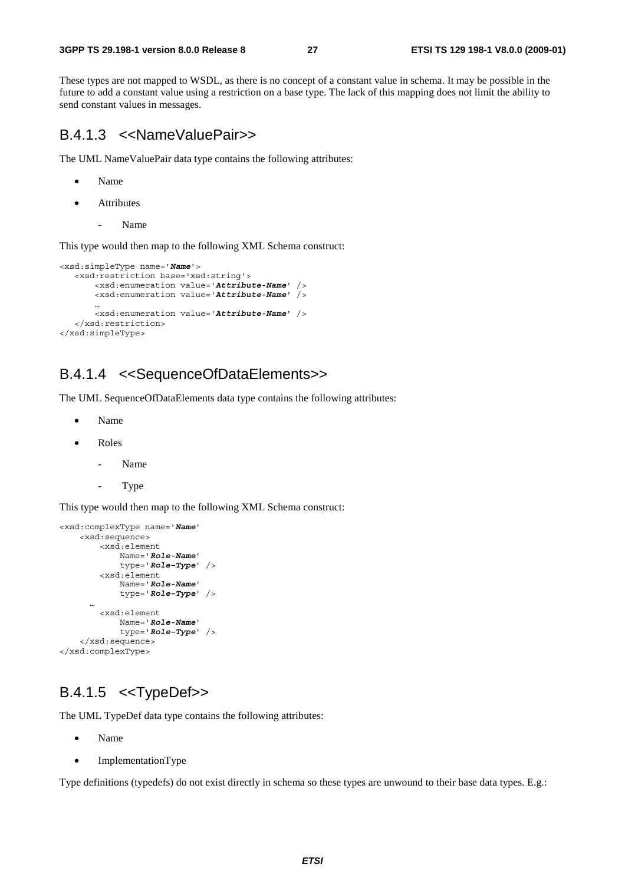These types are not mapped to WSDL, as there is no concept of a constant value in schema. It may be possible in the future to add a constant value using a restriction on a base type. The lack of this mapping does not limit the ability to send constant values in messages.

### B.4.1.3 <<NameValuePair>>

The UML NameValuePair data type contains the following attributes:

- Name
- Attributes
  - Name

This type would then map to the following XML Schema construct:

```
<xsd:simpleType name='Name'>
   <xsd:restriction base='xsd:string'>
       <xsd:enumeration value='Attribute-Name' />
       <xsd:enumeration value='Attribute-Name' />
       …
       <xsd:enumeration value='Attribute-Name' />
   </xsd:restriction>
</xsd:simpleType>
```

### B.4.1.4 <<SequenceOfDataElements>>

The UML SequenceOfDataElements data type contains the following attributes:

- Name
- Roles
  - Name
  - Type

This type would then map to the following XML Schema construct:

```
<xsd:complexType name='Name'
    <xsd:sequence>
        <xsd:element
            Name='Role-Name'
            type='Role-Type' />
        <xsd:element
            Name='Role-Name'
            type='Role-Type' />
      …
        <xsd:element
            Name='Role-Name'
            type='Role-Type' />
    </xsd:sequence>
</xsd:complexType>
```

### B.4.1.5 <<TypeDef>>

The UML TypeDef data type contains the following attributes:

- Name
- ImplementationType

Type definitions (typedefs) do not exist directly in schema so these types are unwound to their base data types. E.g.: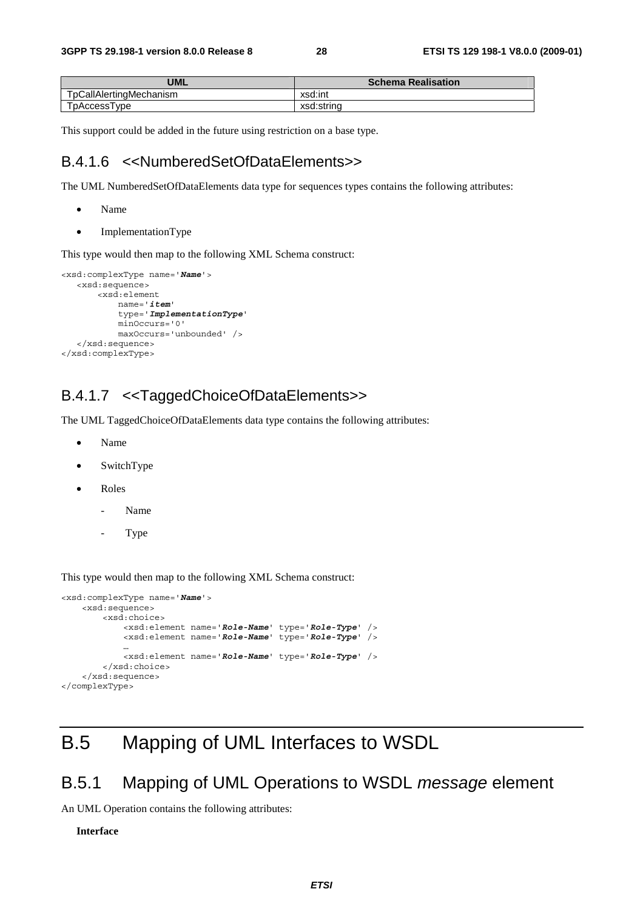| UML | Schema Realisation |
|---|---|
| TpCallAlertingMechanism | xsd:int |
| TpAccessType | xsd:string |

This support could be added in the future using restriction on a base type.

### B.4.1.6 <<NumberedSetOfDataElements>>

The UML NumberedSetOfDataElements data type for sequences types contains the following attributes:

- Name
- ImplementationType

This type would then map to the following XML Schema construct:

```
<xsd:complexType name='Name'>
   <xsd:sequence>
       <xsd:element
           name='item'
           type='ImplementationType'
           minOccurs='0'
           maxOccurs='unbounded' />
   </xsd:sequence>
</xsd:complexType>
```

### B.4.1.7 <<TaggedChoiceOfDataElements>>

The UML TaggedChoiceOfDataElements data type contains the following attributes:

- Name
- SwitchType
- Roles
    - Name
    - Type

This type would then map to the following XML Schema construct:

```
<xsd:complexType name='Name'>
    <xsd:sequence>
        <xsd:choice>
            <xsd:element name='Role-Name' type='Role-Type' />
            <xsd:element name='Role-Name' type='Role-Type' />
            …
            <xsd:element name='Role-Name' type='Role-Type' />
        </xsd:choice>
    </xsd:sequence>
</complexType>
```

# B.5 Mapping of UML Interfaces to WSDL

## B.5.1 Mapping of UML Operations to WSDL *message* element

An UML Operation contains the following attributes:

**Interface**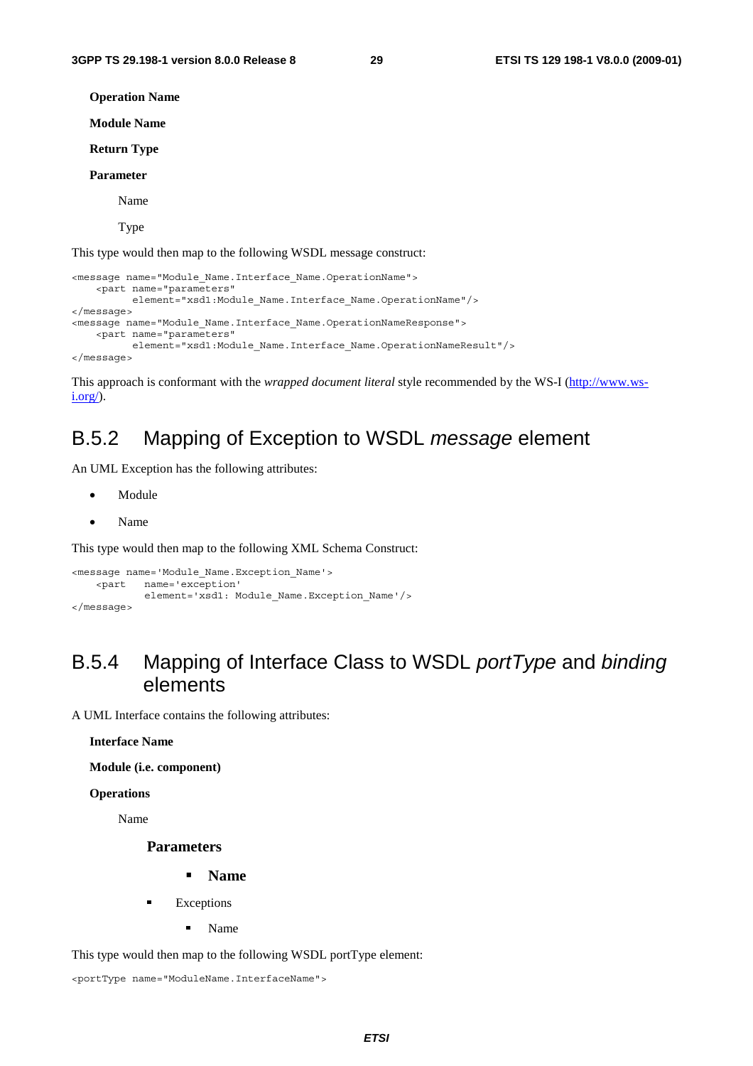**Operation Name**

**Module Name**

**Return Type**

**Parameter**

Name

Type

This type would then map to the following WSDL message construct:

```
<message name="Module_Name.Interface_Name.OperationName">
    <part name="parameters"
          element="xsd1:Module_Name.Interface_Name.OperationName"/>
</message>
<message name="Module_Name.Interface_Name.OperationNameResponse">
    <part name="parameters"
          element="xsd1:Module_Name.Interface_Name.OperationNameResult"/>
</message>
```

This approach is conformant with the *wrapped document literal* style recommended by the WS-I (http://www.ws-i.org/).

## B.5.2 Mapping of Exception to WSDL *message* element

An UML Exception has the following attributes:

- Module
- Name

This type would then map to the following XML Schema Construct:

```
<message name='Module_Name.Exception_Name'>
    <part    name='exception'
             element='xsd1: Module_Name.Exception_Name'/>
</message>
```

## B.5.4 Mapping of Interface Class to WSDL *portType* and *binding* elements

A UML Interface contains the following attributes:

**Interface Name**

**Module (i.e. component)**

**Operations**

Name

**Parameters**

- **Name**

- Exceptions
  - Name

This type would then map to the following WSDL portType element:

```
<portType name="ModuleName.InterfaceName">
```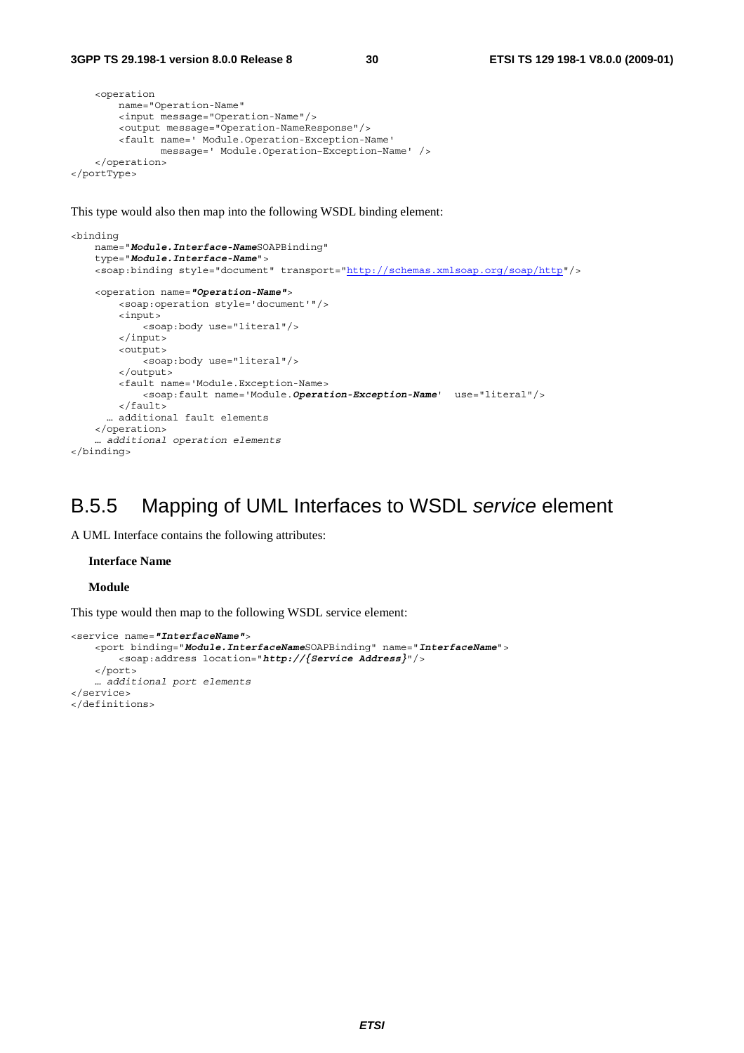```
    <operation
        name="Operation-Name"
        <input message="Operation-Name"/>
        <output message="Operation-NameResponse"/>
        <fault name=' Module.Operation-Exception-Name'
               message=' Module.Operation-Exception-Name' />
    </operation>
</portType>
```

This type would also then map into the following WSDL binding element:

```
<binding
    name="Module.Interface-NameSOAPBinding"
    type="Module.Interface-Name">
    <soap:binding style="document" transport="http://schemas.xmlsoap.org/soap/http"/>

    <operation name="Operation-Name">
        <soap:operation style='document'"/>
        <input>
            <soap:body use="literal"/>
        </input>
        <output>
            <soap:body use="literal"/>
        </output>
        <fault name='Module.Exception-Name>
            <soap:fault name='Module.Operation-Exception-Name'  use="literal"/>
        </fault>
      … additional fault elements
    </operation>
    … additional operation elements
</binding>
```

## B.5.5 Mapping of UML Interfaces to WSDL *service* element

A UML Interface contains the following attributes:

**Interface Name**

**Module**

This type would then map to the following WSDL service element:

```
<service name="InterfaceName">
    <port binding="Module.InterfaceNameSOAPBinding" name="InterfaceName">
        <soap:address location="http://{Service Address}"/>
    </port>
    … additional port elements
</service>
</definitions>
```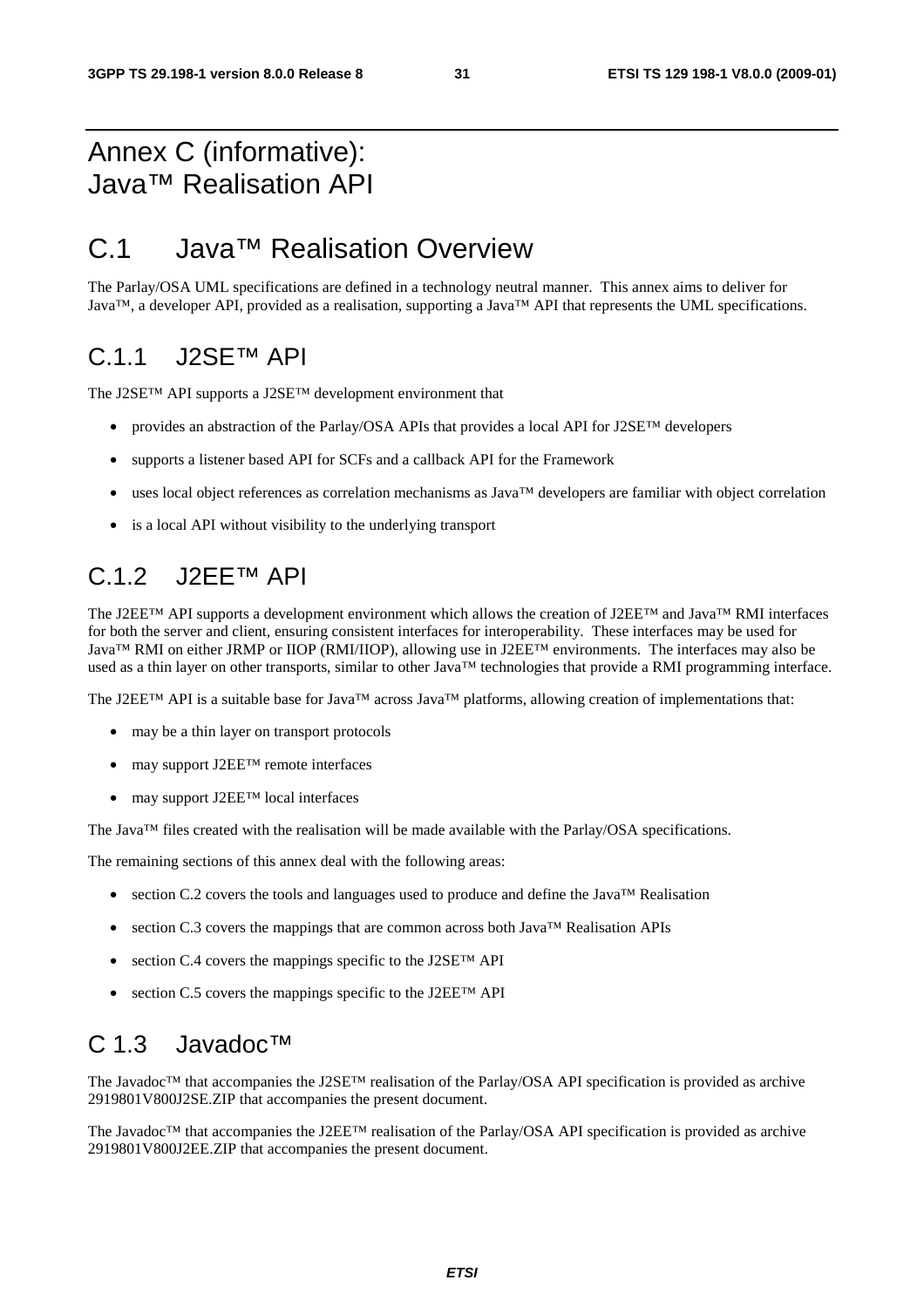# Annex C (informative): Java™ Realisation API

## C.1 Java™ Realisation Overview

The Parlay/OSA UML specifications are defined in a technology neutral manner. This annex aims to deliver for Java™, a developer API, provided as a realisation, supporting a Java™ API that represents the UML specifications.

### C.1.1 J2SE™ API

The J2SE™ API supports a J2SE™ development environment that

- provides an abstraction of the Parlay/OSA APIs that provides a local API for J2SE™ developers
- supports a listener based API for SCFs and a callback API for the Framework
- uses local object references as correlation mechanisms as Java™ developers are familiar with object correlation
- is a local API without visibility to the underlying transport

### C.1.2 J2EE™ API

The J2EE™ API supports a development environment which allows the creation of J2EE™ and Java™ RMI interfaces for both the server and client, ensuring consistent interfaces for interoperability. These interfaces may be used for Java™ RMI on either JRMP or IIOP (RMI/IIOP), allowing use in J2EE™ environments. The interfaces may also be used as a thin layer on other transports, similar to other Java™ technologies that provide a RMI programming interface.

The J2EE™ API is a suitable base for Java™ across Java™ platforms, allowing creation of implementations that:

- may be a thin layer on transport protocols
- may support J2EE™ remote interfaces
- may support J2EE™ local interfaces

The Java™ files created with the realisation will be made available with the Parlay/OSA specifications.

The remaining sections of this annex deal with the following areas:

- section C.2 covers the tools and languages used to produce and define the Java™ Realisation
- section C.3 covers the mappings that are common across both Java™ Realisation APIs
- section C.4 covers the mappings specific to the J2SE™ API
- section C.5 covers the mappings specific to the J2EE™ API

### C 1.3 Javadoc™

The Javadoc™ that accompanies the J2SE™ realisation of the Parlay/OSA API specification is provided as archive 2919801V800J2SE.ZIP that accompanies the present document.

The Javadoc™ that accompanies the J2EE™ realisation of the Parlay/OSA API specification is provided as archive 2919801V800J2EE.ZIP that accompanies the present document.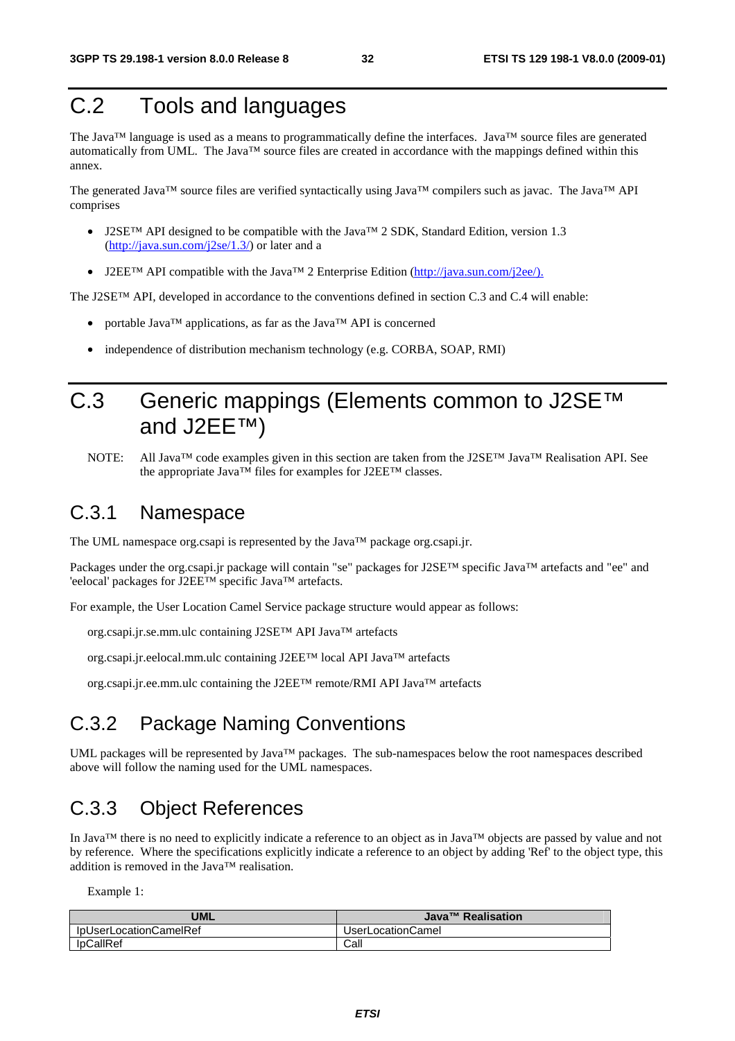# C.2 Tools and languages

The Java™ language is used as a means to programmatically define the interfaces. Java™ source files are generated automatically from UML. The Java™ source files are created in accordance with the mappings defined within this annex.

The generated Java™ source files are verified syntactically using Java™ compilers such as javac. The Java™ API comprises

- J2SE™ API designed to be compatible with the Java™ 2 SDK, Standard Edition, version 1.3 (http://java.sun.com/j2se/1.3/) or later and a
- J2EE™ API compatible with the Java™ 2 Enterprise Edition (http://java.sun.com/j2ee/).

The J2SE™ API, developed in accordance to the conventions defined in section C.3 and C.4 will enable:

- portable Java™ applications, as far as the Java™ API is concerned
- independence of distribution mechanism technology (e.g. CORBA, SOAP, RMI)

# C.3 Generic mappings (Elements common to J2SE™ and J2EE™)

NOTE: All Java™ code examples given in this section are taken from the J2SE™ Java™ Realisation API. See the appropriate Java™ files for examples for J2EE™ classes.

## C.3.1 Namespace

The UML namespace org.csapi is represented by the Java™ package org.csapi.jr.

Packages under the org.csapi.jr package will contain "se" packages for J2SE™ specific Java™ artefacts and "ee" and 'eelocal' packages for J2EE™ specific Java™ artefacts.

For example, the User Location Camel Service package structure would appear as follows:

org.csapi.jr.se.mm.ulc containing J2SE™ API Java™ artefacts

org.csapi.jr.eelocal.mm.ulc containing J2EE™ local API Java™ artefacts

org.csapi.jr.ee.mm.ulc containing the J2EE™ remote/RMI API Java™ artefacts

## C.3.2 Package Naming Conventions

UML packages will be represented by Java™ packages. The sub-namespaces below the root namespaces described above will follow the naming used for the UML namespaces.

## C.3.3 Object References

In Java™ there is no need to explicitly indicate a reference to an object as in Java™ objects are passed by value and not by reference. Where the specifications explicitly indicate a reference to an object by adding 'Ref' to the object type, this addition is removed in the Java™ realisation.

Example 1:

| UML | Java™ Realisation |
| --- | --- |
| IpUserLocationCamelRef | UserLocationCamel |
| IpCallRef | Call |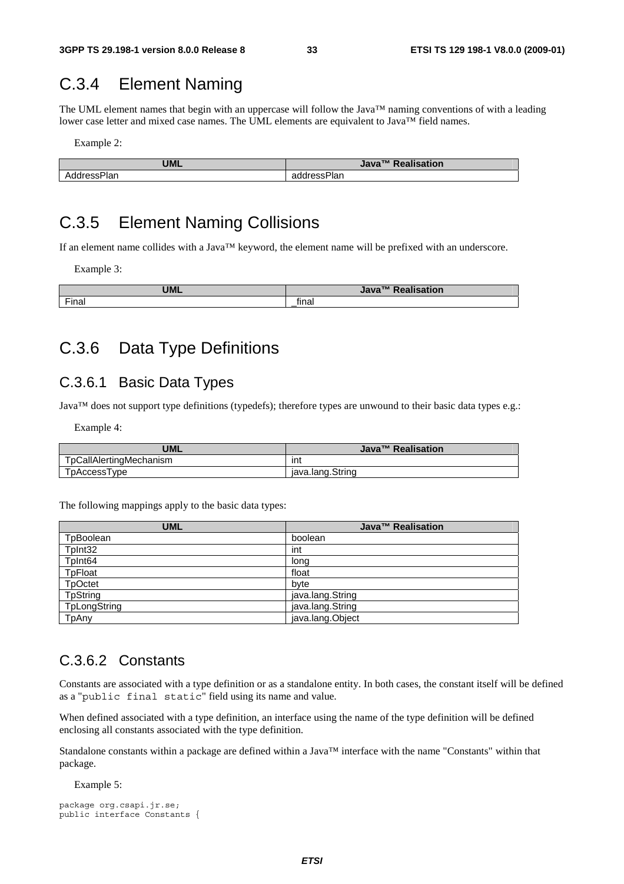## C.3.4 Element Naming

The UML element names that begin with an uppercase will follow the Java™ naming conventions of with a leading lower case letter and mixed case names. The UML elements are equivalent to Java™ field names.

Example 2:

| UML | Java™ Realisation |
|---|---|
| AddressPlan | addressPlan |

## C.3.5 Element Naming Collisions

If an element name collides with a Java™ keyword, the element name will be prefixed with an underscore.

Example 3:

| UML | Java™ Realisation |
|---|---|
| Final | _final |

## C.3.6 Data Type Definitions

### C.3.6.1 Basic Data Types

Java™ does not support type definitions (typedefs); therefore types are unwound to their basic data types e.g.:

Example 4:

| UML | Java™ Realisation |
|---|---|
| TpCallAlertingMechanism | int |
| TpAccessType | java.lang.String |

The following mappings apply to the basic data types:

| UML | Java™ Realisation |
|---|---|
| TpBoolean | boolean |
| TpInt32 | int |
| TpInt64 | long |
| TpFloat | float |
| TpOctet | byte |
| TpString | java.lang.String |
| TpLongString | java.lang.String |
| TpAny | java.lang.Object |

### C.3.6.2 Constants

Constants are associated with a type definition or as a standalone entity. In both cases, the constant itself will be defined as a "`public final static`" field using its name and value.

When defined associated with a type definition, an interface using the name of the type definition will be defined enclosing all constants associated with the type definition.

Standalone constants within a package are defined within a Java™ interface with the name "Constants" within that package.

Example 5:

```
package org.csapi.jr.se;
public interface Constants {
```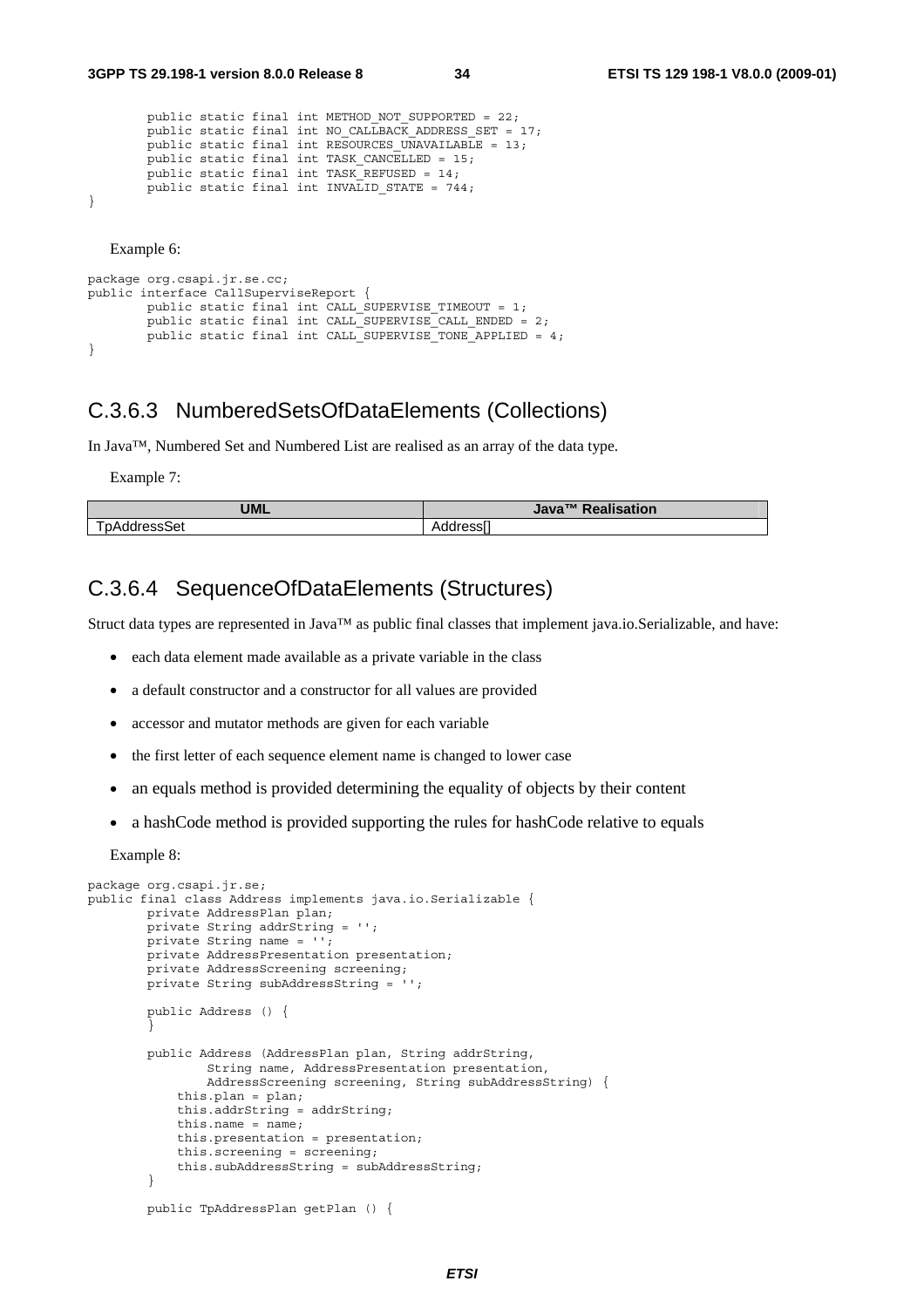```
        public static final int METHOD_NOT_SUPPORTED = 22;
        public static final int NO_CALLBACK_ADDRESS_SET = 17;
        public static final int RESOURCES_UNAVAILABLE = 13;
        public static final int TASK_CANCELLED = 15;
        public static final int TASK_REFUSED = 14;
        public static final int INVALID_STATE = 744;
}
```

Example 6:

```
package org.csapi.jr.se.cc;
public interface CallSuperviseReport {
        public static final int CALL_SUPERVISE_TIMEOUT = 1;
        public static final int CALL_SUPERVISE_CALL_ENDED = 2;
        public static final int CALL_SUPERVISE_TONE_APPLIED = 4;
}
```

### C.3.6.3 NumberedSetsOfDataElements (Collections)

In Java™, Numbered Set and Numbered List are realised as an array of the data type.

Example 7:

| UML | Java™ Realisation |
|---|---|
| TpAddressSet | Address[] |

### C.3.6.4 SequenceOfDataElements (Structures)

Struct data types are represented in Java™ as public final classes that implement java.io.Serializable, and have:

- each data element made available as a private variable in the class
- a default constructor and a constructor for all values are provided
- accessor and mutator methods are given for each variable
- the first letter of each sequence element name is changed to lower case
- an equals method is provided determining the equality of objects by their content
- a hashCode method is provided supporting the rules for hashCode relative to equals

Example 8:

```
package org.csapi.jr.se;
public final class Address implements java.io.Serializable {
        private AddressPlan plan;
        private String addrString = '';
        private String name = '';
        private AddressPresentation presentation;
        private AddressScreening screening;
        private String subAddressString = '';

        public Address () {
        }

        public Address (AddressPlan plan, String addrString,
                String name, AddressPresentation presentation,
                AddressScreening screening, String subAddressString) {
            this.plan = plan;
            this.addrString = addrString;
            this.name = name;
            this.presentation = presentation;
            this.screening = screening;
            this.subAddressString = subAddressString;
        }

        public TpAddressPlan getPlan () {
```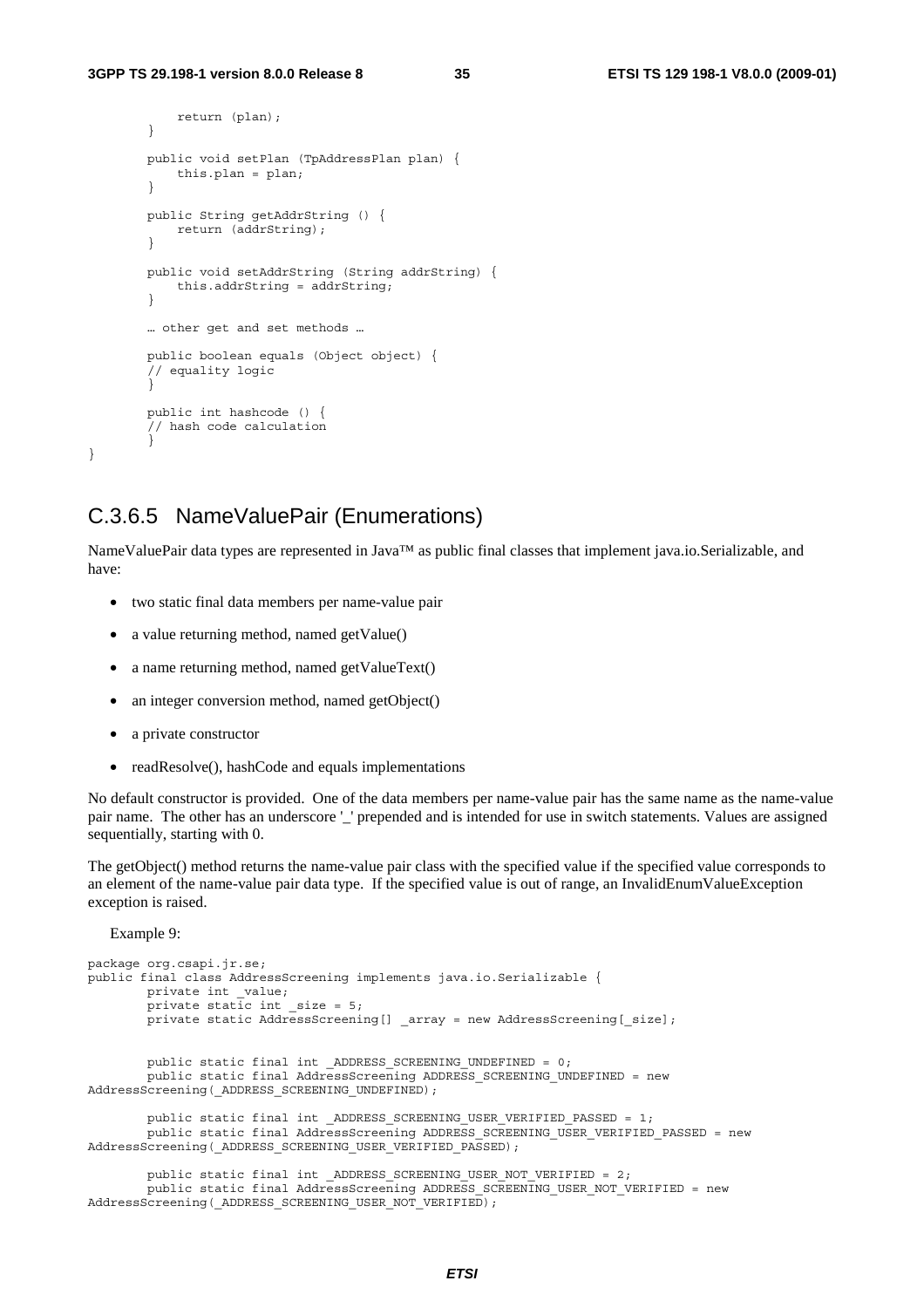```
            return (plan);
        }

        public void setPlan (TpAddressPlan plan) {
            this.plan = plan;
        }

        public String getAddrString () {
            return (addrString);
        }

        public void setAddrString (String addrString) {
            this.addrString = addrString;
        }

        … other get and set methods …

        public boolean equals (Object object) {
        // equality logic
        }

        public int hashcode () {
        // hash code calculation
        }
}
```

## C.3.6.5 NameValuePair (Enumerations)

NameValuePair data types are represented in Java™ as public final classes that implement java.io.Serializable, and have:

- two static final data members per name-value pair
- a value returning method, named getValue()
- a name returning method, named getValueText()
- an integer conversion method, named getObject()
- a private constructor
- readResolve(), hashCode and equals implementations

No default constructor is provided. One of the data members per name-value pair has the same name as the name-value pair name. The other has an underscore '_' prepended and is intended for use in switch statements. Values are assigned sequentially, starting with 0.

The getObject() method returns the name-value pair class with the specified value if the specified value corresponds to an element of the name-value pair data type. If the specified value is out of range, an InvalidEnumValueException exception is raised.

Example 9:

```
package org.csapi.jr.se;
public final class AddressScreening implements java.io.Serializable {
        private int _value;
        private static int _size = 5;
        private static AddressScreening[] _array = new AddressScreening[_size];


        public static final int _ADDRESS_SCREENING_UNDEFINED = 0;
        public static final AddressScreening ADDRESS_SCREENING_UNDEFINED = new
AddressScreening(_ADDRESS_SCREENING_UNDEFINED);

        public static final int _ADDRESS_SCREENING_USER_VERIFIED_PASSED = 1;
        public static final AddressScreening ADDRESS_SCREENING_USER_VERIFIED_PASSED = new
AddressScreening(_ADDRESS_SCREENING_USER_VERIFIED_PASSED);

        public static final int _ADDRESS_SCREENING_USER_NOT_VERIFIED = 2;
        public static final AddressScreening ADDRESS_SCREENING_USER_NOT_VERIFIED = new
AddressScreening(_ADDRESS_SCREENING_USER_NOT_VERIFIED);
```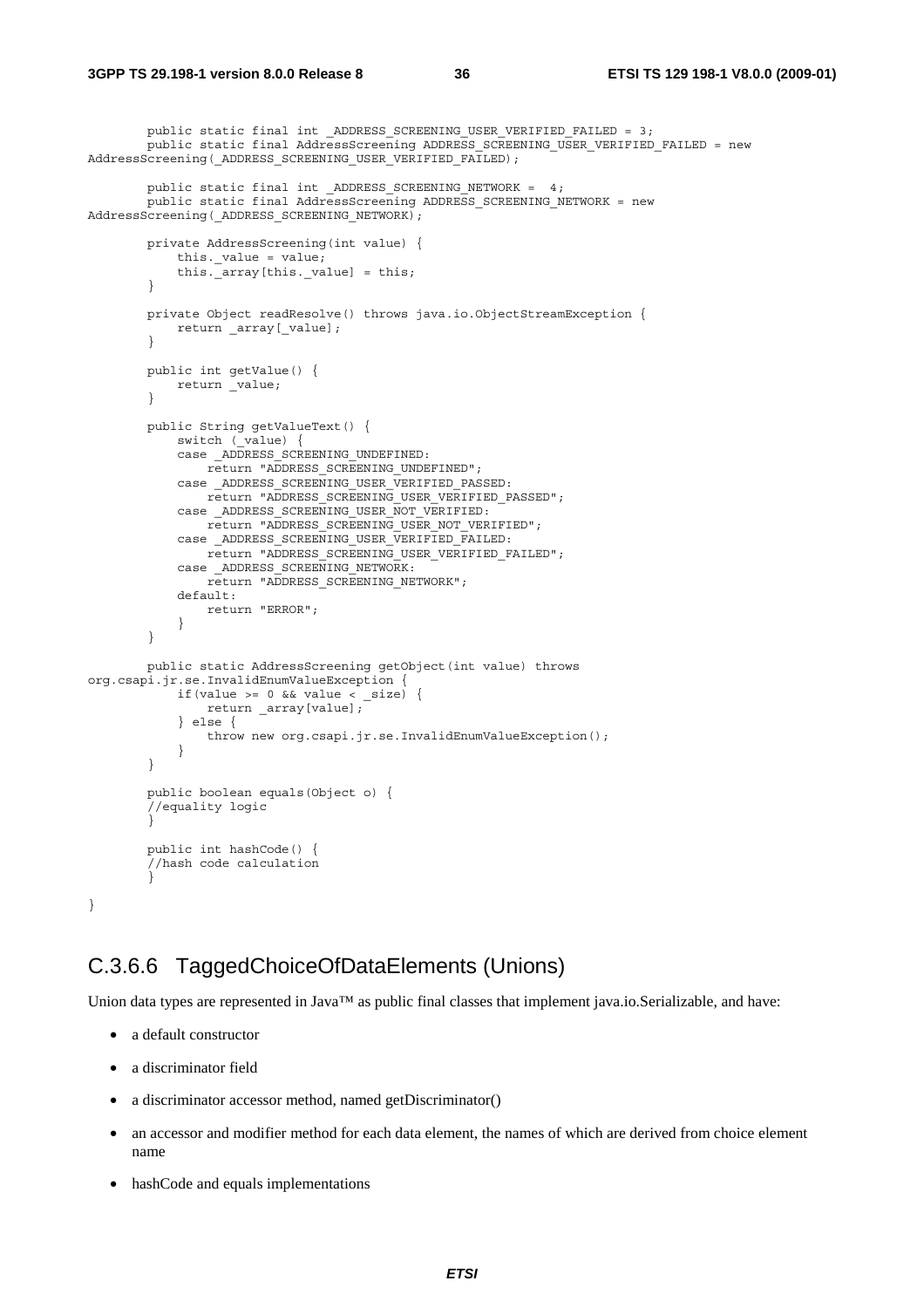```
        public static final int _ADDRESS_SCREENING_USER_VERIFIED_FAILED = 3;
        public static final AddressScreening ADDRESS_SCREENING_USER_VERIFIED_FAILED = new
AddressScreening(_ADDRESS_SCREENING_USER_VERIFIED_FAILED);

        public static final int _ADDRESS_SCREENING_NETWORK =  4;
        public static final AddressScreening ADDRESS_SCREENING_NETWORK = new
AddressScreening(_ADDRESS_SCREENING_NETWORK);

        private AddressScreening(int value) {
            this._value = value;
            this._array[this._value] = this;
        }

        private Object readResolve() throws java.io.ObjectStreamException {
            return _array[_value];
        }

        public int getValue() {
            return _value;
        }

        public String getValueText() {
            switch (_value) {
            case _ADDRESS_SCREENING_UNDEFINED:
                return "ADDRESS_SCREENING_UNDEFINED";
            case _ADDRESS_SCREENING_USER_VERIFIED_PASSED:
                return "ADDRESS_SCREENING_USER_VERIFIED_PASSED";
            case _ADDRESS_SCREENING_USER_NOT_VERIFIED:
                return "ADDRESS_SCREENING_USER_NOT_VERIFIED";
            case _ADDRESS_SCREENING_USER_VERIFIED_FAILED:
                return "ADDRESS_SCREENING_USER_VERIFIED_FAILED";
            case _ADDRESS_SCREENING_NETWORK:
                return "ADDRESS_SCREENING_NETWORK";
            default:
                return "ERROR";
            }
        }

        public static AddressScreening getObject(int value) throws
org.csapi.jr.se.InvalidEnumValueException {
            if(value >= 0 && value < _size) {
                return _array[value];
            } else {
                throw new org.csapi.jr.se.InvalidEnumValueException();
            }
        }

        public boolean equals(Object o) {
        //equality logic
        }

        public int hashCode() {
        //hash code calculation
        }

}
```

## C.3.6.6 TaggedChoiceOfDataElements (Unions)

Union data types are represented in Java™ as public final classes that implement java.io.Serializable, and have:

- a default constructor
- a discriminator field
- a discriminator accessor method, named getDiscriminator()
- an accessor and modifier method for each data element, the names of which are derived from choice element name
- hashCode and equals implementations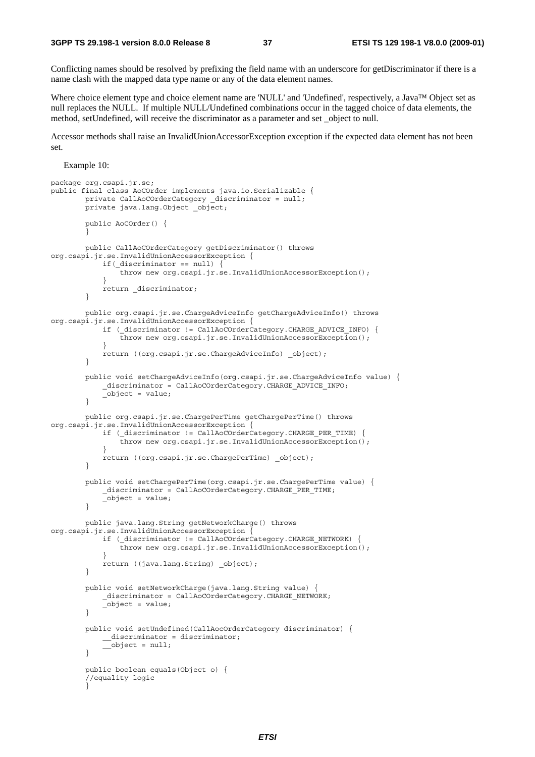Conflicting names should be resolved by prefixing the field name with an underscore for getDiscriminator if there is a name clash with the mapped data type name or any of the data element names.

Where choice element type and choice element name are 'NULL' and 'Undefined', respectively, a Java™ Object set as null replaces the NULL. If multiple NULL/Undefined combinations occur in the tagged choice of data elements, the method, setUndefined, will receive the discriminator as a parameter and set _object to null.

Accessor methods shall raise an InvalidUnionAccessorException exception if the expected data element has not been set.

Example 10:

```
package org.csapi.jr.se;
public final class AoCOrder implements java.io.Serializable {
        private CallAoCOrderCategory _discriminator = null;
        private java.lang.Object _object;

        public AoCOrder() {
        }

        public CallAoCOrderCategory getDiscriminator() throws
org.csapi.jr.se.InvalidUnionAccessorException {
            if(_discriminator == null) {
                throw new org.csapi.jr.se.InvalidUnionAccessorException();
            }
            return _discriminator;
        }

        public org.csapi.jr.se.ChargeAdviceInfo getChargeAdviceInfo() throws
org.csapi.jr.se.InvalidUnionAccessorException {
            if (_discriminator != CallAoCOrderCategory.CHARGE_ADVICE_INFO) {
                throw new org.csapi.jr.se.InvalidUnionAccessorException();
            }
            return ((org.csapi.jr.se.ChargeAdviceInfo) _object);
        }

        public void setChargeAdviceInfo(org.csapi.jr.se.ChargeAdviceInfo value) {
            _discriminator = CallAoCOrderCategory.CHARGE_ADVICE_INFO;
            _object = value;
        }

        public org.csapi.jr.se.ChargePerTime getChargePerTime() throws
org.csapi.jr.se.InvalidUnionAccessorException {
            if (_discriminator != CallAoCOrderCategory.CHARGE_PER_TIME) {
                throw new org.csapi.jr.se.InvalidUnionAccessorException();
            }
            return ((org.csapi.jr.se.ChargePerTime) _object);
        }

        public void setChargePerTime(org.csapi.jr.se.ChargePerTime value) {
            _discriminator = CallAoCOrderCategory.CHARGE_PER_TIME;
            _object = value;
        }

        public java.lang.String getNetworkCharge() throws
org.csapi.jr.se.InvalidUnionAccessorException {
            if (_discriminator != CallAoCOrderCategory.CHARGE_NETWORK) {
                throw new org.csapi.jr.se.InvalidUnionAccessorException();
            }
            return ((java.lang.String) _object);
        }

        public void setNetworkCharge(java.lang.String value) {
            _discriminator = CallAoCOrderCategory.CHARGE_NETWORK;
            _object = value;
        }

        public void setUndefined(CallAocOrderCategory discriminator) {
            __discriminator = discriminator;
            __object = null;
        }

        public boolean equals(Object o) {
        //equality logic
        }
```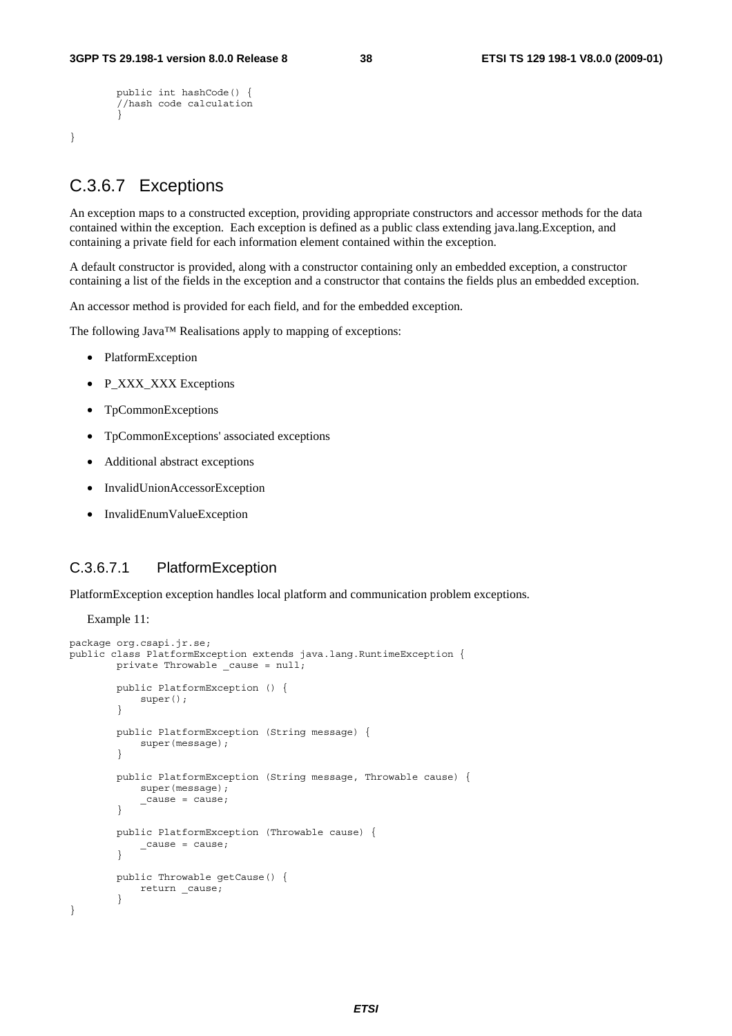```
        public int hashCode() {
        //hash code calculation
        }

}
```

## C.3.6.7 Exceptions

An exception maps to a constructed exception, providing appropriate constructors and accessor methods for the data contained within the exception. Each exception is defined as a public class extending java.lang.Exception, and containing a private field for each information element contained within the exception.

A default constructor is provided, along with a constructor containing only an embedded exception, a constructor containing a list of the fields in the exception and a constructor that contains the fields plus an embedded exception.

An accessor method is provided for each field, and for the embedded exception.

The following Java™ Realisations apply to mapping of exceptions:

- PlatformException
- P_XXX_XXX Exceptions
- TpCommonExceptions
- TpCommonExceptions' associated exceptions
- Additional abstract exceptions
- InvalidUnionAccessorException
- InvalidEnumValueException

### C.3.6.7.1 PlatformException

PlatformException exception handles local platform and communication problem exceptions.

Example 11:

```
package org.csapi.jr.se;
public class PlatformException extends java.lang.RuntimeException {
        private Throwable _cause = null;

        public PlatformException () {
            super();
        }

        public PlatformException (String message) {
            super(message);
        }

        public PlatformException (String message, Throwable cause) {
            super(message);
            _cause = cause;
        }

        public PlatformException (Throwable cause) {
            _cause = cause;
        }

        public Throwable getCause() {
            return _cause;
        }
}
```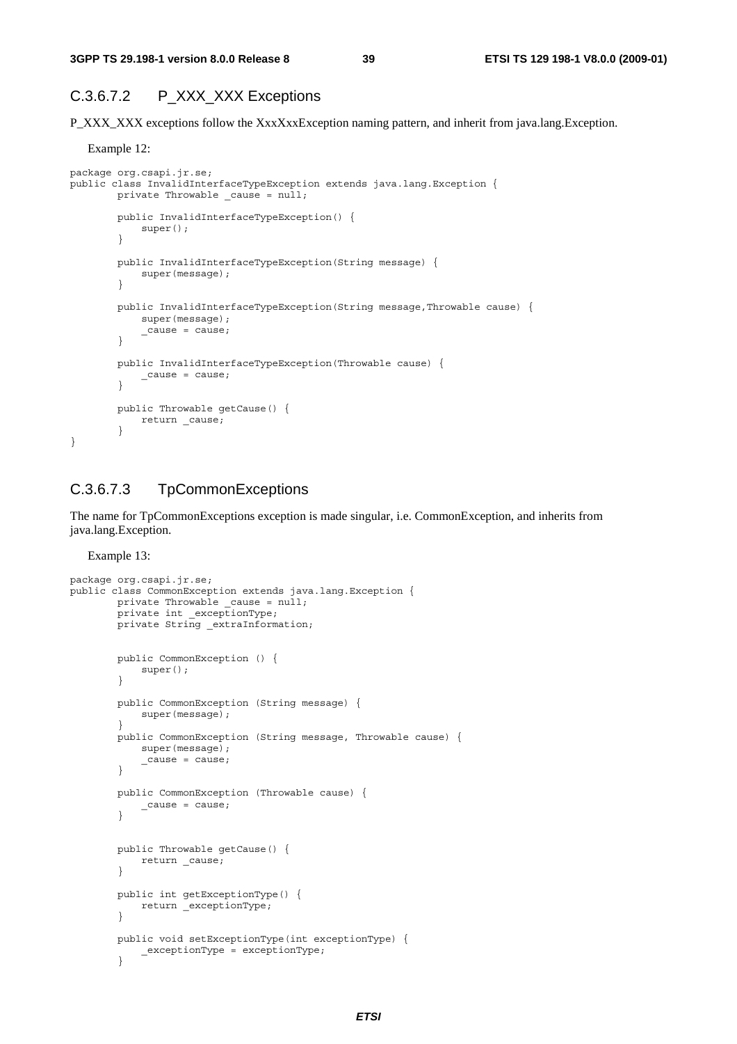#### C.3.6.7.2 P_XXX_XXX Exceptions

P_XXX_XXX exceptions follow the XxxXxxException naming pattern, and inherit from java.lang.Exception.

Example 12:

```
package org.csapi.jr.se;
public class InvalidInterfaceTypeException extends java.lang.Exception {
        private Throwable _cause = null;

        public InvalidInterfaceTypeException() {
            super();
        }

        public InvalidInterfaceTypeException(String message) {
            super(message);
        }

        public InvalidInterfaceTypeException(String message,Throwable cause) {
            super(message);
            _cause = cause;
        }

        public InvalidInterfaceTypeException(Throwable cause) {
            _cause = cause;
        }

        public Throwable getCause() {
            return _cause;
        }
}
```

#### C.3.6.7.3 TpCommonExceptions

The name for TpCommonExceptions exception is made singular, i.e. CommonException, and inherits from java.lang.Exception.

Example 13:

```
package org.csapi.jr.se;
public class CommonException extends java.lang.Exception {
        private Throwable _cause = null;
        private int _exceptionType;
        private String _extraInformation;


        public CommonException () {
            super();
        }

        public CommonException (String message) {
            super(message);
        }
        public CommonException (String message, Throwable cause) {
            super(message);
            _cause = cause;
        }

        public CommonException (Throwable cause) {
            _cause = cause;
        }


        public Throwable getCause() {
            return _cause;
        }

        public int getExceptionType() {
            return _exceptionType;
        }

        public void setExceptionType(int exceptionType) {
            _exceptionType = exceptionType;
        }
```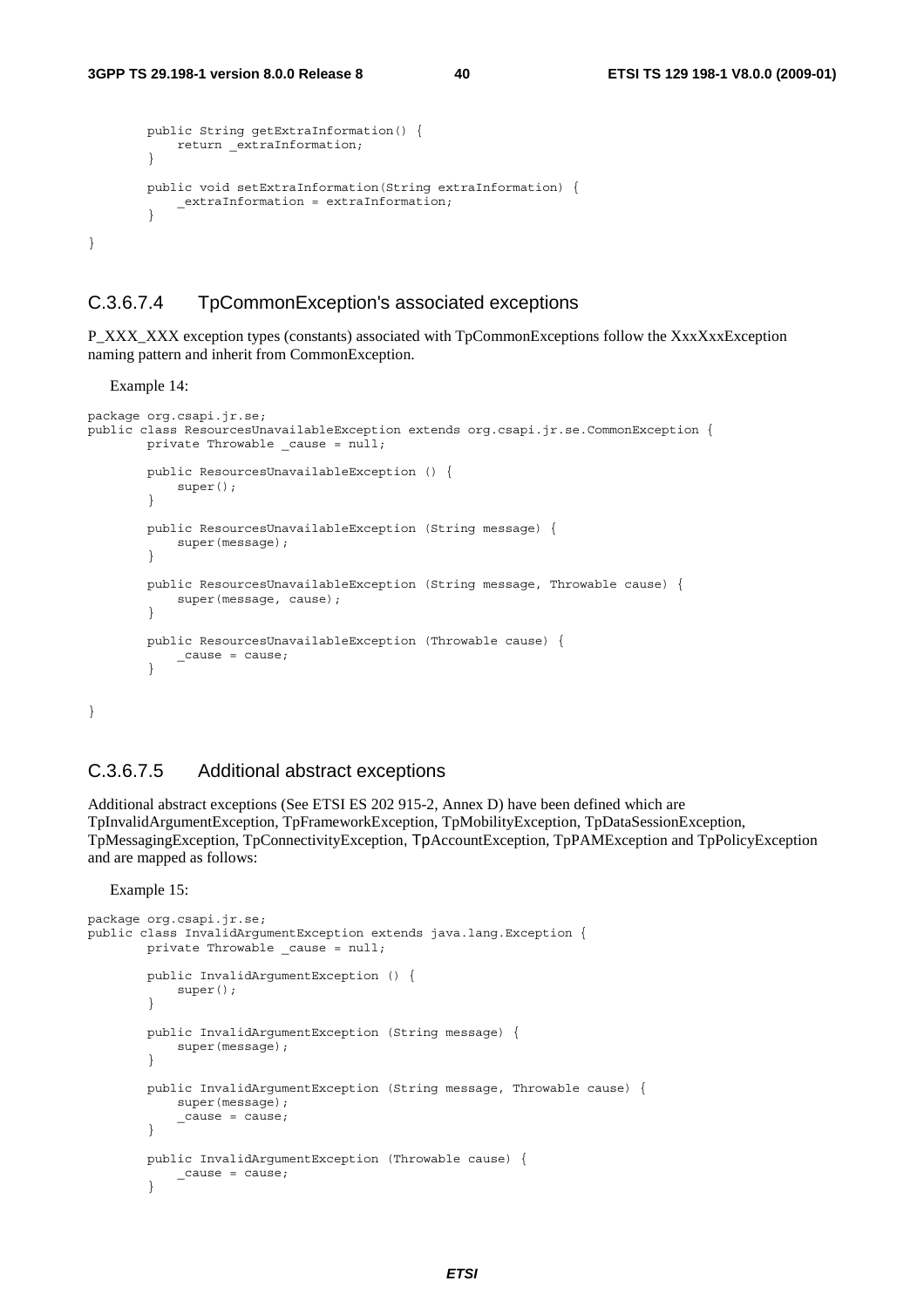```
        public String getExtraInformation() {
            return _extraInformation;
        }

        public void setExtraInformation(String extraInformation) {
            _extraInformation = extraInformation;
        }

}
```

### C.3.6.7.4 TpCommonException's associated exceptions

P_XXX_XXX exception types (constants) associated with TpCommonExceptions follow the XxxXxxException naming pattern and inherit from CommonException.

Example 14:

```
package org.csapi.jr.se;
public class ResourcesUnavailableException extends org.csapi.jr.se.CommonException {
        private Throwable _cause = null;

        public ResourcesUnavailableException () {
            super();
        }

        public ResourcesUnavailableException (String message) {
            super(message);
        }

        public ResourcesUnavailableException (String message, Throwable cause) {
            super(message, cause);
        }

        public ResourcesUnavailableException (Throwable cause) {
            _cause = cause;
        }

}
```

### C.3.6.7.5 Additional abstract exceptions

Additional abstract exceptions (See ETSI ES 202 915-2, Annex D) have been defined which are TpInvalidArgumentException, TpFrameworkException, TpMobilityException, TpDataSessionException, TpMessagingException, TpConnectivityException, TpAccountException, TpPAMException and TpPolicyException and are mapped as follows:

Example 15:

```
package org.csapi.jr.se;
public class InvalidArgumentException extends java.lang.Exception {
        private Throwable _cause = null;

        public InvalidArgumentException () {
            super();
        }

        public InvalidArgumentException (String message) {
            super(message);
        }

        public InvalidArgumentException (String message, Throwable cause) {
            super(message);
            _cause = cause;
        }

        public InvalidArgumentException (Throwable cause) {
            _cause = cause;
        }
```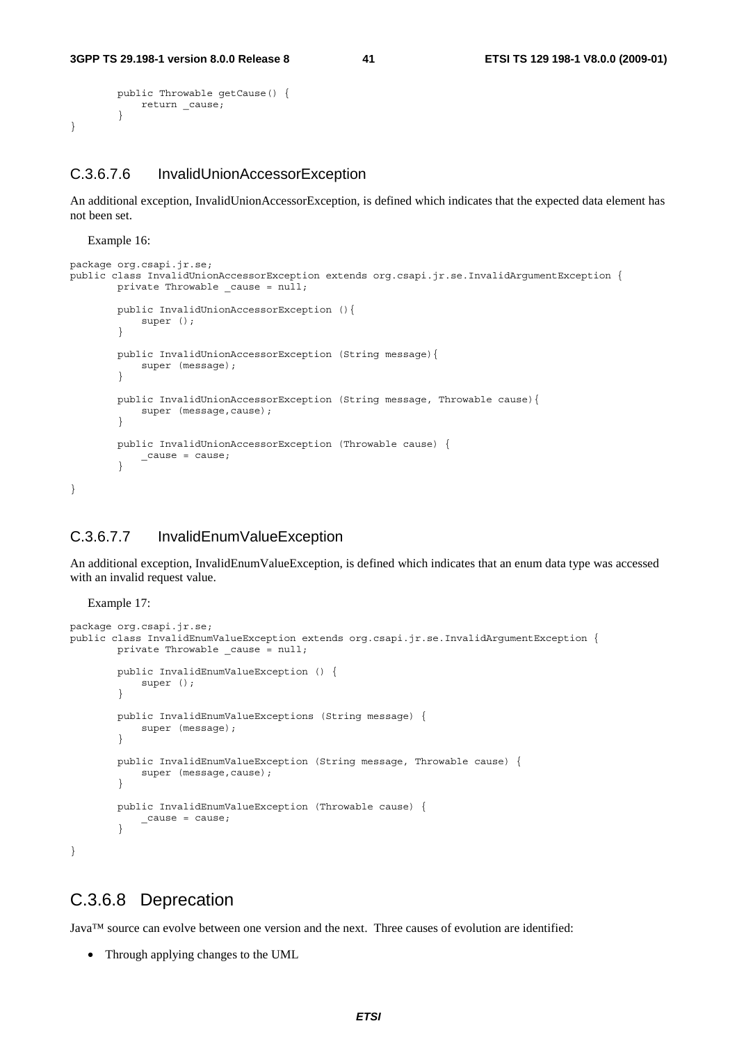```
        public Throwable getCause() {
            return _cause;
        }
}
```

#### C.3.6.7.6 InvalidUnionAccessorException

An additional exception, InvalidUnionAccessorException, is defined which indicates that the expected data element has not been set.

Example 16:

```
package org.csapi.jr.se;
public class InvalidUnionAccessorException extends org.csapi.jr.se.InvalidArgumentException {
        private Throwable _cause = null;

        public InvalidUnionAccessorException (){
            super ();
        }

        public InvalidUnionAccessorException (String message){
            super (message);
        }

        public InvalidUnionAccessorException (String message, Throwable cause){
            super (message,cause);
        }

        public InvalidUnionAccessorException (Throwable cause) {
            _cause = cause;
        }

}
```

#### C.3.6.7.7 InvalidEnumValueException

An additional exception, InvalidEnumValueException, is defined which indicates that an enum data type was accessed with an invalid request value.

Example 17:

```
package org.csapi.jr.se;
public class InvalidEnumValueException extends org.csapi.jr.se.InvalidArgumentException {
        private Throwable _cause = null;

        public InvalidEnumValueException () {
            super ();
        }

        public InvalidEnumValueExceptions (String message) {
            super (message);
        }

        public InvalidEnumValueException (String message, Throwable cause) {
            super (message,cause);
        }

        public InvalidEnumValueException (Throwable cause) {
            _cause = cause;
        }

}
```

### C.3.6.8 Deprecation

Java™ source can evolve between one version and the next. Three causes of evolution are identified:

- Through applying changes to the UML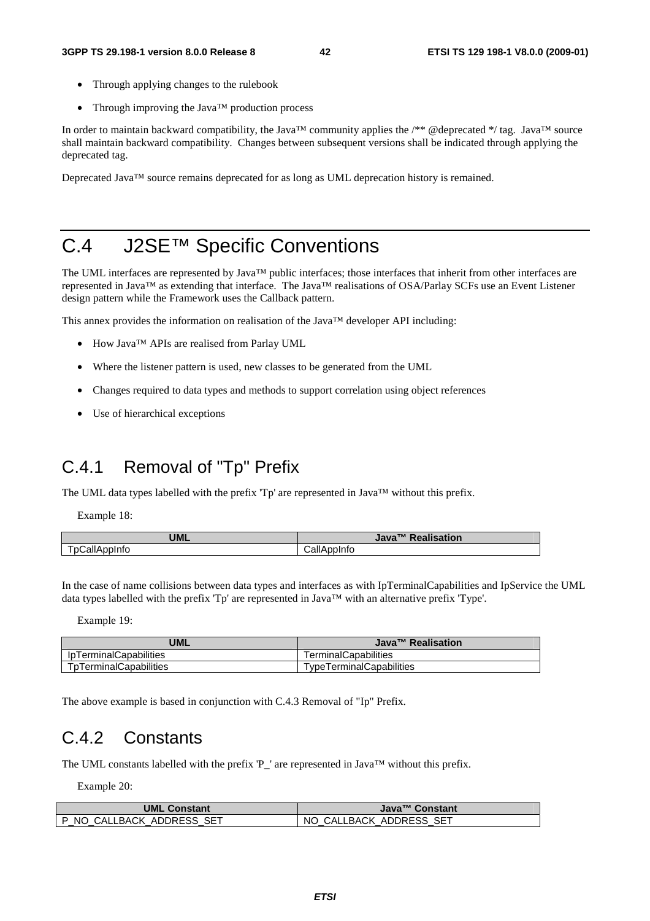- Through applying changes to the rulebook
- Through improving the Java™ production process

In order to maintain backward compatibility, the Java™ community applies the /** @deprecated */ tag. Java™ source shall maintain backward compatibility. Changes between subsequent versions shall be indicated through applying the deprecated tag.

Deprecated Java™ source remains deprecated for as long as UML deprecation history is remained.

# C.4 J2SE™ Specific Conventions

The UML interfaces are represented by Java™ public interfaces; those interfaces that inherit from other interfaces are represented in Java™ as extending that interface. The Java™ realisations of OSA/Parlay SCFs use an Event Listener design pattern while the Framework uses the Callback pattern.

This annex provides the information on realisation of the Java™ developer API including:

- How Java™ APIs are realised from Parlay UML
- Where the listener pattern is used, new classes to be generated from the UML
- Changes required to data types and methods to support correlation using object references
- Use of hierarchical exceptions

## C.4.1 Removal of "Tp" Prefix

The UML data types labelled with the prefix 'Tp' are represented in Java™ without this prefix.

Example 18:

| UML | Java™ Realisation |
|---|---|
| TpCallAppInfo | CallAppInfo |

In the case of name collisions between data types and interfaces as with IpTerminalCapabilities and IpService the UML data types labelled with the prefix 'Tp' are represented in Java™ with an alternative prefix 'Type'.

Example 19:

| UML | Java™ Realisation |
|---|---|
| IpTerminalCapabilities | TerminalCapabilities |
| TpTerminalCapabilities | TypeTerminalCapabilities |

The above example is based in conjunction with C.4.3 Removal of "Ip" Prefix.

## C.4.2 Constants

The UML constants labelled with the prefix 'P_' are represented in Java™ without this prefix.

Example 20:

| UML Constant | Java™ Constant |
|---|---|
| P_NO_CALLBACK_ADDRESS_SET | NO_CALLBACK_ADDRESS_SET |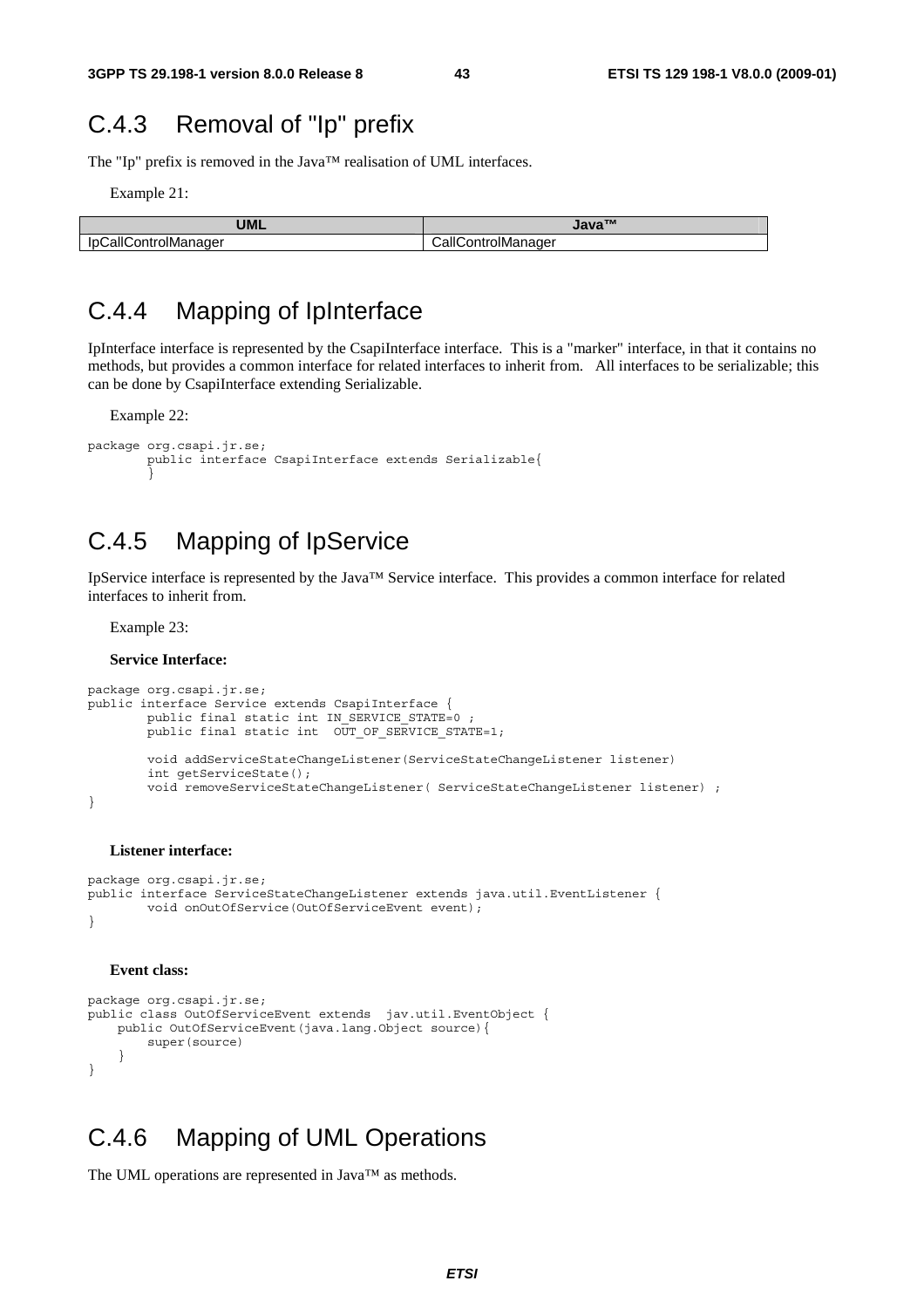## C.4.3 Removal of "Ip" prefix

The "Ip" prefix is removed in the Java™ realisation of UML interfaces.

Example 21:

| UML | Java™ |
|---|---|
| IpCallControlManager | CallControlManager |

## C.4.4 Mapping of IpInterface

IpInterface interface is represented by the CsapiInterface interface. This is a "marker" interface, in that it contains no methods, but provides a common interface for related interfaces to inherit from. All interfaces to be serializable; this can be done by CsapiInterface extending Serializable.

Example 22:

```
package org.csapi.jr.se;
        public interface CsapiInterface extends Serializable{
        }
```

## C.4.5 Mapping of IpService

IpService interface is represented by the Java™ Service interface. This provides a common interface for related interfaces to inherit from.

Example 23:

**Service Interface:**

```
package org.csapi.jr.se;
public interface Service extends CsapiInterface {
        public final static int IN_SERVICE_STATE=0 ;
        public final static int  OUT_OF_SERVICE_STATE=1;

        void addServiceStateChangeListener(ServiceStateChangeListener listener)
        int getServiceState();
        void removeServiceStateChangeListener( ServiceStateChangeListener listener) ;
}
```

**Listener interface:**

```
package org.csapi.jr.se;
public interface ServiceStateChangeListener extends java.util.EventListener {
        void onOutOfService(OutOfServiceEvent event);
}
```

**Event class:**

```
package org.csapi.jr.se;
public class OutOfServiceEvent extends  jav.util.EventObject {
    public OutOfServiceEvent(java.lang.Object source){
        super(source)
    }
}
```

## C.4.6 Mapping of UML Operations

The UML operations are represented in Java™ as methods.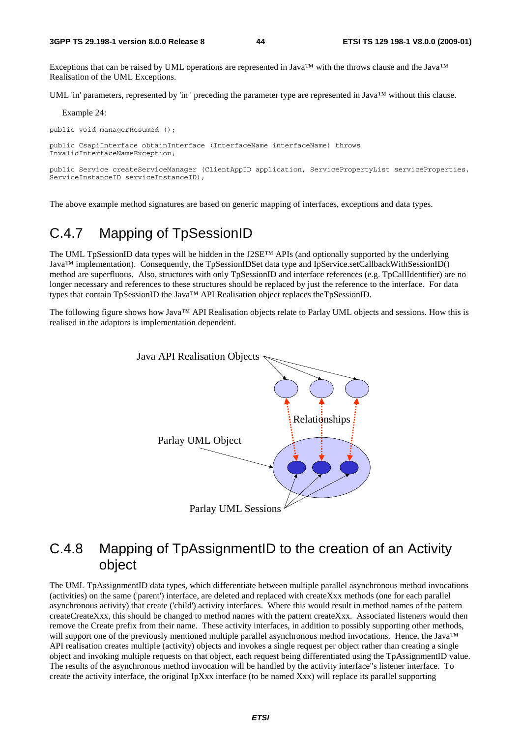Exceptions that can be raised by UML operations are represented in Java™ with the throws clause and the Java™ Realisation of the UML Exceptions.

UML 'in' parameters, represented by 'in ' preceding the parameter type are represented in Java™ without this clause.

Example 24:

```
public void managerResumed ();

public CsapiInterface obtainInterface (InterfaceName interfaceName) throws
InvalidInterfaceNameException;

public Service createServiceManager (ClientAppID application, ServicePropertyList serviceProperties,
ServiceInstanceID serviceInstanceID);
```

The above example method signatures are based on generic mapping of interfaces, exceptions and data types.

## C.4.7 Mapping of TpSessionID

The UML TpSessionID data types will be hidden in the J2SE™ APIs (and optionally supported by the underlying Java™ implementation). Consequently, the TpSessionIDSet data type and IpService.setCallbackWithSessionID() method are superfluous. Also, structures with only TpSessionID and interface references (e.g. TpCallIdentifier) are no longer necessary and references to these structures should be replaced by just the reference to the interface. For data types that contain TpSessionID the Java™ API Realisation object replaces theTpSessionID.

The following figure shows how Java™ API Realisation objects relate to Parlay UML objects and sessions. How this is realised in the adaptors is implementation dependent.

Java API Realisation Objects

Relationships

Parlay UML Object

Parlay UML Sessions

## C.4.8 Mapping of TpAssignmentID to the creation of an Activity object

The UML TpAssignmentID data types, which differentiate between multiple parallel asynchronous method invocations (activities) on the same ('parent') interface, are deleted and replaced with createXxx methods (one for each parallel asynchronous activity) that create ('child') activity interfaces. Where this would result in method names of the pattern createCreateXxx, this should be changed to method names with the pattern createXxx. Associated listeners would then remove the Create prefix from their name. These activity interfaces, in addition to possibly supporting other methods, will support one of the previously mentioned multiple parallel asynchronous method invocations. Hence, the Java™ API realisation creates multiple (activity) objects and invokes a single request per object rather than creating a single object and invoking multiple requests on that object, each request being differentiated using the TpAssignmentID value. The results of the asynchronous method invocation will be handled by the activity interface''s listener interface. To create the activity interface, the original IpXxx interface (to be named Xxx) will replace its parallel supporting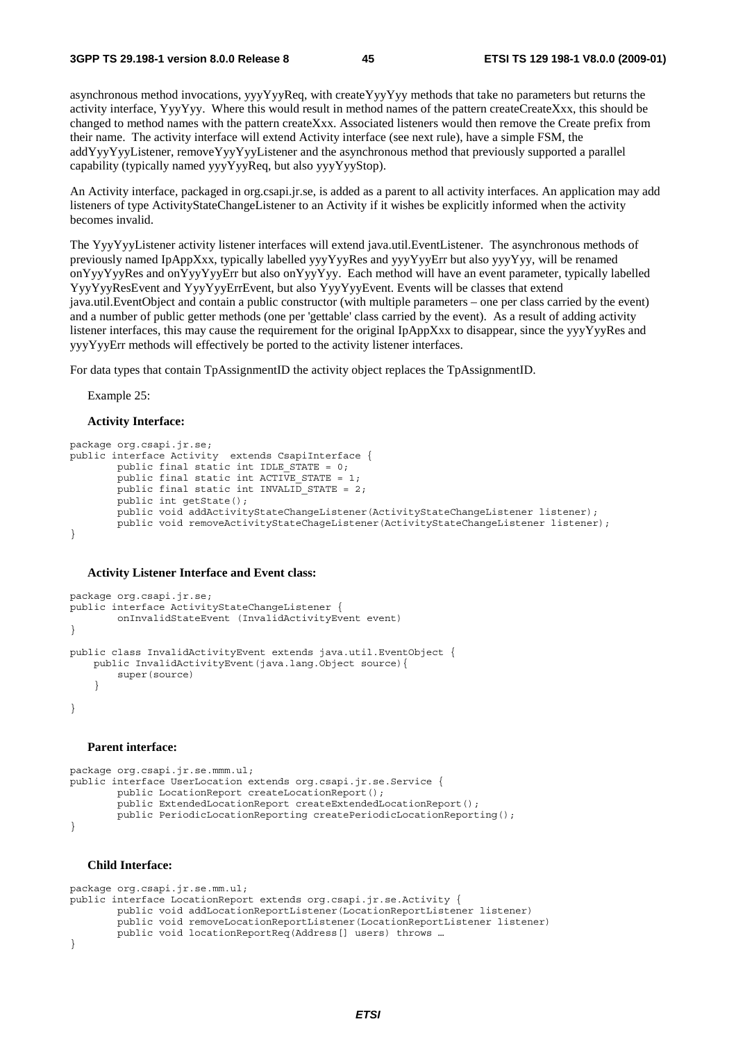asynchronous method invocations, yyyYyyReq, with createYyyYyy methods that take no parameters but returns the activity interface, YyyYyy. Where this would result in method names of the pattern createCreateXxx, this should be changed to method names with the pattern createXxx. Associated listeners would then remove the Create prefix from their name. The activity interface will extend Activity interface (see next rule), have a simple FSM, the addYyyYyyListener, removeYyyYyyListener and the asynchronous method that previously supported a parallel capability (typically named yyyYyyReq, but also yyyYyyStop).

An Activity interface, packaged in org.csapi.jr.se, is added as a parent to all activity interfaces. An application may add listeners of type ActivityStateChangeListener to an Activity if it wishes be explicitly informed when the activity becomes invalid.

The YyyYyyListener activity listener interfaces will extend java.util.EventListener. The asynchronous methods of previously named IpAppXxx, typically labelled yyyYyyRes and yyyYyyErr but also yyyYyy, will be renamed onYyyYyyRes and onYyyYyyErr but also onYyyYyy. Each method will have an event parameter, typically labelled YyyYyyResEvent and YyyYyyErrEvent, but also YyyYyyEvent. Events will be classes that extend java.util.EventObject and contain a public constructor (with multiple parameters – one per class carried by the event) and a number of public getter methods (one per 'gettable' class carried by the event). As a result of adding activity listener interfaces, this may cause the requirement for the original IpAppXxx to disappear, since the yyyYyyRes and yyyYyyErr methods will effectively be ported to the activity listener interfaces.

For data types that contain TpAssignmentID the activity object replaces the TpAssignmentID.

Example 25:

**Activity Interface:**

```
package org.csapi.jr.se;
public interface Activity  extends CsapiInterface {
        public final static int IDLE_STATE = 0;
        public final static int ACTIVE_STATE = 1;
        public final static int INVALID_STATE = 2;
        public int getState();
        public void addActivityStateChangeListener(ActivityStateChangeListener listener);
        public void removeActivityStateChageListener(ActivityStateChangeListener listener);
}
```

**Activity Listener Interface and Event class:**

```
package org.csapi.jr.se;
public interface ActivityStateChangeListener {
        onInvalidStateEvent (InvalidActivityEvent event)
}

public class InvalidActivityEvent extends java.util.EventObject {
    public InvalidActivityEvent(java.lang.Object source){
        super(source)
    }

}
```

**Parent interface:**

```
package org.csapi.jr.se.mmm.ul;
public interface UserLocation extends org.csapi.jr.se.Service {
        public LocationReport createLocationReport();
        public ExtendedLocationReport createExtendedLocationReport();
        public PeriodicLocationReporting createPeriodicLocationReporting();
}
```

**Child Interface:**

```
package org.csapi.jr.se.mm.ul;
public interface LocationReport extends org.csapi.jr.se.Activity {
        public void addLocationReportListener(LocationReportListener listener)
        public void removeLocationReportListener(LocationReportListener listener)
        public void locationReportReq(Address[] users) throws …
}
```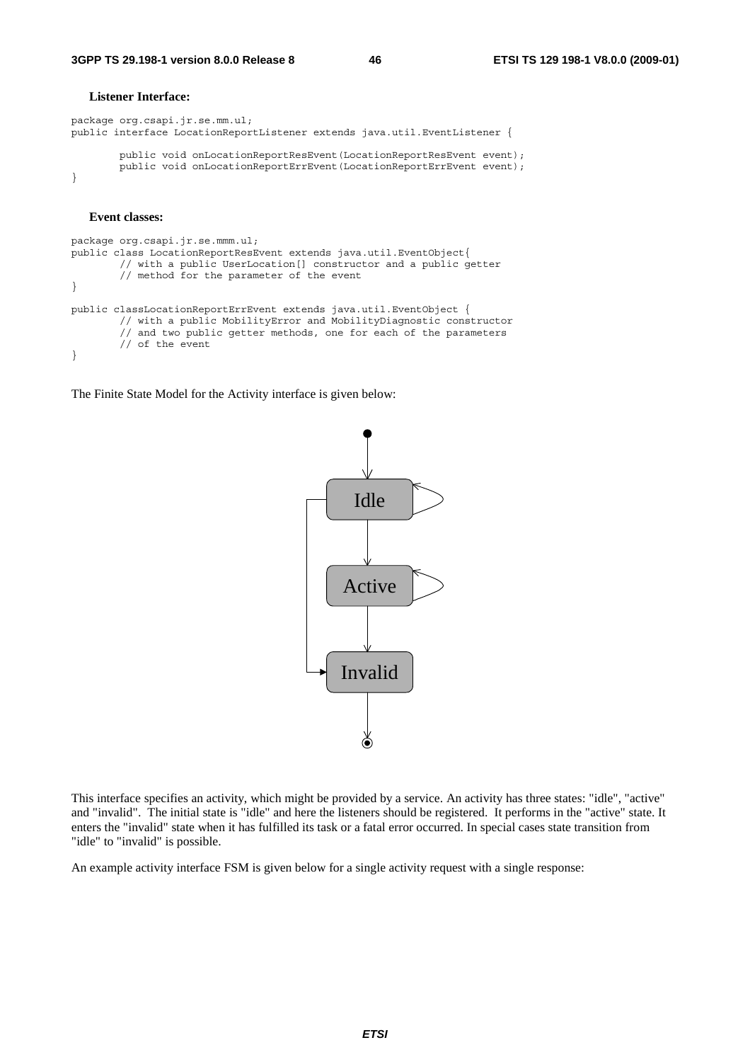**Listener Interface:**

```
package org.csapi.jr.se.mm.ul;
public interface LocationReportListener extends java.util.EventListener {

        public void onLocationReportResEvent(LocationReportResEvent event);
        public void onLocationReportErrEvent(LocationReportErrEvent event);
}
```

**Event classes:**

```
package org.csapi.jr.se.mmm.ul;
public class LocationReportResEvent extends java.util.EventObject{
        // with a public UserLocation[] constructor and a public getter
        // method for the parameter of the event
}

public classLocationReportErrEvent extends java.util.EventObject {
        // with a public MobilityError and MobilityDiagnostic constructor
        // and two public getter methods, one for each of the parameters
        // of the event
}
```

The Finite State Model for the Activity interface is given below:

This interface specifies an activity, which might be provided by a service. An activity has three states: "idle", "active" and "invalid". The initial state is "idle" and here the listeners should be registered. It performs in the "active" state. It enters the "invalid" state when it has fulfilled its task or a fatal error occurred. In special cases state transition from "idle" to "invalid" is possible.

An example activity interface FSM is given below for a single activity request with a single response: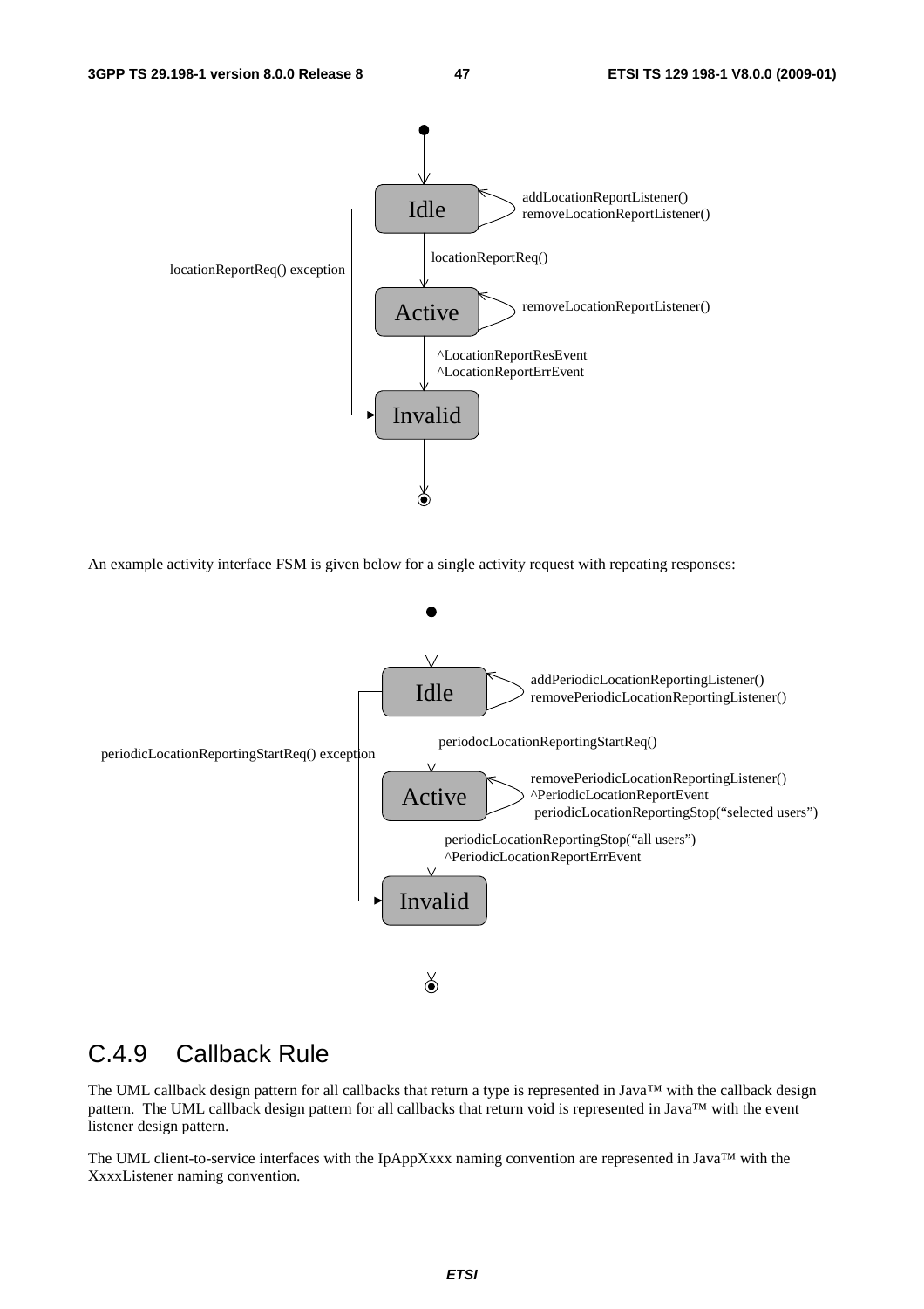An example activity interface FSM is given below for a single activity request with repeating responses:

## C.4.9 Callback Rule

The UML callback design pattern for all callbacks that return a type is represented in Java™ with the callback design pattern. The UML callback design pattern for all callbacks that return void is represented in Java™ with the event listener design pattern.

The UML client-to-service interfaces with the IpAppXxxx naming convention are represented in Java™ with the XxxxListener naming convention.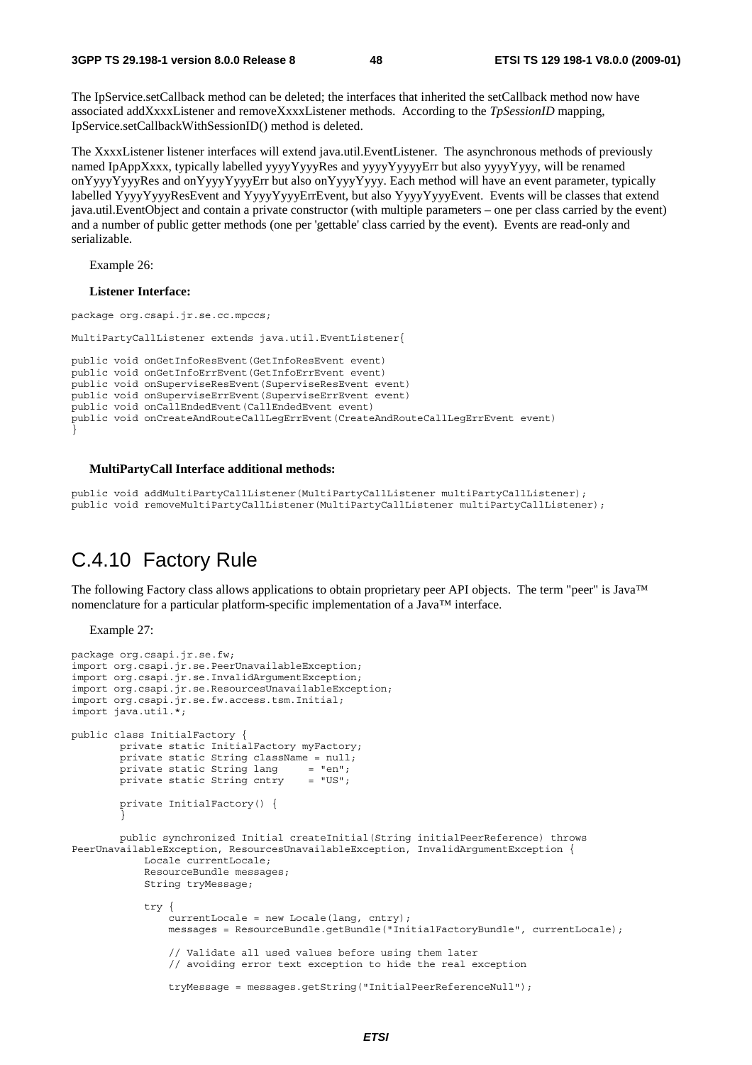The IpService.setCallback method can be deleted; the interfaces that inherited the setCallback method now have associated addXxxxListener and removeXxxxListener methods. According to the *TpSessionID* mapping, IpService.setCallbackWithSessionID() method is deleted.

The XxxxListener listener interfaces will extend java.util.EventListener. The asynchronous methods of previously named IpAppXxxx, typically labelled yyyyYyyyRes and yyyyYyyyyErr but also yyyyYyyy, will be renamed onYyyyYyyyRes and onYyyyYyyyErr but also onYyyyYyyy. Each method will have an event parameter, typically labelled YyyyYyyyResEvent and YyyyYyyyErrEvent, but also YyyyYyyyEvent. Events will be classes that extend java.util.EventObject and contain a private constructor (with multiple parameters – one per class carried by the event) and a number of public getter methods (one per 'gettable' class carried by the event). Events are read-only and serializable.

Example 26:

**Listener Interface:**

```
package org.csapi.jr.se.cc.mpccs;

MultiPartyCallListener extends java.util.EventListener{

public void onGetInfoResEvent(GetInfoResEvent event)
public void onGetInfoErrEvent(GetInfoErrEvent event)
public void onSuperviseResEvent(SuperviseResEvent event)
public void onSuperviseErrEvent(SuperviseErrEvent event)
public void onCallEndedEvent(CallEndedEvent event)
public void onCreateAndRouteCallLegErrEvent(CreateAndRouteCallLegErrEvent event)
}
```

**MultiPartyCall Interface additional methods:**

```
public void addMultiPartyCallListener(MultiPartyCallListener multiPartyCallListener);
public void removeMultiPartyCallListener(MultiPartyCallListener multiPartyCallListener);
```

# C.4.10 Factory Rule

The following Factory class allows applications to obtain proprietary peer API objects. The term "peer" is Java™ nomenclature for a particular platform-specific implementation of a Java™ interface.

Example 27:

```
package org.csapi.jr.se.fw;
import org.csapi.jr.se.PeerUnavailableException;
import org.csapi.jr.se.InvalidArgumentException;
import org.csapi.jr.se.ResourcesUnavailableException;
import org.csapi.jr.se.fw.access.tsm.Initial;
import java.util.*;

public class InitialFactory {
        private static InitialFactory myFactory;
        private static String className = null;
        private static String lang     = "en";
        private static String cntry    = "US";

        private InitialFactory() {
        }

        public synchronized Initial createInitial(String initialPeerReference) throws
PeerUnavailableException, ResourcesUnavailableException, InvalidArgumentException {
            Locale currentLocale;
            ResourceBundle messages;
            String tryMessage;

            try {
                currentLocale = new Locale(lang, cntry);
                messages = ResourceBundle.getBundle("InitialFactoryBundle", currentLocale);

                // Validate all used values before using them later
                // avoiding error text exception to hide the real exception

                tryMessage = messages.getString("InitialPeerReferenceNull");
```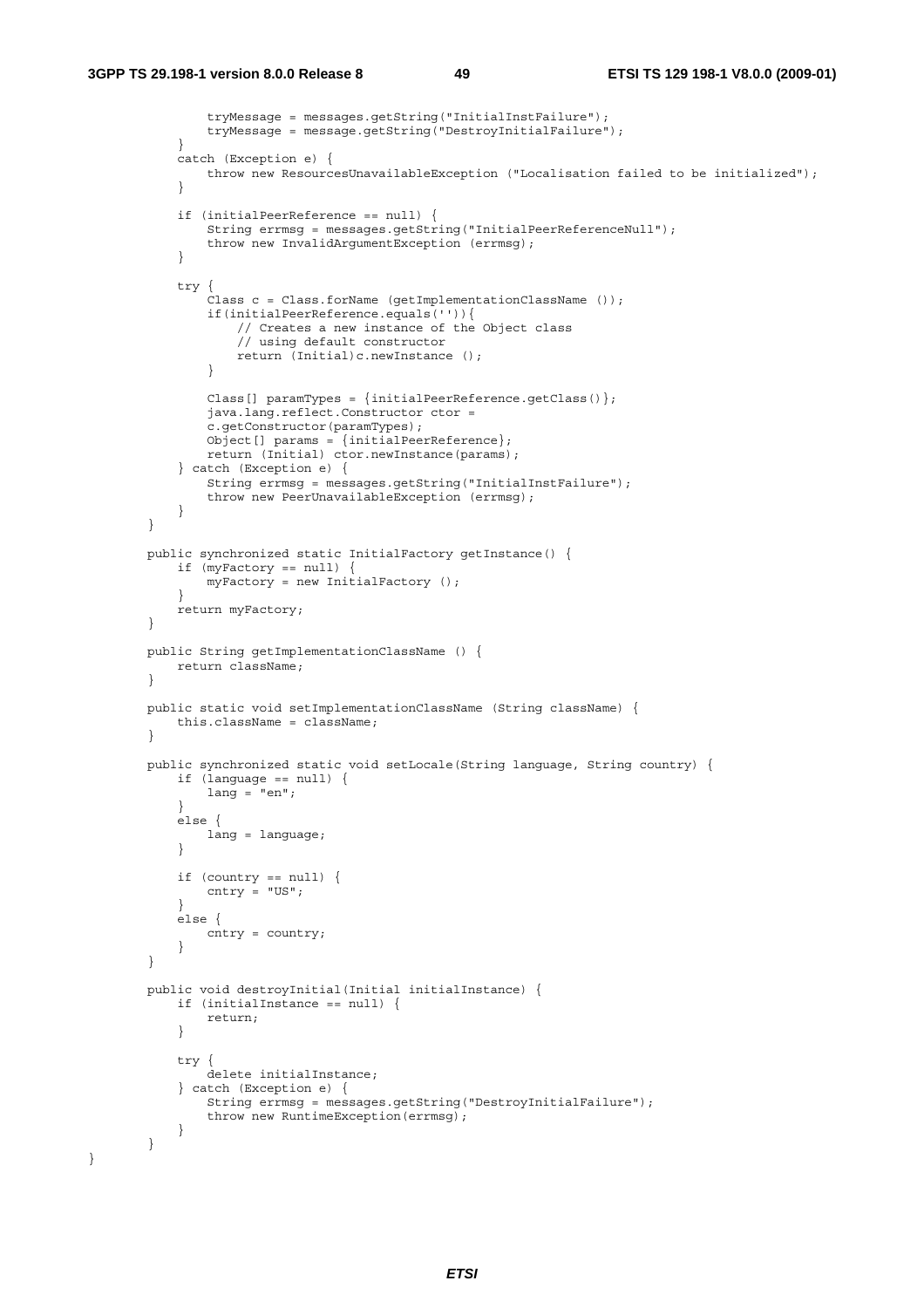```
            tryMessage = messages.getString("InitialInstFailure");
            tryMessage = message.getString("DestroyInitialFailure");
        }
        catch (Exception e) {
            throw new ResourcesUnavailableException ("Localisation failed to be initialized");
        }

        if (initialPeerReference == null) {
            String errmsg = messages.getString("InitialPeerReferenceNull");
            throw new InvalidArgumentException (errmsg);
        }

        try {
            Class c = Class.forName (getImplementationClassName ());
            if(initialPeerReference.equals('')){
                // Creates a new instance of the Object class
                // using default constructor
                return (Initial)c.newInstance ();
            }

            Class[] paramTypes = {initialPeerReference.getClass()};
            java.lang.reflect.Constructor ctor =
            c.getConstructor(paramTypes);
            Object[] params = {initialPeerReference};
            return (Initial) ctor.newInstance(params);
        } catch (Exception e) {
            String errmsg = messages.getString("InitialInstFailure");
            throw new PeerUnavailableException (errmsg);
        }
    }

    public synchronized static InitialFactory getInstance() {
        if (myFactory == null) {
            myFactory = new InitialFactory ();
        }
        return myFactory;
    }

    public String getImplementationClassName () {
        return className;
    }

    public static void setImplementationClassName (String className) {
        this.className = className;
    }

    public synchronized static void setLocale(String language, String country) {
        if (language == null) {
            lang = "en";
        }
        else {
            lang = language;
        }

        if (country == null) {
            cntry = "US";
        }
        else {
            cntry = country;
        }
    }

    public void destroyInitial(Initial initialInstance) {
        if (initialInstance == null) {
            return;
        }

        try {
            delete initialInstance;
        } catch (Exception e) {
            String errmsg = messages.getString("DestroyInitialFailure");
            throw new RuntimeException(errmsg);
        }
    }
}
```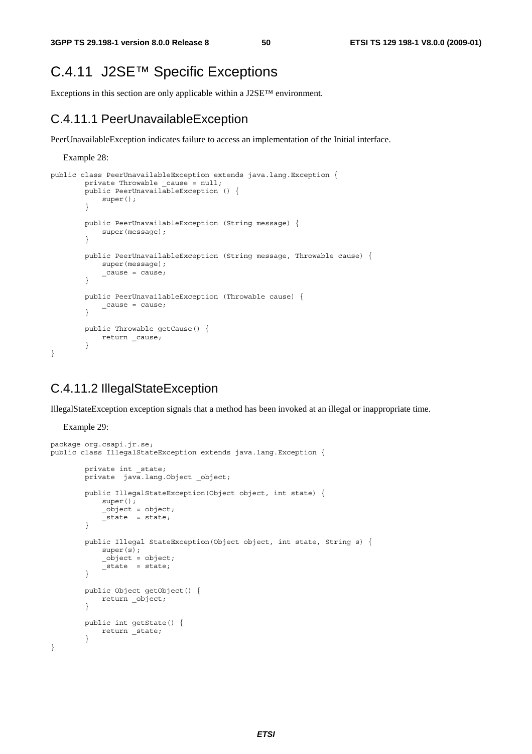# C.4.11 J2SE™ Specific Exceptions

Exceptions in this section are only applicable within a J2SE™ environment.

## C.4.11.1 PeerUnavailableException

PeerUnavailableException indicates failure to access an implementation of the Initial interface.

Example 28:

```
public class PeerUnavailableException extends java.lang.Exception {
        private Throwable _cause = null;
        public PeerUnavailableException () {
            super();
        }

        public PeerUnavailableException (String message) {
            super(message);
        }

        public PeerUnavailableException (String message, Throwable cause) {
            super(message);
            _cause = cause;
        }

        public PeerUnavailableException (Throwable cause) {
            _cause = cause;
        }

        public Throwable getCause() {
            return _cause;
        }
}
```

## C.4.11.2 IllegalStateException

IllegalStateException exception signals that a method has been invoked at an illegal or inappropriate time.

Example 29:

```
package org.csapi.jr.se;
public class IllegalStateException extends java.lang.Exception {

        private int _state;
        private  java.lang.Object _object;

        public IllegalStateException(Object object, int state) {
            super();
            _object = object;
            _state  = state;
        }

        public Illegal StateException(Object object, int state, String s) {
            super(s);
            _object = object;
            _state  = state;
        }

        public Object getObject() {
            return _object;
        }

        public int getState() {
            return _state;
        }
}
```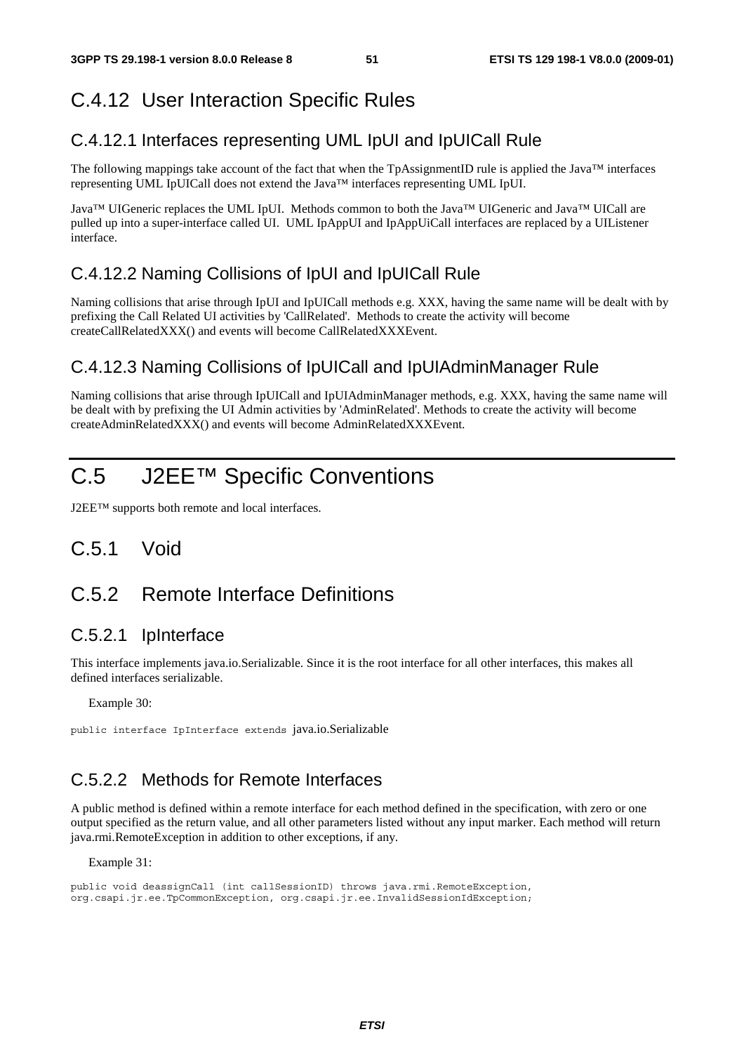### C.4.12 User Interaction Specific Rules

#### C.4.12.1 Interfaces representing UML IpUI and IpUICall Rule

The following mappings take account of the fact that when the TpAssignmentID rule is applied the Java™ interfaces representing UML IpUICall does not extend the Java™ interfaces representing UML IpUI.

Java™ UIGeneric replaces the UML IpUI. Methods common to both the Java™ UIGeneric and Java™ UICall are pulled up into a super-interface called UI. UML IpAppUI and IpAppUiCall interfaces are replaced by a UIListener interface.

#### C.4.12.2 Naming Collisions of IpUI and IpUICall Rule

Naming collisions that arise through IpUI and IpUICall methods e.g. XXX, having the same name will be dealt with by prefixing the Call Related UI activities by 'CallRelated'. Methods to create the activity will become createCallRelatedXXX() and events will become CallRelatedXXXEvent.

#### C.4.12.3 Naming Collisions of IpUICall and IpUIAdminManager Rule

Naming collisions that arise through IpUICall and IpUIAdminManager methods, e.g. XXX, having the same name will be dealt with by prefixing the UI Admin activities by 'AdminRelated'. Methods to create the activity will become createAdminRelatedXXX() and events will become AdminRelatedXXXEvent.

# C.5 J2EE™ Specific Conventions

J2EE™ supports both remote and local interfaces.

## C.5.1 Void

## C.5.2 Remote Interface Definitions

### C.5.2.1 IpInterface

This interface implements java.io.Serializable. Since it is the root interface for all other interfaces, this makes all defined interfaces serializable.

Example 30:

```
public interface IpInterface extends java.io.Serializable
```

### C.5.2.2 Methods for Remote Interfaces

A public method is defined within a remote interface for each method defined in the specification, with zero or one output specified as the return value, and all other parameters listed without any input marker. Each method will return java.rmi.RemoteException in addition to other exceptions, if any.

Example 31:

```
public void deassignCall (int callSessionID) throws java.rmi.RemoteException,
org.csapi.jr.ee.TpCommonException, org.csapi.jr.ee.InvalidSessionIdException;
```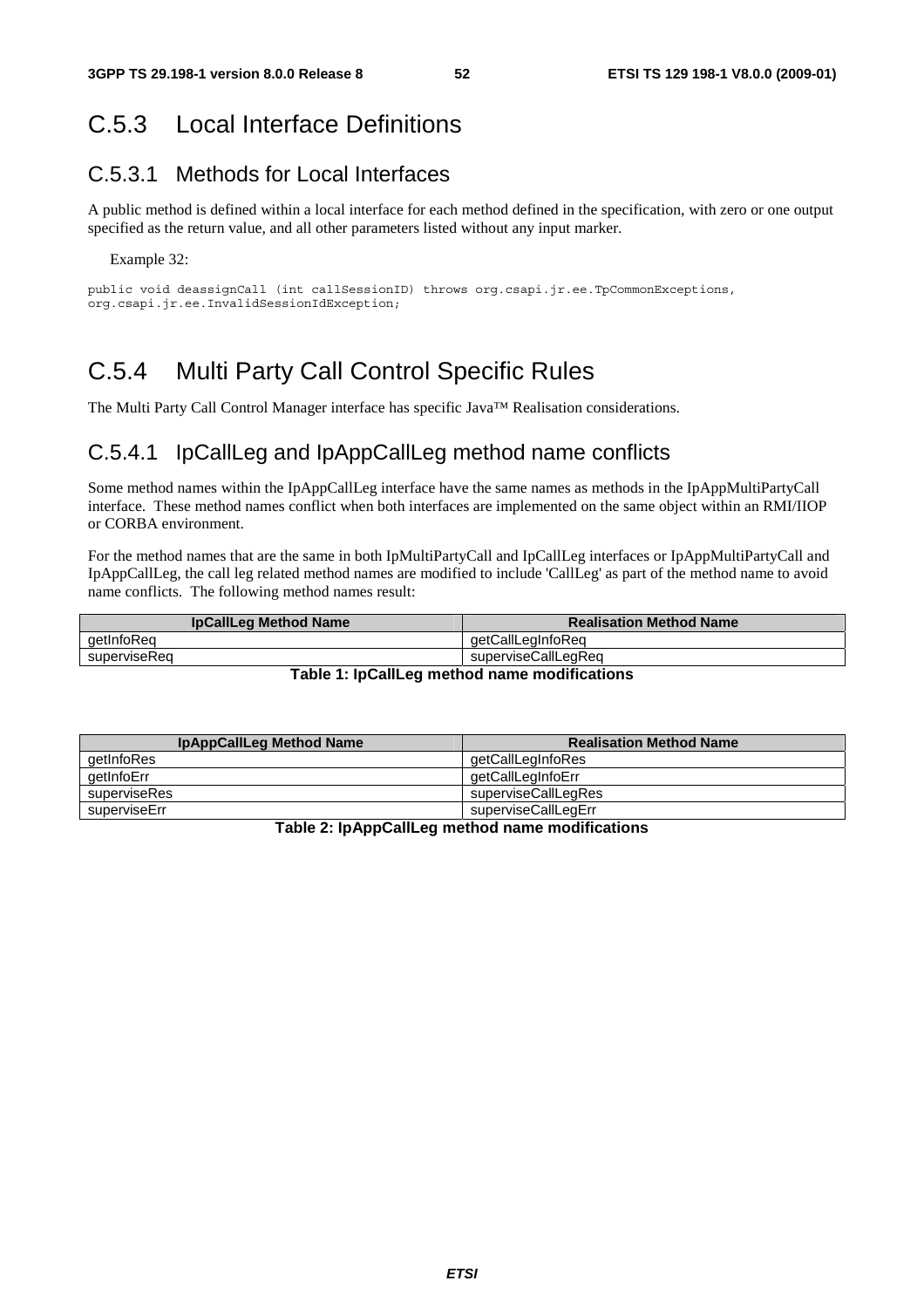# C.5.3 Local Interface Definitions

## C.5.3.1 Methods for Local Interfaces

A public method is defined within a local interface for each method defined in the specification, with zero or one output specified as the return value, and all other parameters listed without any input marker.

Example 32:

```
public void deassignCall (int callSessionID) throws org.csapi.jr.ee.TpCommonExceptions,
org.csapi.jr.ee.InvalidSessionIdException;
```

# C.5.4 Multi Party Call Control Specific Rules

The Multi Party Call Control Manager interface has specific Java™ Realisation considerations.

## C.5.4.1 IpCallLeg and IpAppCallLeg method name conflicts

Some method names within the IpAppCallLeg interface have the same names as methods in the IpAppMultiPartyCall interface. These method names conflict when both interfaces are implemented on the same object within an RMI/IIOP or CORBA environment.

For the method names that are the same in both IpMultiPartyCall and IpCallLeg interfaces or IpAppMultiPartyCall and IpAppCallLeg, the call leg related method names are modified to include 'CallLeg' as part of the method name to avoid name conflicts. The following method names result:

| IpCallLeg Method Name | Realisation Method Name |
| --- | --- |
| getInfoReq | getCallLegInfoReq |
| superviseReq | superviseCallLegReq |

**Table 1: IpCallLeg method name modifications**

| IpAppCallLeg Method Name | Realisation Method Name |
| --- | --- |
| getInfoRes | getCallLegInfoRes |
| getInfoErr | getCallLegInfoErr |
| superviseRes | superviseCallLegRes |
| superviseErr | superviseCallLegErr |

**Table 2: IpAppCallLeg method name modifications**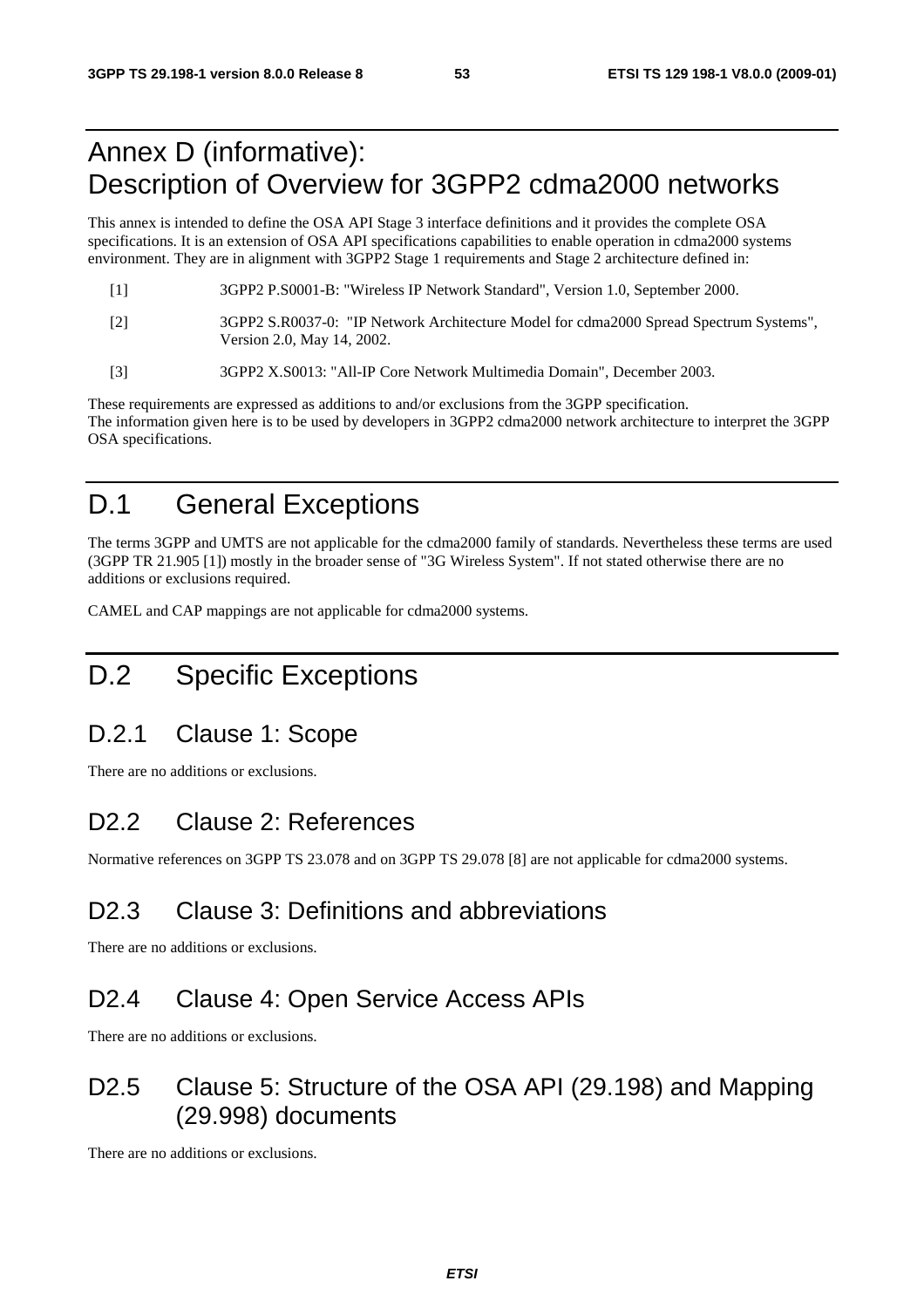# Annex D (informative): Description of Overview for 3GPP2 cdma2000 networks

This annex is intended to define the OSA API Stage 3 interface definitions and it provides the complete OSA specifications. It is an extension of OSA API specifications capabilities to enable operation in cdma2000 systems environment. They are in alignment with 3GPP2 Stage 1 requirements and Stage 2 architecture defined in:

[1] 3GPP2 P.S0001-B: "Wireless IP Network Standard", Version 1.0, September 2000.

[2] 3GPP2 S.R0037-0: "IP Network Architecture Model for cdma2000 Spread Spectrum Systems", Version 2.0, May 14, 2002.

[3] 3GPP2 X.S0013: "All-IP Core Network Multimedia Domain", December 2003.

These requirements are expressed as additions to and/or exclusions from the 3GPP specification.
The information given here is to be used by developers in 3GPP2 cdma2000 network architecture to interpret the 3GPP OSA specifications.

# D.1 General Exceptions

The terms 3GPP and UMTS are not applicable for the cdma2000 family of standards. Nevertheless these terms are used (3GPP TR 21.905 [1]) mostly in the broader sense of "3G Wireless System". If not stated otherwise there are no additions or exclusions required.

CAMEL and CAP mappings are not applicable for cdma2000 systems.

# D.2 Specific Exceptions

## D.2.1 Clause 1: Scope

There are no additions or exclusions.

## D2.2 Clause 2: References

Normative references on 3GPP TS 23.078 and on 3GPP TS 29.078 [8] are not applicable for cdma2000 systems.

## D2.3 Clause 3: Definitions and abbreviations

There are no additions or exclusions.

## D2.4 Clause 4: Open Service Access APIs

There are no additions or exclusions.

## D2.5 Clause 5: Structure of the OSA API (29.198) and Mapping (29.998) documents

There are no additions or exclusions.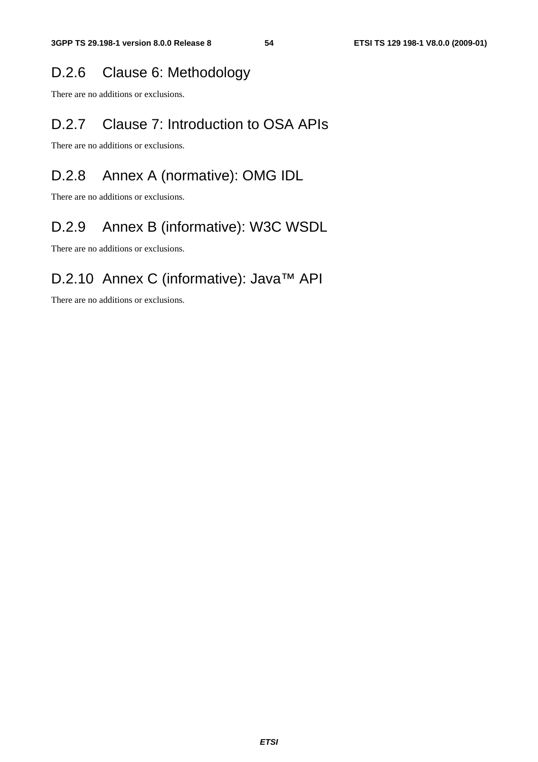### D.2.6 Clause 6: Methodology

There are no additions or exclusions.

### D.2.7 Clause 7: Introduction to OSA APIs

There are no additions or exclusions.

### D.2.8 Annex A (normative): OMG IDL

There are no additions or exclusions.

### D.2.9 Annex B (informative): W3C WSDL

There are no additions or exclusions.

### D.2.10 Annex C (informative): Java™ API

There are no additions or exclusions.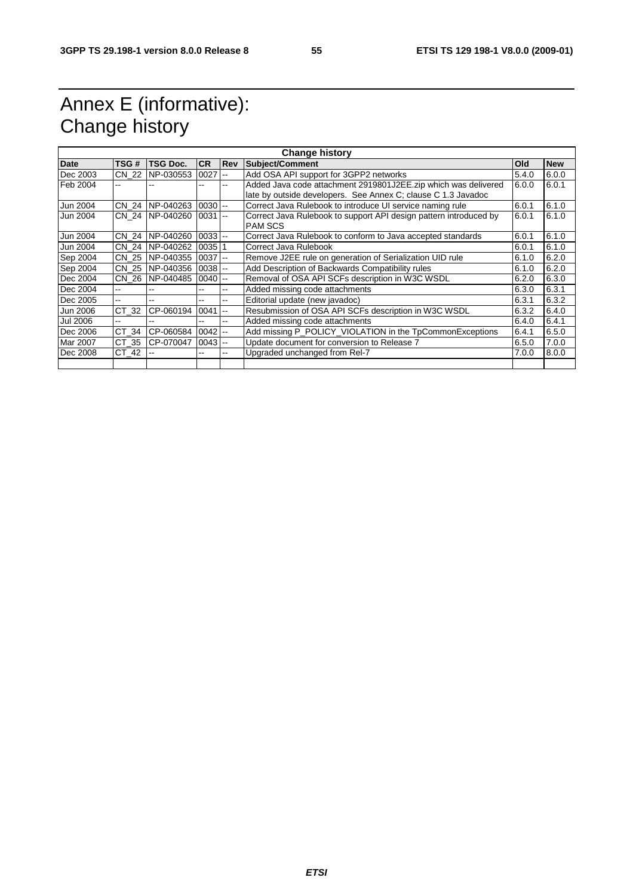# Annex E (informative): Change history

| Change history | | | | | | | |
|---|---|---|---|---|---|---|---|
| **Date** | **TSG #** | **TSG Doc.** | **CR** | **Rev** | **Subject/Comment** | **Old** | **New** |
| Dec 2003 | CN_22 | NP-030553 | 0027 | -- | Add OSA API support for 3GPP2 networks | 5.4.0 | 6.0.0 |
| Feb 2004 | -- | -- | -- | -- | Added Java code attachment 2919801J2EE.zip which was delivered late by outside developers. See Annex C; clause C 1.3 Javadoc | 6.0.0 | 6.0.1 |
| Jun 2004 | CN_24 | NP-040263 | 0030 | -- | Correct Java Rulebook to introduce UI service naming rule | 6.0.1 | 6.1.0 |
| Jun 2004 | CN_24 | NP-040260 | 0031 | -- | Correct Java Rulebook to support API design pattern introduced by PAM SCS | 6.0.1 | 6.1.0 |
| Jun 2004 | CN_24 | NP-040260 | 0033 | -- | Correct Java Rulebook to conform to Java accepted standards | 6.0.1 | 6.1.0 |
| Jun 2004 | CN_24 | NP-040262 | 0035 | 1 | Correct Java Rulebook | 6.0.1 | 6.1.0 |
| Sep 2004 | CN_25 | NP-040355 | 0037 | -- | Remove J2EE rule on generation of Serialization UID rule | 6.1.0 | 6.2.0 |
| Sep 2004 | CN_25 | NP-040356 | 0038 | -- | Add Description of Backwards Compatibility rules | 6.1.0 | 6.2.0 |
| Dec 2004 | CN_26 | NP-040485 | 0040 | -- | Removal of OSA API SCFs description in W3C WSDL | 6.2.0 | 6.3.0 |
| Dec 2004 | -- | -- | -- | -- | Added missing code attachments | 6.3.0 | 6.3.1 |
| Dec 2005 | -- | -- | -- | -- | Editorial update (new javadoc) | 6.3.1 | 6.3.2 |
| Jun 2006 | CT_32 | CP-060194 | 0041 | -- | Resubmission of OSA API SCFs description in W3C WSDL | 6.3.2 | 6.4.0 |
| Jul 2006 | -- | -- | -- | -- | Added missing code attachments | 6.4.0 | 6.4.1 |
| Dec 2006 | CT_34 | CP-060584 | 0042 | -- | Add missing P_POLICY_VIOLATION in the TpCommonExceptions | 6.4.1 | 6.5.0 |
| Mar 2007 | CT_35 | CP-070047 | 0043 | -- | Update document for conversion to Release 7 | 6.5.0 | 7.0.0 |
| Dec 2008 | CT_42 | -- | -- | -- | Upgraded unchanged from Rel-7 | 7.0.0 | 8.0.0 |
| | | | | | | | |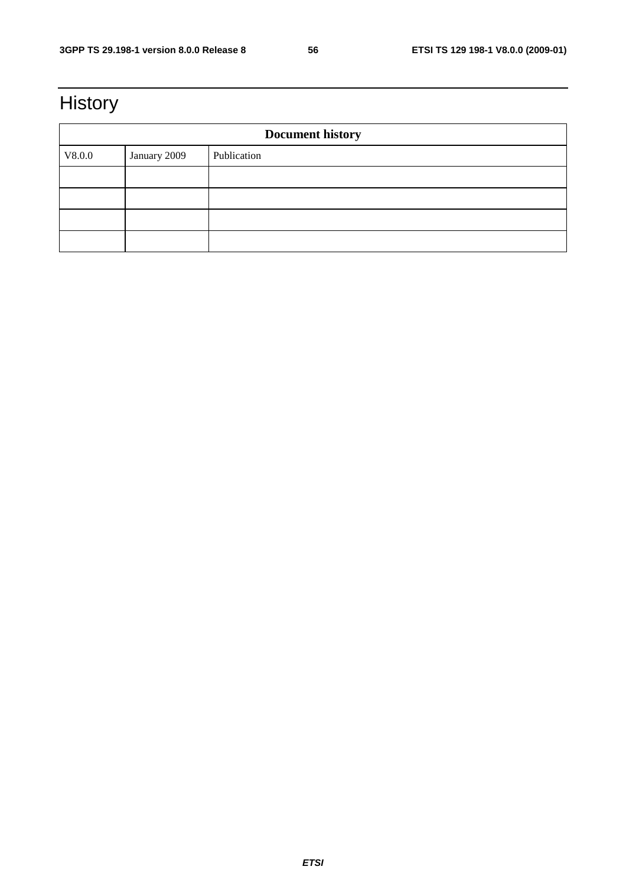# History

| Document history | | |
|---|---|---|
| V8.0.0 | January 2009 | Publication |
| | | |
| | | |
| | | |
| | | |